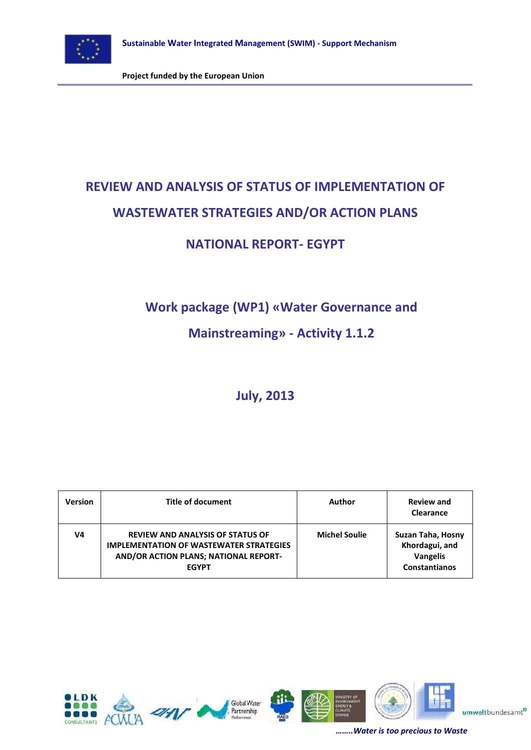Sustainable Water Integrated Management (SWIM) - Support Mechanism

Project funded by the European Union

# REVIEW AND ANALYSIS OF STATUS OF IMPLEMENTATION OF WASTEWATER STRATEGIES AND/OR ACTION PLANS

# NATIONAL REPORT- EGYPT

## Work package (WP1) «Water Governance and Mainstreaming» - Activity 1.1.2

## July, 2013

| Version | Title of document | Author | Review and Clearance |
|---|---|---|---|
| V4 | REVIEW AND ANALYSIS OF STATUS OF IMPLEMENTATION OF WASTEWATER STRATEGIES AND/OR ACTION PLANS; NATIONAL REPORT-EGYPT | Michel Soulie | Suzan Taha, Hosny Khordagui, and Vangelis Constantianos |

*……..Water is too precious to Waste*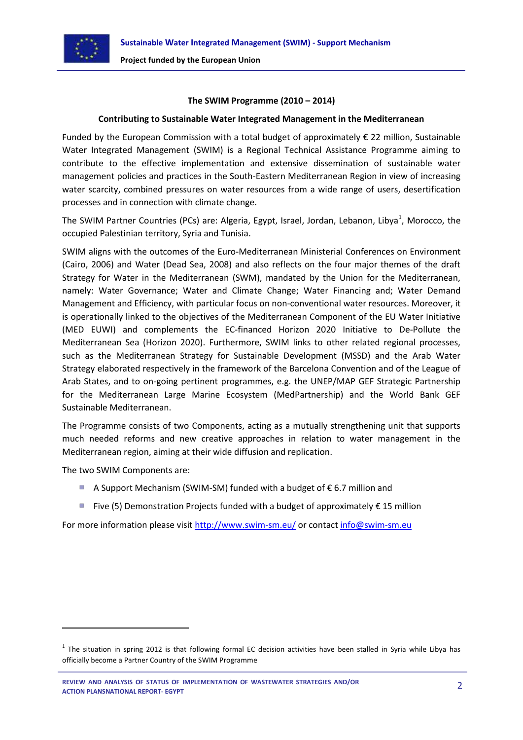**The SWIM Programme (2010 – 2014)**

**Contributing to Sustainable Water Integrated Management in the Mediterranean**

Funded by the European Commission with a total budget of approximately € 22 million, Sustainable Water Integrated Management (SWIM) is a Regional Technical Assistance Programme aiming to contribute to the effective implementation and extensive dissemination of sustainable water management policies and practices in the South-Eastern Mediterranean Region in view of increasing water scarcity, combined pressures on water resources from a wide range of users, desertification processes and in connection with climate change.

The SWIM Partner Countries (PCs) are: Algeria, Egypt, Israel, Jordan, Lebanon, Libya[1], Morocco, the occupied Palestinian territory, Syria and Tunisia.

SWIM aligns with the outcomes of the Euro-Mediterranean Ministerial Conferences on Environment (Cairo, 2006) and Water (Dead Sea, 2008) and also reflects on the four major themes of the draft Strategy for Water in the Mediterranean (SWM), mandated by the Union for the Mediterranean, namely: Water Governance; Water and Climate Change; Water Financing and; Water Demand Management and Efficiency, with particular focus on non-conventional water resources. Moreover, it is operationally linked to the objectives of the Mediterranean Component of the EU Water Initiative (MED EUWI) and complements the EC-financed Horizon 2020 Initiative to De-Pollute the Mediterranean Sea (Horizon 2020). Furthermore, SWIM links to other related regional processes, such as the Mediterranean Strategy for Sustainable Development (MSSD) and the Arab Water Strategy elaborated respectively in the framework of the Barcelona Convention and of the League of Arab States, and to on-going pertinent programmes, e.g. the UNEP/MAP GEF Strategic Partnership for the Mediterranean Large Marine Ecosystem (MedPartnership) and the World Bank GEF Sustainable Mediterranean.

The Programme consists of two Components, acting as a mutually strengthening unit that supports much needed reforms and new creative approaches in relation to water management in the Mediterranean region, aiming at their wide diffusion and replication.

The two SWIM Components are:

- A Support Mechanism (SWIM-SM) funded with a budget of € 6.7 million and
- Five (5) Demonstration Projects funded with a budget of approximately € 15 million

For more information please visit http://www.swim-sm.eu/ or contact info@swim-sm.eu

[1] The situation in spring 2012 is that following formal EC decision activities have been stalled in Syria while Libya has officially become a Partner Country of the SWIM Programme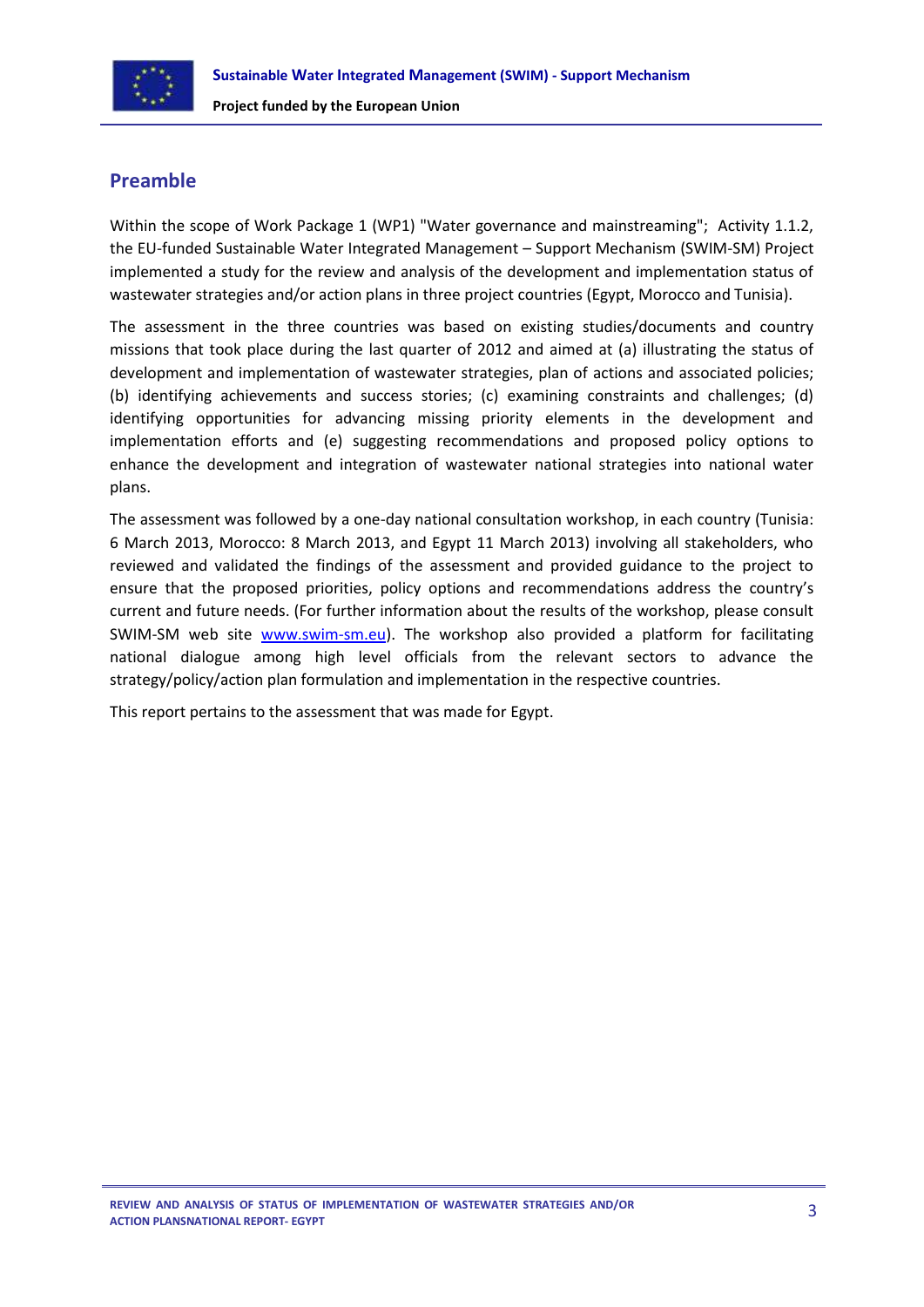## Preamble

Within the scope of Work Package 1 (WP1) "Water governance and mainstreaming"; Activity 1.1.2, the EU-funded Sustainable Water Integrated Management – Support Mechanism (SWIM-SM) Project implemented a study for the review and analysis of the development and implementation status of wastewater strategies and/or action plans in three project countries (Egypt, Morocco and Tunisia).

The assessment in the three countries was based on existing studies/documents and country missions that took place during the last quarter of 2012 and aimed at (a) illustrating the status of development and implementation of wastewater strategies, plan of actions and associated policies; (b) identifying achievements and success stories; (c) examining constraints and challenges; (d) identifying opportunities for advancing missing priority elements in the development and implementation efforts and (e) suggesting recommendations and proposed policy options to enhance the development and integration of wastewater national strategies into national water plans.

The assessment was followed by a one-day national consultation workshop, in each country (Tunisia: 6 March 2013, Morocco: 8 March 2013, and Egypt 11 March 2013) involving all stakeholders, who reviewed and validated the findings of the assessment and provided guidance to the project to ensure that the proposed priorities, policy options and recommendations address the country's current and future needs. (For further information about the results of the workshop, please consult SWIM-SM web site www.swim-sm.eu). The workshop also provided a platform for facilitating national dialogue among high level officials from the relevant sectors to advance the strategy/policy/action plan formulation and implementation in the respective countries.

This report pertains to the assessment that was made for Egypt.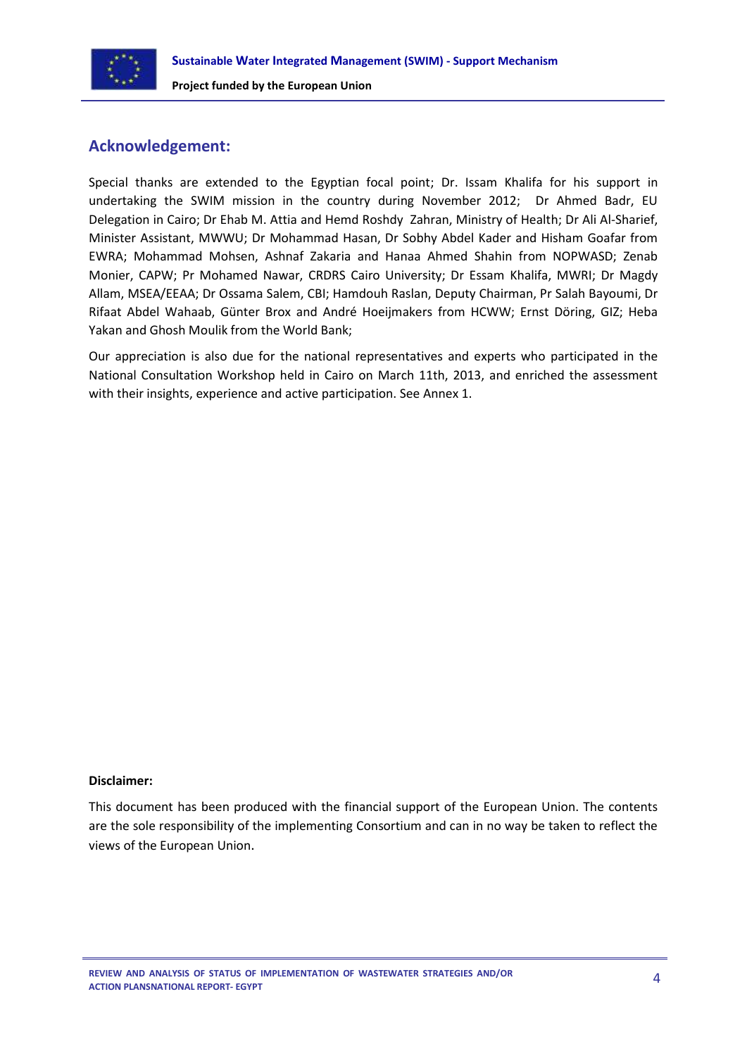## Acknowledgement:

Special thanks are extended to the Egyptian focal point; Dr. Issam Khalifa for his support in undertaking the SWIM mission in the country during November 2012; Dr Ahmed Badr, EU Delegation in Cairo; Dr Ehab M. Attia and Hemd Roshdy Zahran, Ministry of Health; Dr Ali Al-Sharief, Minister Assistant, MWWU; Dr Mohammad Hasan, Dr Sobhy Abdel Kader and Hisham Goafar from EWRA; Mohammad Mohsen, Ashnaf Zakaria and Hanaa Ahmed Shahin from NOPWASD; Zenab Monier, CAPW; Pr Mohamed Nawar, CRDRS Cairo University; Dr Essam Khalifa, MWRI; Dr Magdy Allam, MSEA/EEAA; Dr Ossama Salem, CBI; Hamdouh Raslan, Deputy Chairman, Pr Salah Bayoumi, Dr Rifaat Abdel Wahaab, Günter Brox and André Hoeijmakers from HCWW; Ernst Döring, GIZ; Heba Yakan and Ghosh Moulik from the World Bank;

Our appreciation is also due for the national representatives and experts who participated in the National Consultation Workshop held in Cairo on March 11th, 2013, and enriched the assessment with their insights, experience and active participation. See Annex 1.

**Disclaimer:**

This document has been produced with the financial support of the European Union. The contents are the sole responsibility of the implementing Consortium and can in no way be taken to reflect the views of the European Union.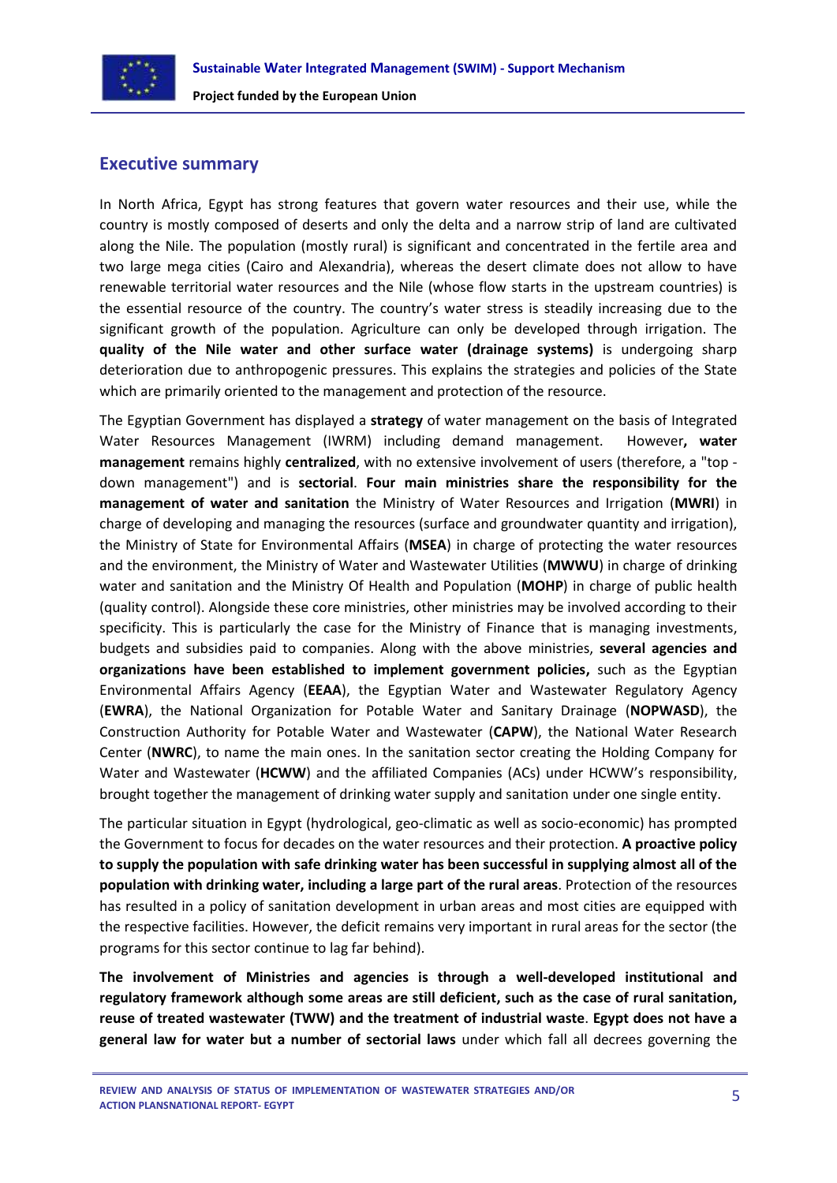## Executive summary

In North Africa, Egypt has strong features that govern water resources and their use, while the country is mostly composed of deserts and only the delta and a narrow strip of land are cultivated along the Nile. The population (mostly rural) is significant and concentrated in the fertile area and two large mega cities (Cairo and Alexandria), whereas the desert climate does not allow to have renewable territorial water resources and the Nile (whose flow starts in the upstream countries) is the essential resource of the country. The country's water stress is steadily increasing due to the significant growth of the population. Agriculture can only be developed through irrigation. The **quality of the Nile water and other surface water (drainage systems)** is undergoing sharp deterioration due to anthropogenic pressures. This explains the strategies and policies of the State which are primarily oriented to the management and protection of the resource.

The Egyptian Government has displayed a **strategy** of water management on the basis of Integrated Water Resources Management (IWRM) including demand management. However**, water management** remains highly **centralized**, with no extensive involvement of users (therefore, a "top - down management") and is **sectorial**. **Four main ministries share the responsibility for the management of water and sanitation** the Ministry of Water Resources and Irrigation (**MWRI**) in charge of developing and managing the resources (surface and groundwater quantity and irrigation), the Ministry of State for Environmental Affairs (**MSEA**) in charge of protecting the water resources and the environment, the Ministry of Water and Wastewater Utilities (**MWWU**) in charge of drinking water and sanitation and the Ministry Of Health and Population (**MOHP**) in charge of public health (quality control). Alongside these core ministries, other ministries may be involved according to their specificity. This is particularly the case for the Ministry of Finance that is managing investments, budgets and subsidies paid to companies. Along with the above ministries, **several agencies and organizations have been established to implement government policies,** such as the Egyptian Environmental Affairs Agency (**EEAA**), the Egyptian Water and Wastewater Regulatory Agency (**EWRA**), the National Organization for Potable Water and Sanitary Drainage (**NOPWASD**), the Construction Authority for Potable Water and Wastewater (**CAPW**), the National Water Research Center (**NWRC**), to name the main ones. In the sanitation sector creating the Holding Company for Water and Wastewater (**HCWW**) and the affiliated Companies (ACs) under HCWW's responsibility, brought together the management of drinking water supply and sanitation under one single entity.

The particular situation in Egypt (hydrological, geo-climatic as well as socio-economic) has prompted the Government to focus for decades on the water resources and their protection. **A proactive policy to supply the population with safe drinking water has been successful in supplying almost all of the population with drinking water, including a large part of the rural areas**. Protection of the resources has resulted in a policy of sanitation development in urban areas and most cities are equipped with the respective facilities. However, the deficit remains very important in rural areas for the sector (the programs for this sector continue to lag far behind).

**The involvement of Ministries and agencies is through a well-developed institutional and regulatory framework although some areas are still deficient, such as the case of rural sanitation, reuse of treated wastewater (TWW) and the treatment of industrial waste**. **Egypt does not have a general law for water but a number of sectorial laws** under which fall all decrees governing the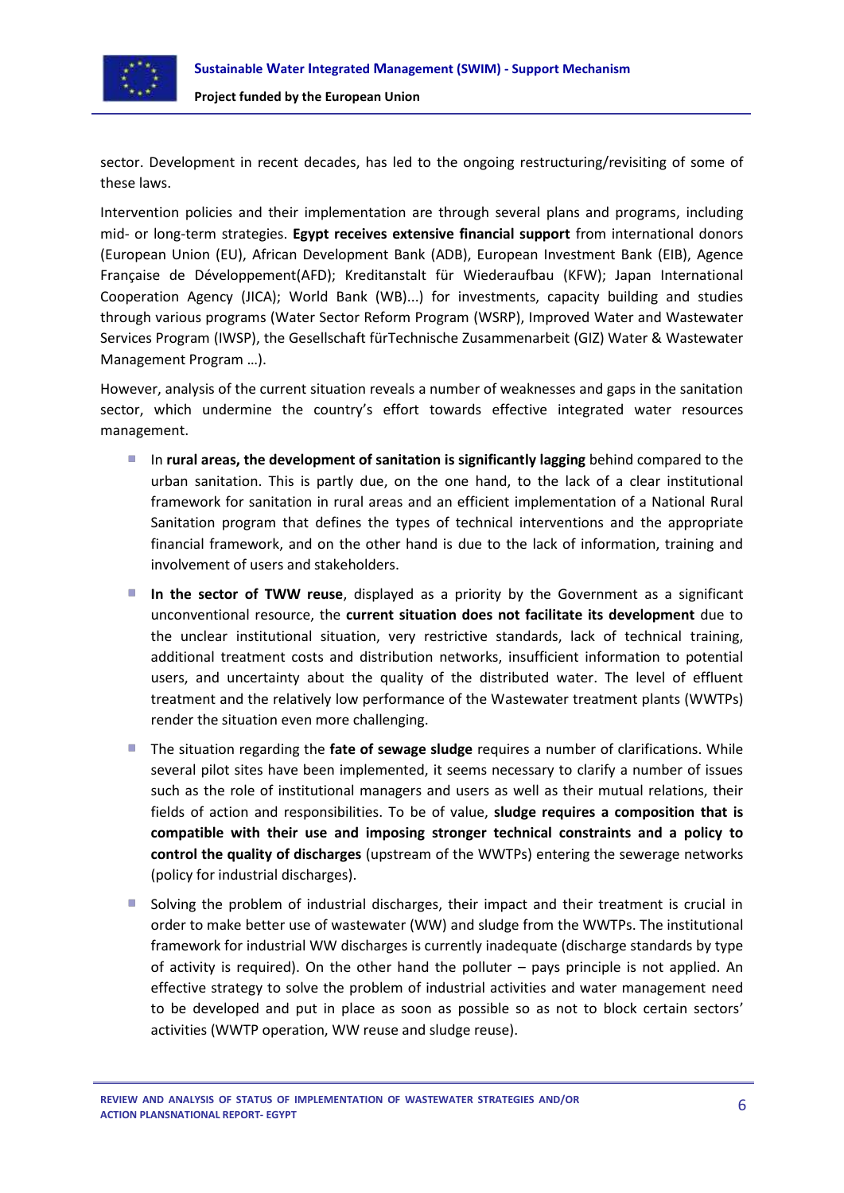sector. Development in recent decades, has led to the ongoing restructuring/revisiting of some of these laws.

Intervention policies and their implementation are through several plans and programs, including mid- or long-term strategies. **Egypt receives extensive financial support** from international donors (European Union (EU), African Development Bank (ADB), European Investment Bank (EIB), Agence Française de Développement(AFD); Kreditanstalt für Wiederaufbau (KFW); Japan International Cooperation Agency (JICA); World Bank (WB)...) for investments, capacity building and studies through various programs (Water Sector Reform Program (WSRP), Improved Water and Wastewater Services Program (IWSP), the Gesellschaft fürTechnische Zusammenarbeit (GIZ) Water & Wastewater Management Program …).

However, analysis of the current situation reveals a number of weaknesses and gaps in the sanitation sector, which undermine the country's effort towards effective integrated water resources management.

- In **rural areas, the development of sanitation is significantly lagging** behind compared to the urban sanitation. This is partly due, on the one hand, to the lack of a clear institutional framework for sanitation in rural areas and an efficient implementation of a National Rural Sanitation program that defines the types of technical interventions and the appropriate financial framework, and on the other hand is due to the lack of information, training and involvement of users and stakeholders.
- **In the sector of TWW reuse**, displayed as a priority by the Government as a significant unconventional resource, the **current situation does not facilitate its development** due to the unclear institutional situation, very restrictive standards, lack of technical training, additional treatment costs and distribution networks, insufficient information to potential users, and uncertainty about the quality of the distributed water. The level of effluent treatment and the relatively low performance of the Wastewater treatment plants (WWTPs) render the situation even more challenging.
- The situation regarding the **fate of sewage sludge** requires a number of clarifications. While several pilot sites have been implemented, it seems necessary to clarify a number of issues such as the role of institutional managers and users as well as their mutual relations, their fields of action and responsibilities. To be of value, **sludge requires a composition that is compatible with their use and imposing stronger technical constraints and a policy to control the quality of discharges** (upstream of the WWTPs) entering the sewerage networks (policy for industrial discharges).
- Solving the problem of industrial discharges, their impact and their treatment is crucial in order to make better use of wastewater (WW) and sludge from the WWTPs. The institutional framework for industrial WW discharges is currently inadequate (discharge standards by type of activity is required). On the other hand the polluter – pays principle is not applied. An effective strategy to solve the problem of industrial activities and water management need to be developed and put in place as soon as possible so as not to block certain sectors' activities (WWTP operation, WW reuse and sludge reuse).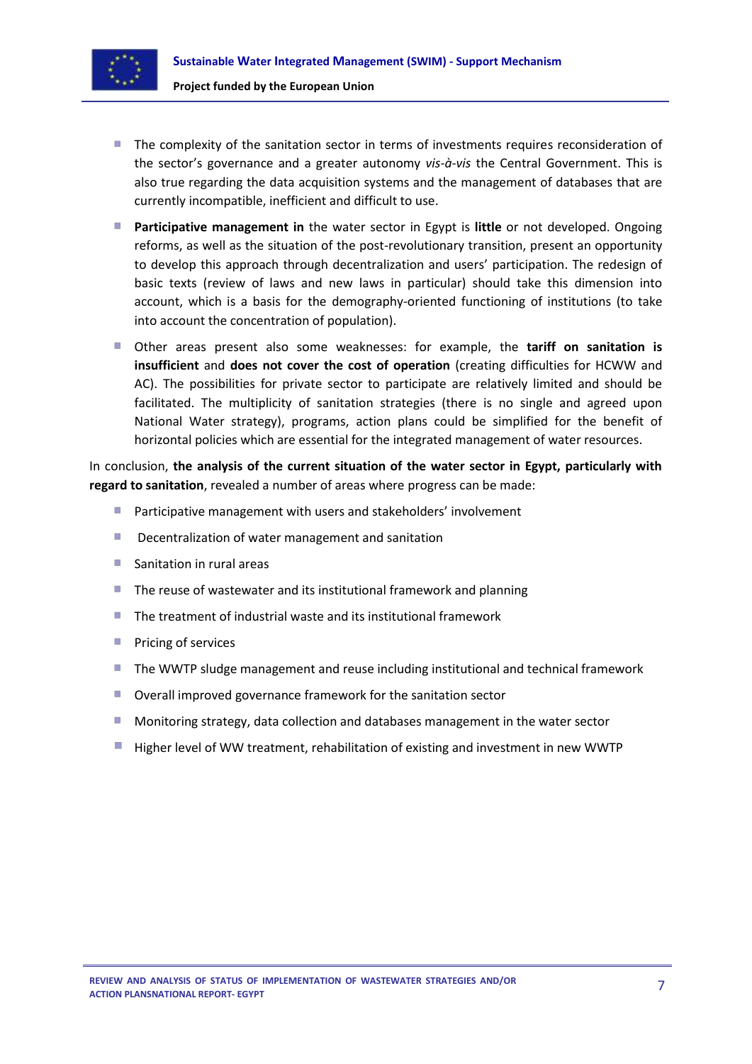- The complexity of the sanitation sector in terms of investments requires reconsideration of the sector's governance and a greater autonomy *vis-à-vis* the Central Government. This is also true regarding the data acquisition systems and the management of databases that are currently incompatible, inefficient and difficult to use.
- **Participative management in** the water sector in Egypt is **little** or not developed. Ongoing reforms, as well as the situation of the post-revolutionary transition, present an opportunity to develop this approach through decentralization and users' participation. The redesign of basic texts (review of laws and new laws in particular) should take this dimension into account, which is a basis for the demography-oriented functioning of institutions (to take into account the concentration of population).
- Other areas present also some weaknesses: for example, the **tariff on sanitation is insufficient** and **does not cover the cost of operation** (creating difficulties for HCWW and AC). The possibilities for private sector to participate are relatively limited and should be facilitated. The multiplicity of sanitation strategies (there is no single and agreed upon National Water strategy), programs, action plans could be simplified for the benefit of horizontal policies which are essential for the integrated management of water resources.

In conclusion, **the analysis of the current situation of the water sector in Egypt, particularly with regard to sanitation**, revealed a number of areas where progress can be made:

- Participative management with users and stakeholders' involvement
- Decentralization of water management and sanitation
- Sanitation in rural areas
- The reuse of wastewater and its institutional framework and planning
- The treatment of industrial waste and its institutional framework
- Pricing of services
- The WWTP sludge management and reuse including institutional and technical framework
- Overall improved governance framework for the sanitation sector
- Monitoring strategy, data collection and databases management in the water sector
- Higher level of WW treatment, rehabilitation of existing and investment in new WWTP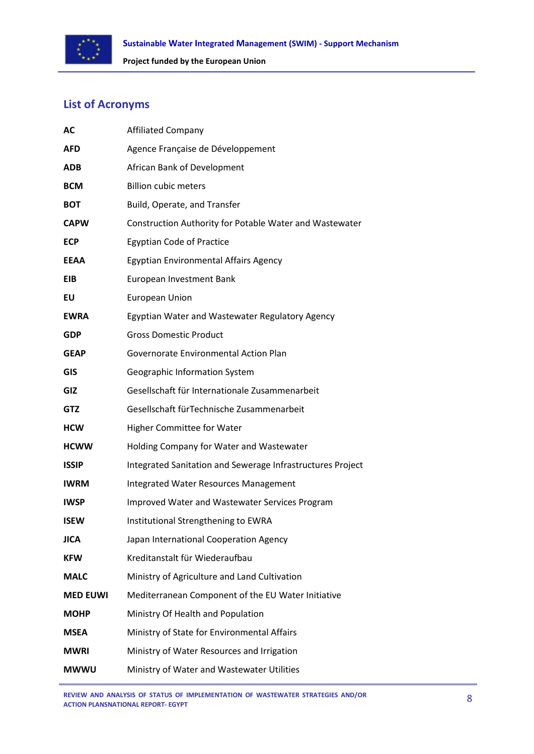## List of Acronyms

| | |
|---|---|
| **AC** | Affiliated Company |
| **AFD** | Agence Française de Développement |
| **ADB** | African Bank of Development |
| **BCM** | Billion cubic meters |
| **BOT** | Build, Operate, and Transfer |
| **CAPW** | Construction Authority for Potable Water and Wastewater |
| **ECP** | Egyptian Code of Practice |
| **EEAA** | Egyptian Environmental Affairs Agency |
| **EIB** | European Investment Bank |
| **EU** | European Union |
| **EWRA** | Egyptian Water and Wastewater Regulatory Agency |
| **GDP** | Gross Domestic Product |
| **GEAP** | Governorate Environmental Action Plan |
| **GIS** | Geographic Information System |
| **GIZ** | Gesellschaft für Internationale Zusammenarbeit |
| **GTZ** | Gesellschaft fürTechnische Zusammenarbeit |
| **HCW** | Higher Committee for Water |
| **HCWW** | Holding Company for Water and Wastewater |
| **ISSIP** | Integrated Sanitation and Sewerage Infrastructures Project |
| **IWRM** | Integrated Water Resources Management |
| **IWSP** | Improved Water and Wastewater Services Program |
| **ISEW** | Institutional Strengthening to EWRA |
| **JICA** | Japan International Cooperation Agency |
| **KFW** | Kreditanstalt für Wiederaufbau |
| **MALC** | Ministry of Agriculture and Land Cultivation |
| **MED EUWI** | Mediterranean Component of the EU Water Initiative |
| **MOHP** | Ministry Of Health and Population |
| **MSEA** | Ministry of State for Environmental Affairs |
| **MWRI** | Ministry of Water Resources and Irrigation |
| **MWWU** | Ministry of Water and Wastewater Utilities |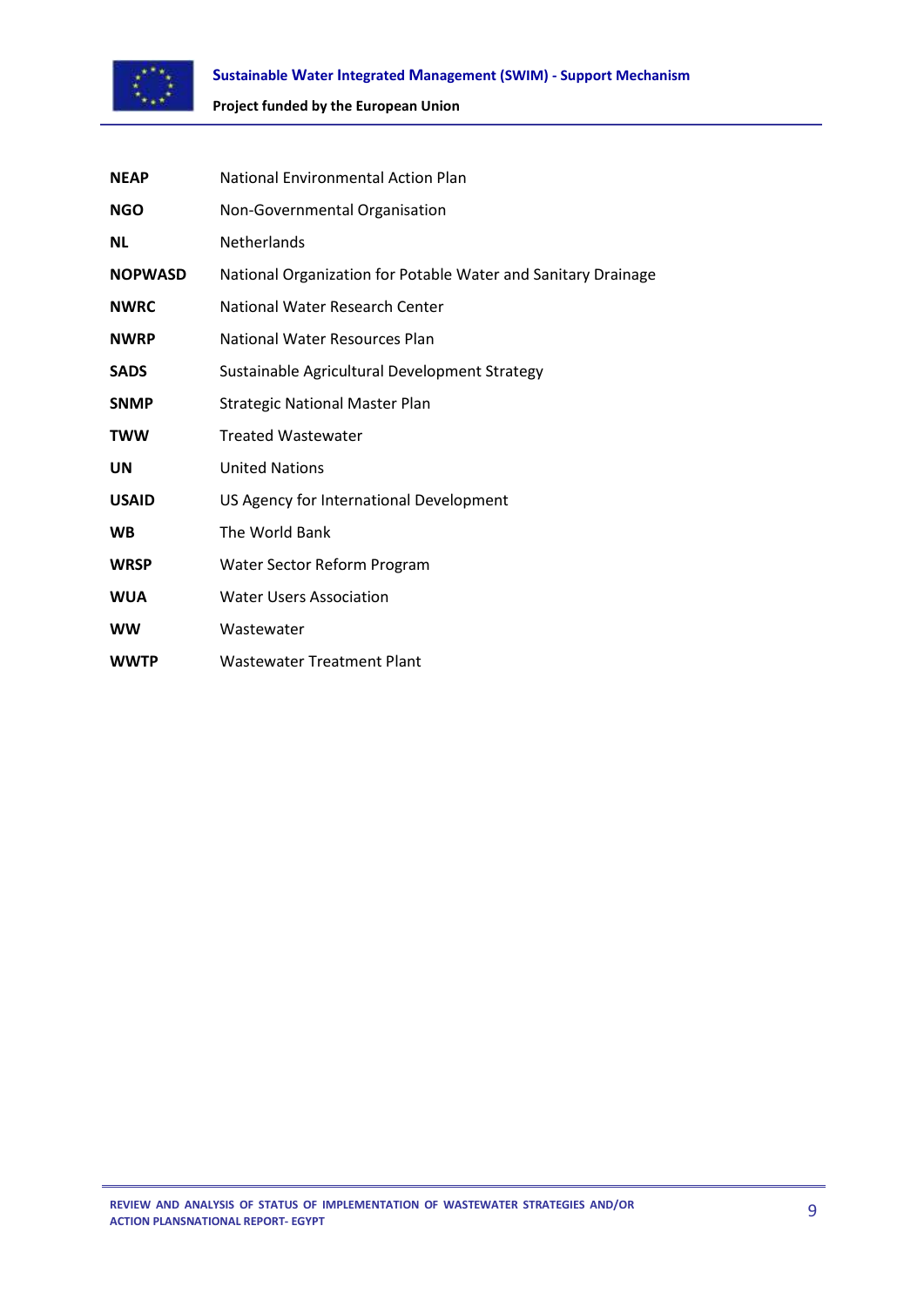| | |
|---|---|
| **NEAP** | National Environmental Action Plan |
| **NGO** | Non-Governmental Organisation |
| **NL** | Netherlands |
| **NOPWASD** | National Organization for Potable Water and Sanitary Drainage |
| **NWRC** | National Water Research Center |
| **NWRP** | National Water Resources Plan |
| **SADS** | Sustainable Agricultural Development Strategy |
| **SNMP** | Strategic National Master Plan |
| **TWW** | Treated Wastewater |
| **UN** | United Nations |
| **USAID** | US Agency for International Development |
| **WB** | The World Bank |
| **WRSP** | Water Sector Reform Program |
| **WUA** | Water Users Association |
| **WW** | Wastewater |
| **WWTP** | Wastewater Treatment Plant |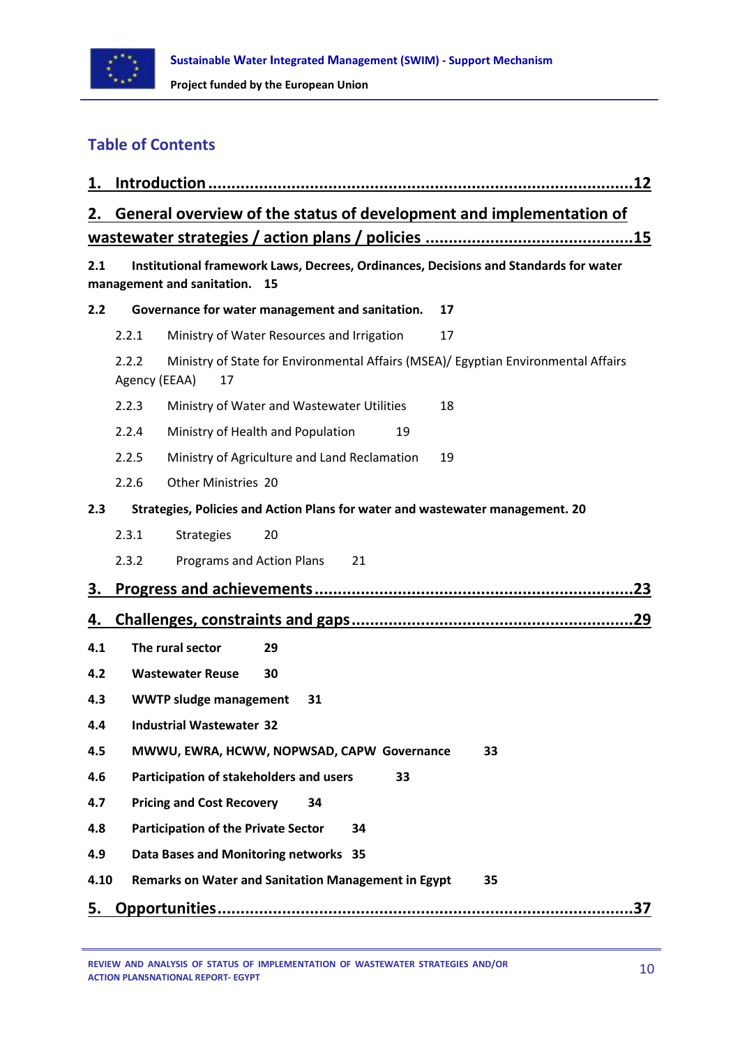## Table of Contents

**1. Introduction ........................................................................................12**

**2. General overview of the status of development and implementation of wastewater strategies / action plans / policies ............................................15**

**2.1 Institutional framework Laws, Decrees, Ordinances, Decisions and Standards for water management and sanitation. 15**

**2.2 Governance for water management and sanitation. 17**

- 2.2.1 Ministry of Water Resources and Irrigation 17
- 2.2.2 Ministry of State for Environmental Affairs (MSEA)/ Egyptian Environmental Affairs Agency (EEAA) 17
- 2.2.3 Ministry of Water and Wastewater Utilities 18
- 2.2.4 Ministry of Health and Population 19
- 2.2.5 Ministry of Agriculture and Land Reclamation 19
- 2.2.6 Other Ministries 20

**2.3 Strategies, Policies and Action Plans for water and wastewater management. 20**

- 2.3.1 Strategies 20
- 2.3.2 Programs and Action Plans 21

**3. Progress and achievements ...................................................................23**

**4. Challenges, constraints and gaps ...........................................................29**

**4.1 The rural sector 29**

**4.2 Wastewater Reuse 30**

**4.3 WWTP sludge management 31**

**4.4 Industrial Wastewater 32**

**4.5 MWWU, EWRA, HCWW, NOPWSAD, CAPW Governance 33**

**4.6 Participation of stakeholders and users 33**

**4.7 Pricing and Cost Recovery 34**

**4.8 Participation of the Private Sector 34**

**4.9 Data Bases and Monitoring networks 35**

**4.10 Remarks on Water and Sanitation Management in Egypt 35**

**5. Opportunities........................................................................................37**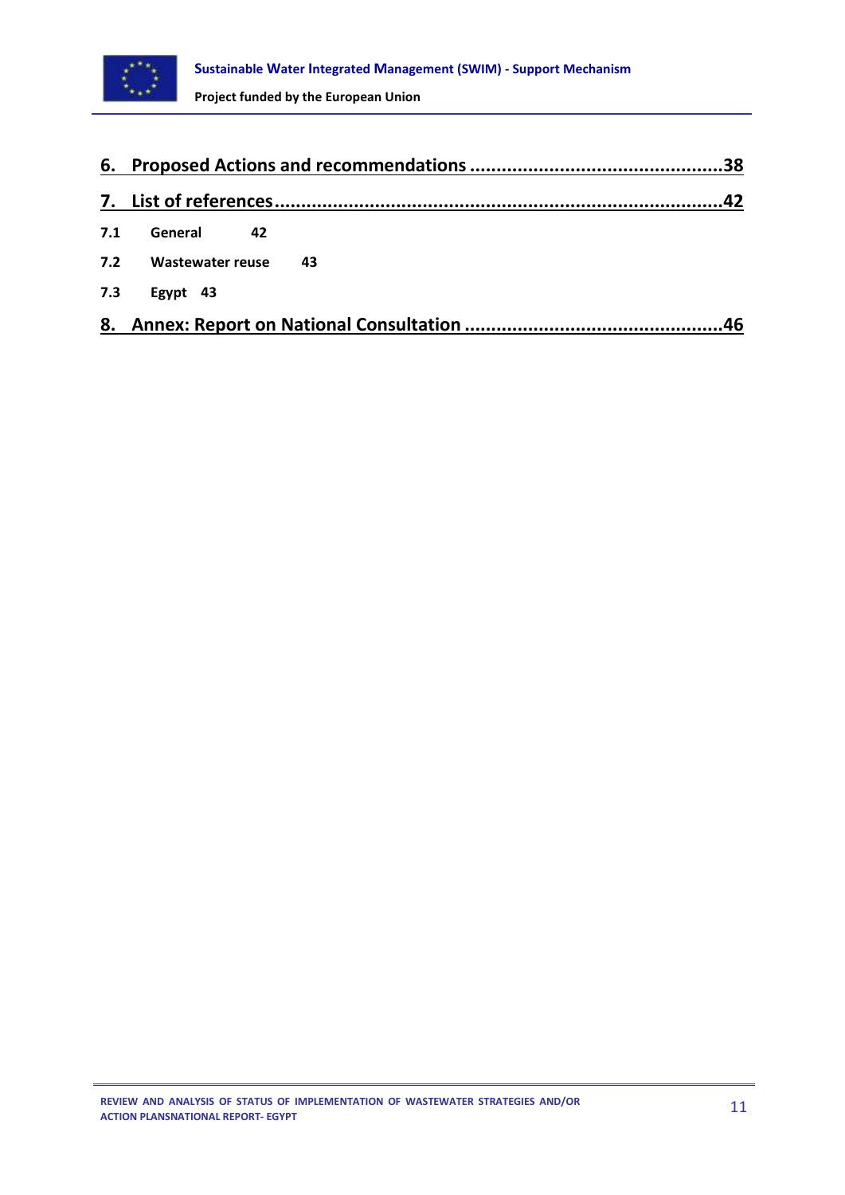**6. Proposed Actions and recommendations ................................................38**

**7. List of references ....................................................................................42**

**7.1 General 42**

**7.2 Wastewater reuse 43**

**7.3 Egypt 43**

**8. Annex: Report on National Consultation ................................................46**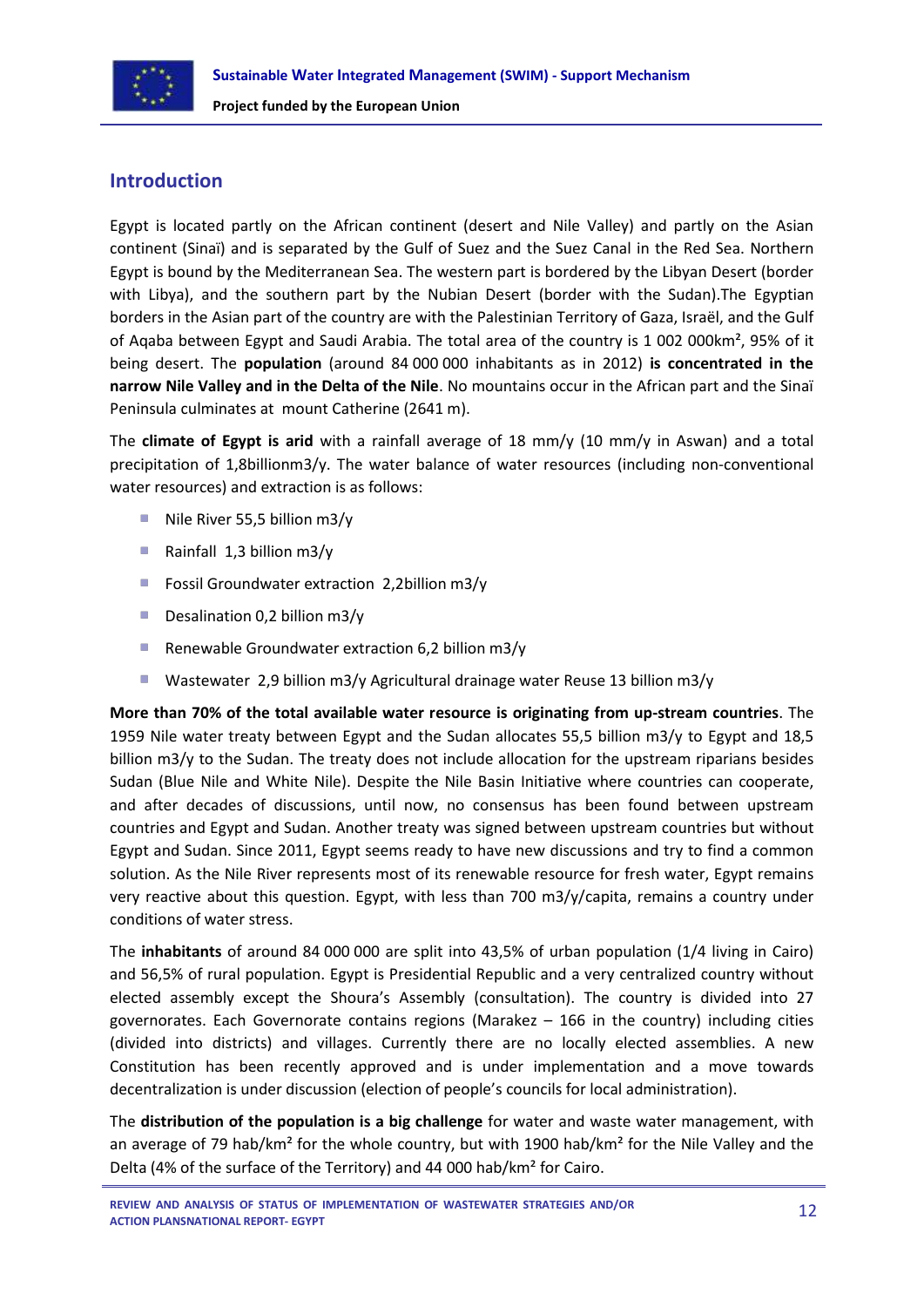## Introduction

Egypt is located partly on the African continent (desert and Nile Valley) and partly on the Asian continent (Sinaï) and is separated by the Gulf of Suez and the Suez Canal in the Red Sea. Northern Egypt is bound by the Mediterranean Sea. The western part is bordered by the Libyan Desert (border with Libya), and the southern part by the Nubian Desert (border with the Sudan).The Egyptian borders in the Asian part of the country are with the Palestinian Territory of Gaza, Israël, and the Gulf of Aqaba between Egypt and Saudi Arabia. The total area of the country is 1 002 000km², 95% of it being desert. The **population** (around 84 000 000 inhabitants as in 2012) **is concentrated in the narrow Nile Valley and in the Delta of the Nile**. No mountains occur in the African part and the Sinaï Peninsula culminates at mount Catherine (2641 m).

The **climate of Egypt is arid** with a rainfall average of 18 mm/y (10 mm/y in Aswan) and a total precipitation of 1,8billionm3/y. The water balance of water resources (including non-conventional water resources) and extraction is as follows:

- Nile River 55,5 billion m3/y
- Rainfall 1,3 billion m3/y
- Fossil Groundwater extraction 2,2billion m3/y
- Desalination 0,2 billion m3/y
- Renewable Groundwater extraction 6,2 billion m3/y
- Wastewater 2,9 billion m3/y Agricultural drainage water Reuse 13 billion m3/y

**More than 70% of the total available water resource is originating from up-stream countries**. The 1959 Nile water treaty between Egypt and the Sudan allocates 55,5 billion m3/y to Egypt and 18,5 billion m3/y to the Sudan. The treaty does not include allocation for the upstream riparians besides Sudan (Blue Nile and White Nile). Despite the Nile Basin Initiative where countries can cooperate, and after decades of discussions, until now, no consensus has been found between upstream countries and Egypt and Sudan. Another treaty was signed between upstream countries but without Egypt and Sudan. Since 2011, Egypt seems ready to have new discussions and try to find a common solution. As the Nile River represents most of its renewable resource for fresh water, Egypt remains very reactive about this question. Egypt, with less than 700 m3/y/capita, remains a country under conditions of water stress.

The **inhabitants** of around 84 000 000 are split into 43,5% of urban population (1/4 living in Cairo) and 56,5% of rural population. Egypt is Presidential Republic and a very centralized country without elected assembly except the Shoura's Assembly (consultation). The country is divided into 27 governorates. Each Governorate contains regions (Marakez – 166 in the country) including cities (divided into districts) and villages. Currently there are no locally elected assemblies. A new Constitution has been recently approved and is under implementation and a move towards decentralization is under discussion (election of people's councils for local administration).

The **distribution of the population is a big challenge** for water and waste water management, with an average of 79 hab/km² for the whole country, but with 1900 hab/km² for the Nile Valley and the Delta (4% of the surface of the Territory) and 44 000 hab/km² for Cairo.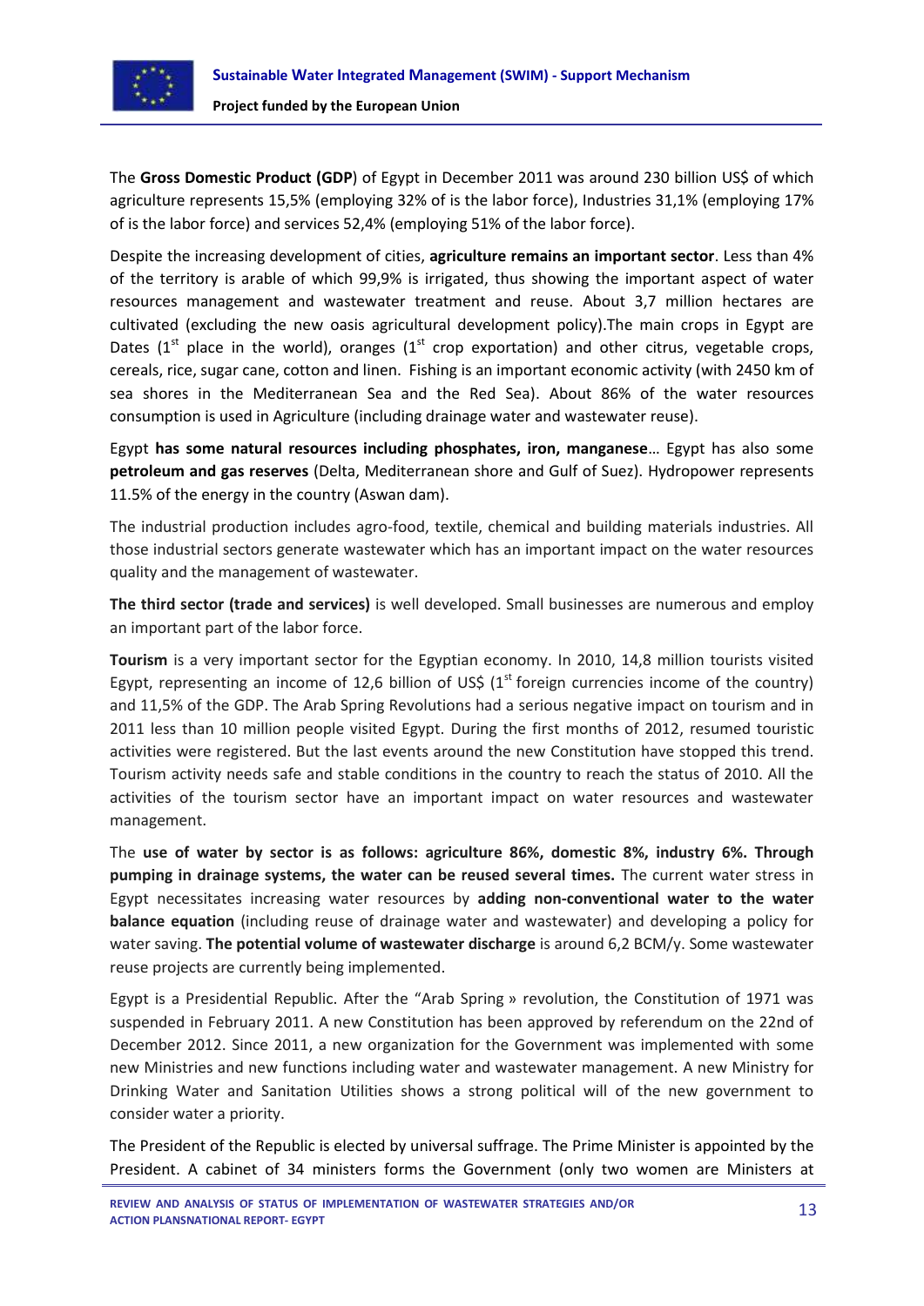The **Gross Domestic Product (GDP**) of Egypt in December 2011 was around 230 billion US$ of which agriculture represents 15,5% (employing 32% of is the labor force), Industries 31,1% (employing 17% of is the labor force) and services 52,4% (employing 51% of the labor force).

Despite the increasing development of cities, **agriculture remains an important sector**. Less than 4% of the territory is arable of which 99,9% is irrigated, thus showing the important aspect of water resources management and wastewater treatment and reuse. About 3,7 million hectares are cultivated (excluding the new oasis agricultural development policy).The main crops in Egypt are Dates (1st place in the world), oranges (1st crop exportation) and other citrus, vegetable crops, cereals, rice, sugar cane, cotton and linen. Fishing is an important economic activity (with 2450 km of sea shores in the Mediterranean Sea and the Red Sea). About 86% of the water resources consumption is used in Agriculture (including drainage water and wastewater reuse).

Egypt **has some natural resources including phosphates, iron, manganese**… Egypt has also some **petroleum and gas reserves** (Delta, Mediterranean shore and Gulf of Suez). Hydropower represents 11.5% of the energy in the country (Aswan dam).

The industrial production includes agro-food, textile, chemical and building materials industries. All those industrial sectors generate wastewater which has an important impact on the water resources quality and the management of wastewater.

**The third sector (trade and services)** is well developed. Small businesses are numerous and employ an important part of the labor force.

**Tourism** is a very important sector for the Egyptian economy. In 2010, 14,8 million tourists visited Egypt, representing an income of 12,6 billion of US$ (1st foreign currencies income of the country) and 11,5% of the GDP. The Arab Spring Revolutions had a serious negative impact on tourism and in 2011 less than 10 million people visited Egypt. During the first months of 2012, resumed touristic activities were registered. But the last events around the new Constitution have stopped this trend. Tourism activity needs safe and stable conditions in the country to reach the status of 2010. All the activities of the tourism sector have an important impact on water resources and wastewater management.

The **use of water by sector is as follows: agriculture 86%, domestic 8%, industry 6%. Through pumping in drainage systems, the water can be reused several times.** The current water stress in Egypt necessitates increasing water resources by **adding non-conventional water to the water balance equation** (including reuse of drainage water and wastewater) and developing a policy for water saving. **The potential volume of wastewater discharge** is around 6,2 BCM/y. Some wastewater reuse projects are currently being implemented.

Egypt is a Presidential Republic. After the "Arab Spring » revolution, the Constitution of 1971 was suspended in February 2011. A new Constitution has been approved by referendum on the 22nd of December 2012. Since 2011, a new organization for the Government was implemented with some new Ministries and new functions including water and wastewater management. A new Ministry for Drinking Water and Sanitation Utilities shows a strong political will of the new government to consider water a priority.

The President of the Republic is elected by universal suffrage. The Prime Minister is appointed by the President. A cabinet of 34 ministers forms the Government (only two women are Ministers at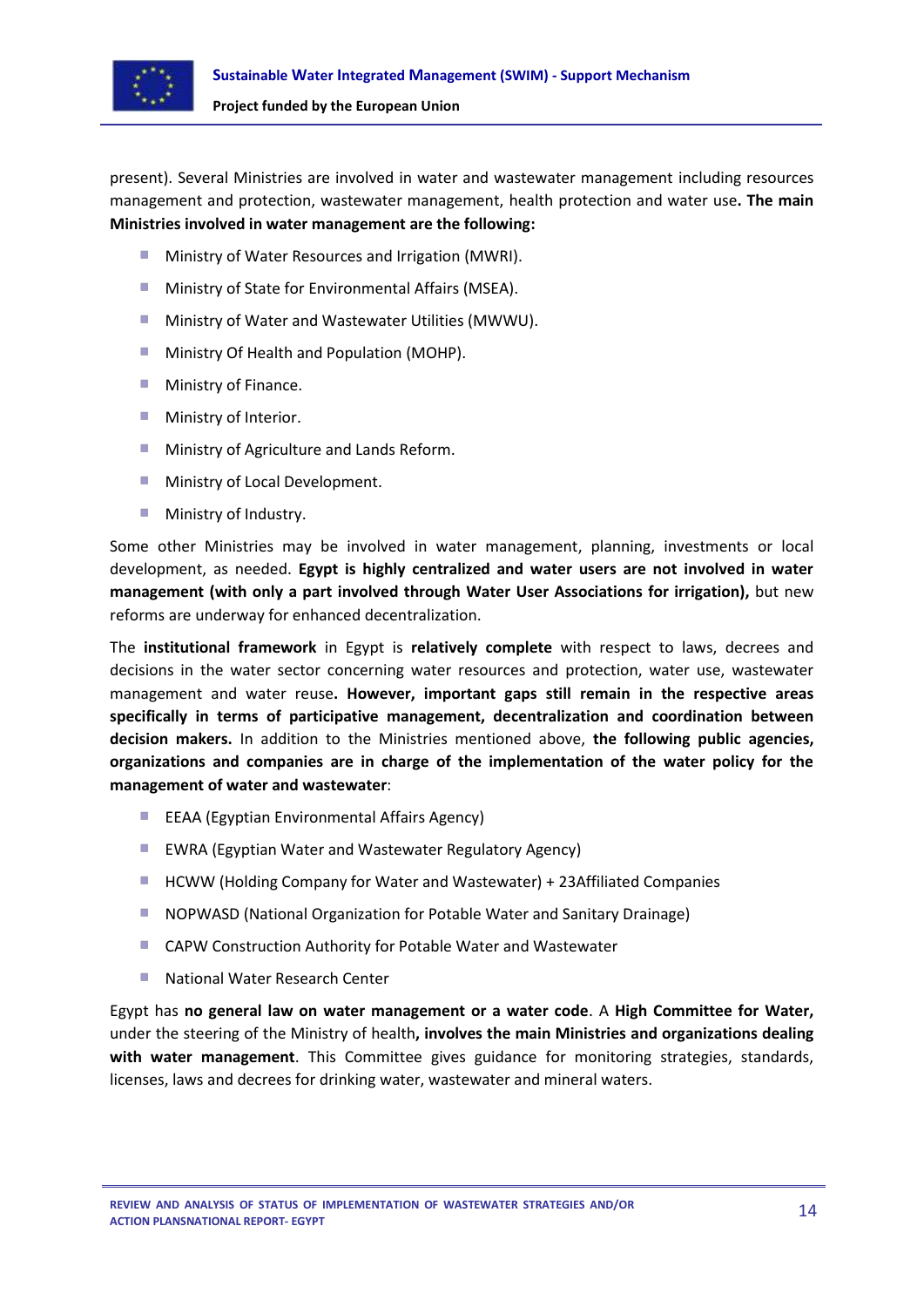present). Several Ministries are involved in water and wastewater management including resources management and protection, wastewater management, health protection and water use**. The main Ministries involved in water management are the following:**

- Ministry of Water Resources and Irrigation (MWRI).
- Ministry of State for Environmental Affairs (MSEA).
- Ministry of Water and Wastewater Utilities (MWWU).
- Ministry Of Health and Population (MOHP).
- Ministry of Finance.
- Ministry of Interior.
- Ministry of Agriculture and Lands Reform.
- Ministry of Local Development.
- Ministry of Industry.

Some other Ministries may be involved in water management, planning, investments or local development, as needed. **Egypt is highly centralized and water users are not involved in water management (with only a part involved through Water User Associations for irrigation),** but new reforms are underway for enhanced decentralization.

The **institutional framework** in Egypt is **relatively complete** with respect to laws, decrees and decisions in the water sector concerning water resources and protection, water use, wastewater management and water reuse**. However, important gaps still remain in the respective areas specifically in terms of participative management, decentralization and coordination between decision makers.** In addition to the Ministries mentioned above, **the following public agencies, organizations and companies are in charge of the implementation of the water policy for the management of water and wastewater**:

- EEAA (Egyptian Environmental Affairs Agency)
- EWRA (Egyptian Water and Wastewater Regulatory Agency)
- HCWW (Holding Company for Water and Wastewater) + 23Affiliated Companies
- NOPWASD (National Organization for Potable Water and Sanitary Drainage)
- CAPW Construction Authority for Potable Water and Wastewater
- National Water Research Center

Egypt has **no general law on water management or a water code**. A **High Committee for Water,** under the steering of the Ministry of health**, involves the main Ministries and organizations dealing with water management**. This Committee gives guidance for monitoring strategies, standards, licenses, laws and decrees for drinking water, wastewater and mineral waters.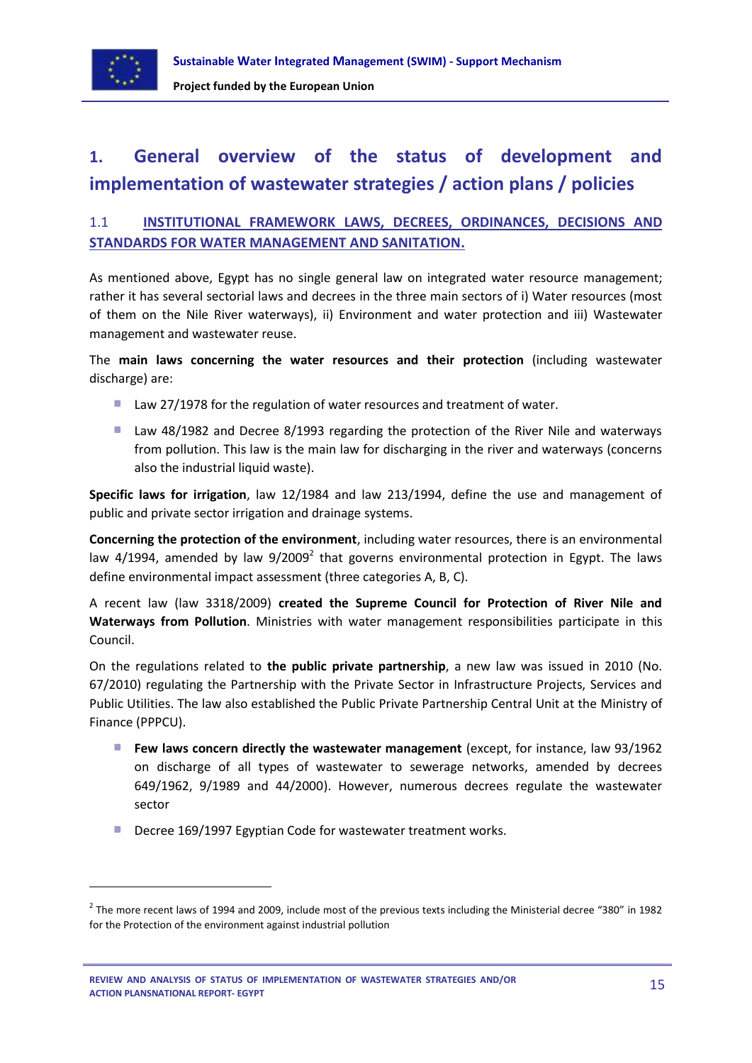# 1. General overview of the status of development and implementation of wastewater strategies / action plans / policies

## 1.1 INSTITUTIONAL FRAMEWORK LAWS, DECREES, ORDINANCES, DECISIONS AND STANDARDS FOR WATER MANAGEMENT AND SANITATION.

As mentioned above, Egypt has no single general law on integrated water resource management; rather it has several sectorial laws and decrees in the three main sectors of i) Water resources (most of them on the Nile River waterways), ii) Environment and water protection and iii) Wastewater management and wastewater reuse.

The **main laws concerning the water resources and their protection** (including wastewater discharge) are:

- Law 27/1978 for the regulation of water resources and treatment of water.
- Law 48/1982 and Decree 8/1993 regarding the protection of the River Nile and waterways from pollution. This law is the main law for discharging in the river and waterways (concerns also the industrial liquid waste).

**Specific laws for irrigation**, law 12/1984 and law 213/1994, define the use and management of public and private sector irrigation and drainage systems.

**Concerning the protection of the environment**, including water resources, there is an environmental law 4/1994, amended by law 9/2009[2] that governs environmental protection in Egypt. The laws define environmental impact assessment (three categories A, B, C).

A recent law (law 3318/2009) **created the Supreme Council for Protection of River Nile and Waterways from Pollution**. Ministries with water management responsibilities participate in this Council.

On the regulations related to **the public private partnership**, a new law was issued in 2010 (No. 67/2010) regulating the Partnership with the Private Sector in Infrastructure Projects, Services and Public Utilities. The law also established the Public Private Partnership Central Unit at the Ministry of Finance (PPPCU).

- **Few laws concern directly the wastewater management** (except, for instance, law 93/1962 on discharge of all types of wastewater to sewerage networks, amended by decrees 649/1962, 9/1989 and 44/2000). However, numerous decrees regulate the wastewater sector
- Decree 169/1997 Egyptian Code for wastewater treatment works.

---

[2] The more recent laws of 1994 and 2009, include most of the previous texts including the Ministerial decree "380" in 1982 for the Protection of the environment against industrial pollution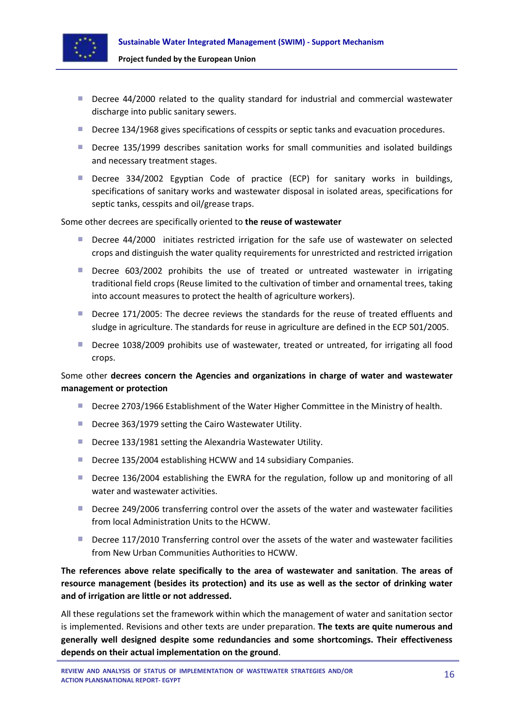- Decree 44/2000 related to the quality standard for industrial and commercial wastewater discharge into public sanitary sewers.
- Decree 134/1968 gives specifications of cesspits or septic tanks and evacuation procedures.
- Decree 135/1999 describes sanitation works for small communities and isolated buildings and necessary treatment stages.
- Decree 334/2002 Egyptian Code of practice (ECP) for sanitary works in buildings, specifications of sanitary works and wastewater disposal in isolated areas, specifications for septic tanks, cesspits and oil/grease traps.

Some other decrees are specifically oriented to **the reuse of wastewater**

- Decree 44/2000 initiates restricted irrigation for the safe use of wastewater on selected crops and distinguish the water quality requirements for unrestricted and restricted irrigation
- Decree 603/2002 prohibits the use of treated or untreated wastewater in irrigating traditional field crops (Reuse limited to the cultivation of timber and ornamental trees, taking into account measures to protect the health of agriculture workers).
- Decree 171/2005: The decree reviews the standards for the reuse of treated effluents and sludge in agriculture. The standards for reuse in agriculture are defined in the ECP 501/2005.
- Decree 1038/2009 prohibits use of wastewater, treated or untreated, for irrigating all food crops.

Some other **decrees concern the Agencies and organizations in charge of water and wastewater management or protection**

- Decree 2703/1966 Establishment of the Water Higher Committee in the Ministry of health.
- Decree 363/1979 setting the Cairo Wastewater Utility.
- Decree 133/1981 setting the Alexandria Wastewater Utility.
- Decree 135/2004 establishing HCWW and 14 subsidiary Companies.
- Decree 136/2004 establishing the EWRA for the regulation, follow up and monitoring of all water and wastewater activities.
- Decree 249/2006 transferring control over the assets of the water and wastewater facilities from local Administration Units to the HCWW.
- Decree 117/2010 Transferring control over the assets of the water and wastewater facilities from New Urban Communities Authorities to HCWW.

**The references above relate specifically to the area of wastewater and sanitation**. **The areas of resource management (besides its protection) and its use as well as the sector of drinking water and of irrigation are little or not addressed.**

All these regulations set the framework within which the management of water and sanitation sector is implemented. Revisions and other texts are under preparation. **The texts are quite numerous and generally well designed despite some redundancies and some shortcomings. Their effectiveness depends on their actual implementation on the ground**.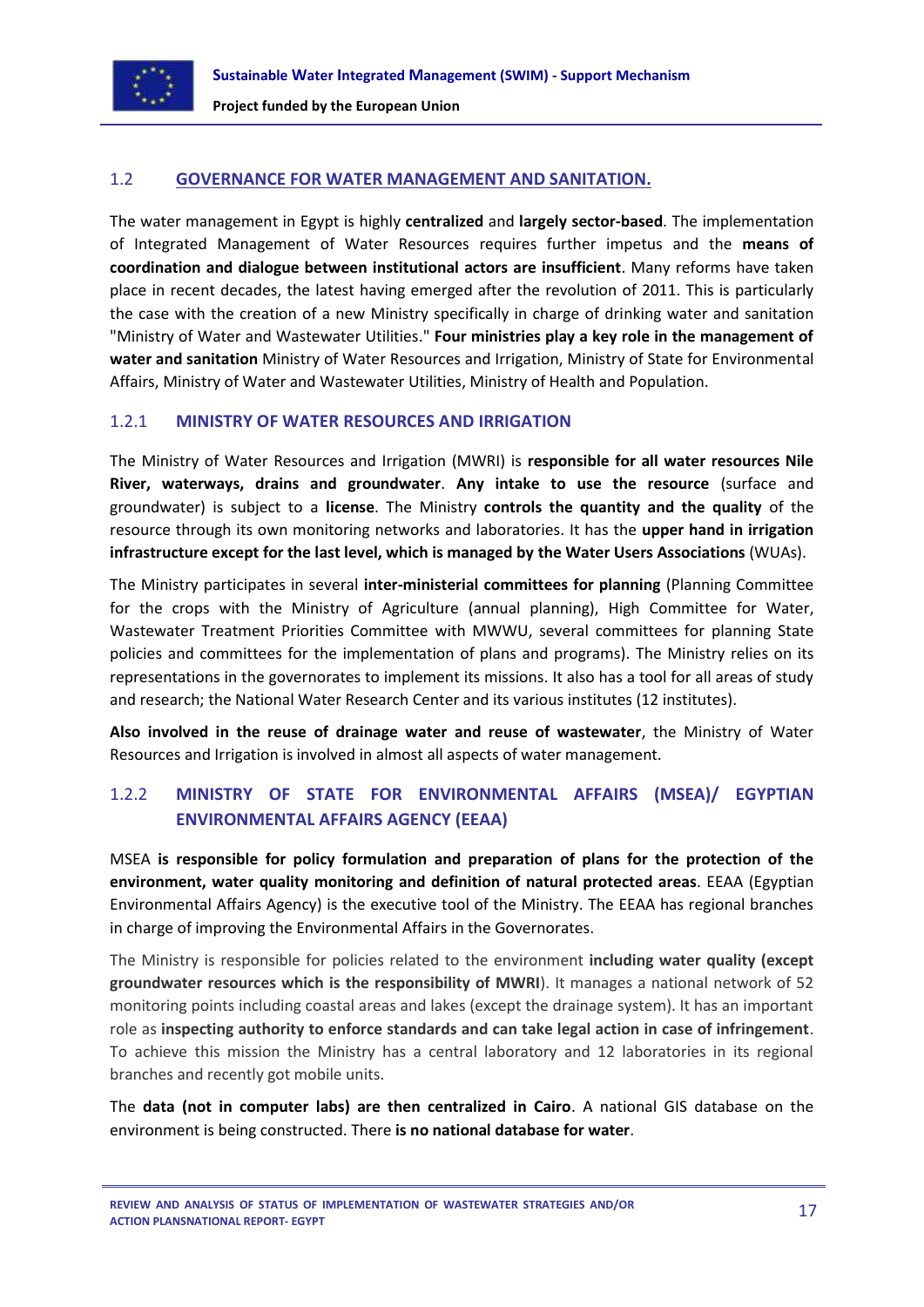## 1.2 GOVERNANCE FOR WATER MANAGEMENT AND SANITATION.

The water management in Egypt is highly **centralized** and **largely sector-based**. The implementation of Integrated Management of Water Resources requires further impetus and the **means of coordination and dialogue between institutional actors are insufficient**. Many reforms have taken place in recent decades, the latest having emerged after the revolution of 2011. This is particularly the case with the creation of a new Ministry specifically in charge of drinking water and sanitation "Ministry of Water and Wastewater Utilities." **Four ministries play a key role in the management of water and sanitation** Ministry of Water Resources and Irrigation, Ministry of State for Environmental Affairs, Ministry of Water and Wastewater Utilities, Ministry of Health and Population.

### 1.2.1 MINISTRY OF WATER RESOURCES AND IRRIGATION

The Ministry of Water Resources and Irrigation (MWRI) is **responsible for all water resources Nile River, waterways, drains and groundwater**. **Any intake to use the resource** (surface and groundwater) is subject to a **license**. The Ministry **controls the quantity and the quality** of the resource through its own monitoring networks and laboratories. It has the **upper hand in irrigation infrastructure except for the last level, which is managed by the Water Users Associations** (WUAs).

The Ministry participates in several **inter-ministerial committees for planning** (Planning Committee for the crops with the Ministry of Agriculture (annual planning), High Committee for Water, Wastewater Treatment Priorities Committee with MWWU, several committees for planning State policies and committees for the implementation of plans and programs). The Ministry relies on its representations in the governorates to implement its missions. It also has a tool for all areas of study and research; the National Water Research Center and its various institutes (12 institutes).

**Also involved in the reuse of drainage water and reuse of wastewater**, the Ministry of Water Resources and Irrigation is involved in almost all aspects of water management.

### 1.2.2 MINISTRY OF STATE FOR ENVIRONMENTAL AFFAIRS (MSEA)/ EGYPTIAN ENVIRONMENTAL AFFAIRS AGENCY (EEAA)

MSEA **is responsible for policy formulation and preparation of plans for the protection of the environment, water quality monitoring and definition of natural protected areas**. EEAA (Egyptian Environmental Affairs Agency) is the executive tool of the Ministry. The EEAA has regional branches in charge of improving the Environmental Affairs in the Governorates.

The Ministry is responsible for policies related to the environment **including water quality (except groundwater resources which is the responsibility of MWRI**). It manages a national network of 52 monitoring points including coastal areas and lakes (except the drainage system). It has an important role as **inspecting authority to enforce standards and can take legal action in case of infringement**. To achieve this mission the Ministry has a central laboratory and 12 laboratories in its regional branches and recently got mobile units.

The **data (not in computer labs) are then centralized in Cairo**. A national GIS database on the environment is being constructed. There **is no national database for water**.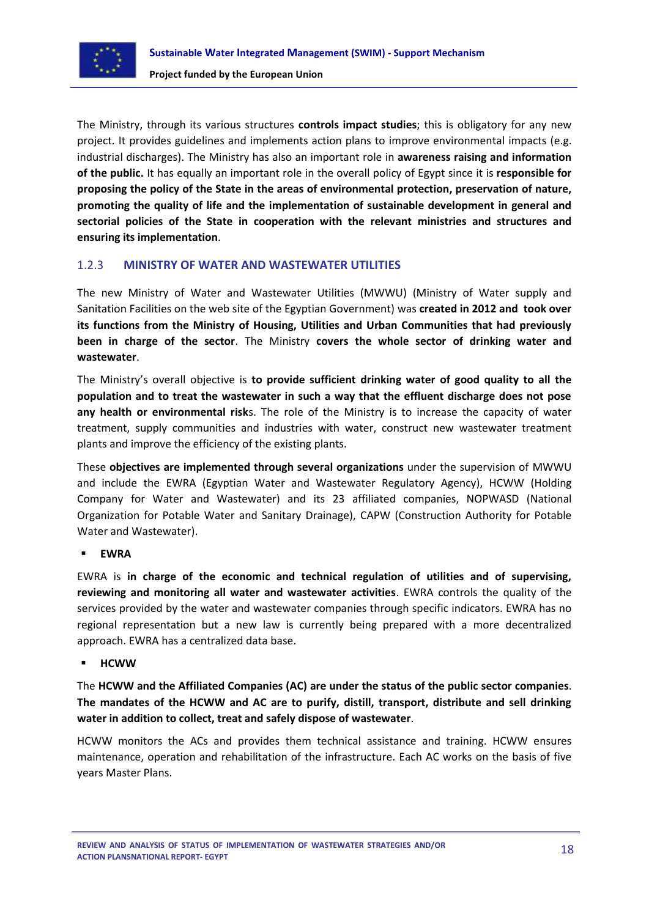The Ministry, through its various structures **controls impact studies**; this is obligatory for any new project. It provides guidelines and implements action plans to improve environmental impacts (e.g. industrial discharges). The Ministry has also an important role in **awareness raising and information of the public.** It has equally an important role in the overall policy of Egypt since it is **responsible for proposing the policy of the State in the areas of environmental protection, preservation of nature, promoting the quality of life and the implementation of sustainable development in general and sectorial policies of the State in cooperation with the relevant ministries and structures and ensuring its implementation**.

### 1.2.3 MINISTRY OF WATER AND WASTEWATER UTILITIES

The new Ministry of Water and Wastewater Utilities (MWWU) (Ministry of Water supply and Sanitation Facilities on the web site of the Egyptian Government) was **created in 2012 and took over its functions from the Ministry of Housing, Utilities and Urban Communities that had previously been in charge of the sector**. The Ministry **covers the whole sector of drinking water and wastewater**.

The Ministry's overall objective is **to provide sufficient drinking water of good quality to all the population and to treat the wastewater in such a way that the effluent discharge does not pose any health or environmental risk**s. The role of the Ministry is to increase the capacity of water treatment, supply communities and industries with water, construct new wastewater treatment plants and improve the efficiency of the existing plants.

These **objectives are implemented through several organizations** under the supervision of MWWU and include the EWRA (Egyptian Water and Wastewater Regulatory Agency), HCWW (Holding Company for Water and Wastewater) and its 23 affiliated companies, NOPWASD (National Organization for Potable Water and Sanitary Drainage), CAPW (Construction Authority for Potable Water and Wastewater).

- **EWRA**

EWRA is **in charge of the economic and technical regulation of utilities and of supervising, reviewing and monitoring all water and wastewater activities**. EWRA controls the quality of the services provided by the water and wastewater companies through specific indicators. EWRA has no regional representation but a new law is currently being prepared with a more decentralized approach. EWRA has a centralized data base.

- **HCWW**

The **HCWW and the Affiliated Companies (AC) are under the status of the public sector companies**. **The mandates of the HCWW and AC are to purify, distill, transport, distribute and sell drinking water in addition to collect, treat and safely dispose of wastewater**.

HCWW monitors the ACs and provides them technical assistance and training. HCWW ensures maintenance, operation and rehabilitation of the infrastructure. Each AC works on the basis of five years Master Plans.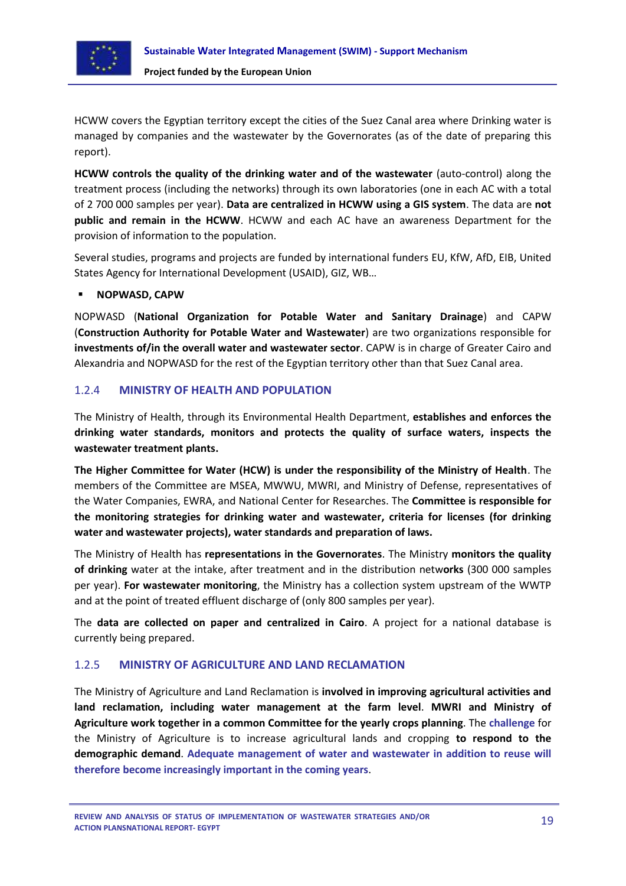HCWW covers the Egyptian territory except the cities of the Suez Canal area where Drinking water is managed by companies and the wastewater by the Governorates (as of the date of preparing this report).

**HCWW controls the quality of the drinking water and of the wastewater** (auto-control) along the treatment process (including the networks) through its own laboratories (one in each AC with a total of 2 700 000 samples per year). **Data are centralized in HCWW using a GIS system**. The data are **not public and remain in the HCWW**. HCWW and each AC have an awareness Department for the provision of information to the population.

Several studies, programs and projects are funded by international funders EU, KfW, AfD, EIB, United States Agency for International Development (USAID), GIZ, WB…

- **NOPWASD, CAPW**

NOPWASD (**National Organization for Potable Water and Sanitary Drainage**) and CAPW (**Construction Authority for Potable Water and Wastewater**) are two organizations responsible for **investments of/in the overall water and wastewater sector**. CAPW is in charge of Greater Cairo and Alexandria and NOPWASD for the rest of the Egyptian territory other than that Suez Canal area.

### 1.2.4 MINISTRY OF HEALTH AND POPULATION

The Ministry of Health, through its Environmental Health Department, **establishes and enforces the drinking water standards, monitors and protects the quality of surface waters, inspects the wastewater treatment plants.**

**The Higher Committee for Water (HCW) is under the responsibility of the Ministry of Health**. The members of the Committee are MSEA, MWWU, MWRI, and Ministry of Defense, representatives of the Water Companies, EWRA, and National Center for Researches. The **Committee is responsible for the monitoring strategies for drinking water and wastewater, criteria for licenses (for drinking water and wastewater projects), water standards and preparation of laws.**

The Ministry of Health has **representations in the Governorates**. The Ministry **monitors the quality of drinking** water at the intake, after treatment and in the distribution netw**orks** (300 000 samples per year). **For wastewater monitoring**, the Ministry has a collection system upstream of the WWTP and at the point of treated effluent discharge of (only 800 samples per year).

The **data are collected on paper and centralized in Cairo**. A project for a national database is currently being prepared.

### 1.2.5 MINISTRY OF AGRICULTURE AND LAND RECLAMATION

The Ministry of Agriculture and Land Reclamation is **involved in improving agricultural activities and land reclamation, including water management at the farm level**. **MWRI and Ministry of Agriculture work together in a common Committee for the yearly crops planning**. The challenge for the Ministry of Agriculture is to increase agricultural lands and cropping **to respond to the demographic demand**. Adequate management of water and wastewater in addition to reuse will therefore become increasingly important in the coming years.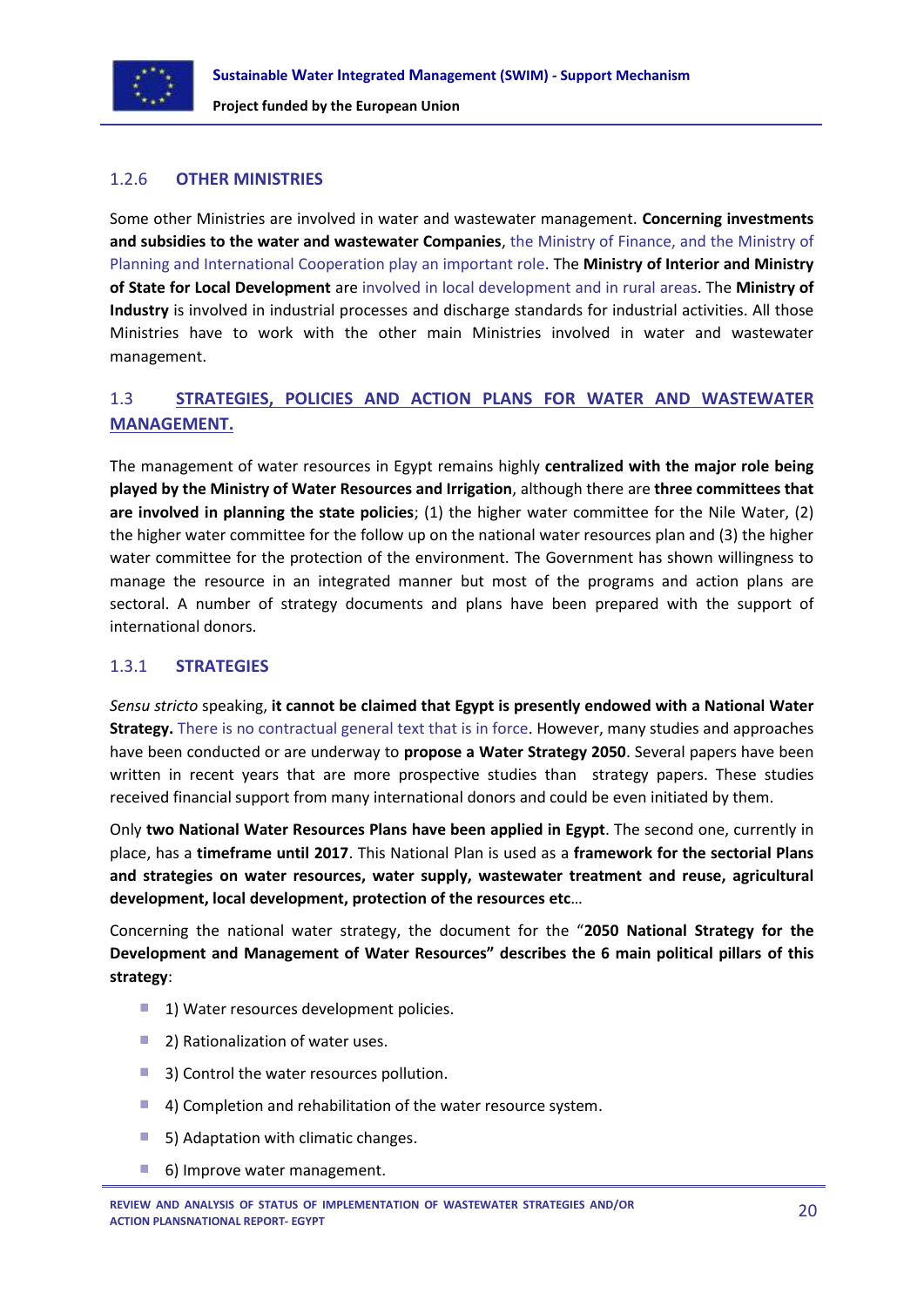### 1.2.6 OTHER MINISTRIES

Some other Ministries are involved in water and wastewater management. **Concerning investments and subsidies to the water and wastewater Companies**, the Ministry of Finance, and the Ministry of Planning and International Cooperation play an important role. The **Ministry of Interior and Ministry of State for Local Development** are involved in local development and in rural areas. The **Ministry of Industry** is involved in industrial processes and discharge standards for industrial activities. All those Ministries have to work with the other main Ministries involved in water and wastewater management.

## 1.3 STRATEGIES, POLICIES AND ACTION PLANS FOR WATER AND WASTEWATER MANAGEMENT.

The management of water resources in Egypt remains highly **centralized with the major role being played by the Ministry of Water Resources and Irrigation**, although there are **three committees that are involved in planning the state policies**; (1) the higher water committee for the Nile Water, (2) the higher water committee for the follow up on the national water resources plan and (3) the higher water committee for the protection of the environment. The Government has shown willingness to manage the resource in an integrated manner but most of the programs and action plans are sectoral. A number of strategy documents and plans have been prepared with the support of international donors.

### 1.3.1 STRATEGIES

*Sensu stricto* speaking, **it cannot be claimed that Egypt is presently endowed with a National Water Strategy.** There is no contractual general text that is in force. However, many studies and approaches have been conducted or are underway to **propose a Water Strategy 2050**. Several papers have been written in recent years that are more prospective studies than strategy papers. These studies received financial support from many international donors and could be even initiated by them.

Only **two National Water Resources Plans have been applied in Egypt**. The second one, currently in place, has a **timeframe until 2017**. This National Plan is used as a **framework for the sectorial Plans and strategies on water resources, water supply, wastewater treatment and reuse, agricultural development, local development, protection of the resources etc**…

Concerning the national water strategy, the document for the "**2050 National Strategy for the Development and Management of Water Resources" describes the 6 main political pillars of this strategy**:

- 1) Water resources development policies.
- 2) Rationalization of water uses.
- 3) Control the water resources pollution.
- 4) Completion and rehabilitation of the water resource system.
- 5) Adaptation with climatic changes.
- 6) Improve water management.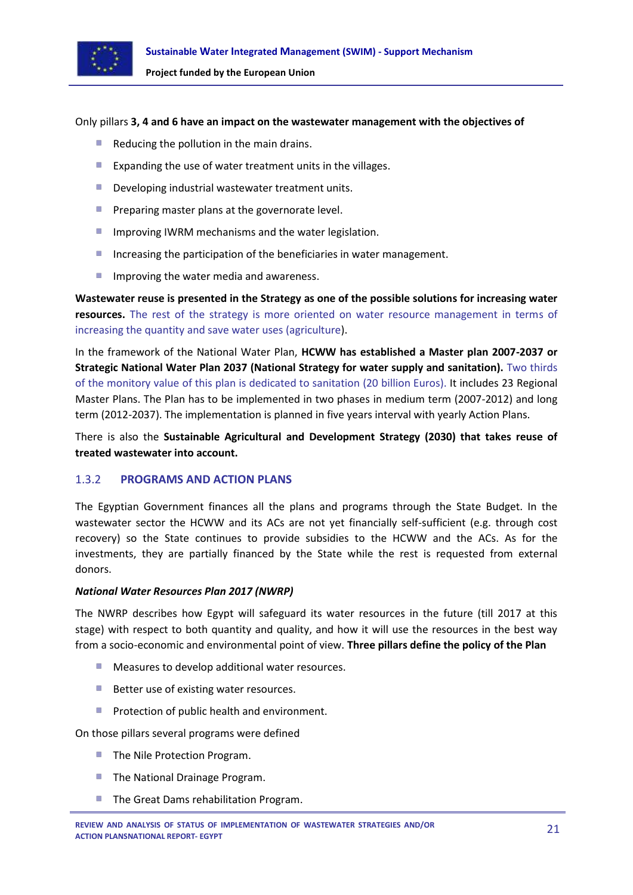Only pillars **3, 4 and 6 have an impact on the wastewater management with the objectives of**

- Reducing the pollution in the main drains.
- Expanding the use of water treatment units in the villages.
- Developing industrial wastewater treatment units.
- Preparing master plans at the governorate level.
- Improving IWRM mechanisms and the water legislation.
- Increasing the participation of the beneficiaries in water management.
- Improving the water media and awareness.

**Wastewater reuse is presented in the Strategy as one of the possible solutions for increasing water resources.** The rest of the strategy is more oriented on water resource management in terms of increasing the quantity and save water uses (agriculture).

In the framework of the National Water Plan, **HCWW has established a Master plan 2007-2037 or Strategic National Water Plan 2037 (National Strategy for water supply and sanitation).** Two thirds of the monitory value of this plan is dedicated to sanitation (20 billion Euros). It includes 23 Regional Master Plans. The Plan has to be implemented in two phases in medium term (2007-2012) and long term (2012-2037). The implementation is planned in five years interval with yearly Action Plans.

There is also the **Sustainable Agricultural and Development Strategy (2030) that takes reuse of treated wastewater into account.**

### 1.3.2 PROGRAMS AND ACTION PLANS

The Egyptian Government finances all the plans and programs through the State Budget. In the wastewater sector the HCWW and its ACs are not yet financially self-sufficient (e.g. through cost recovery) so the State continues to provide subsidies to the HCWW and the ACs. As for the investments, they are partially financed by the State while the rest is requested from external donors.

***National Water Resources Plan 2017 (NWRP)***

The NWRP describes how Egypt will safeguard its water resources in the future (till 2017 at this stage) with respect to both quantity and quality, and how it will use the resources in the best way from a socio-economic and environmental point of view. **Three pillars define the policy of the Plan**

- Measures to develop additional water resources.
- Better use of existing water resources.
- Protection of public health and environment.

On those pillars several programs were defined

- The Nile Protection Program.
- The National Drainage Program.
- The Great Dams rehabilitation Program.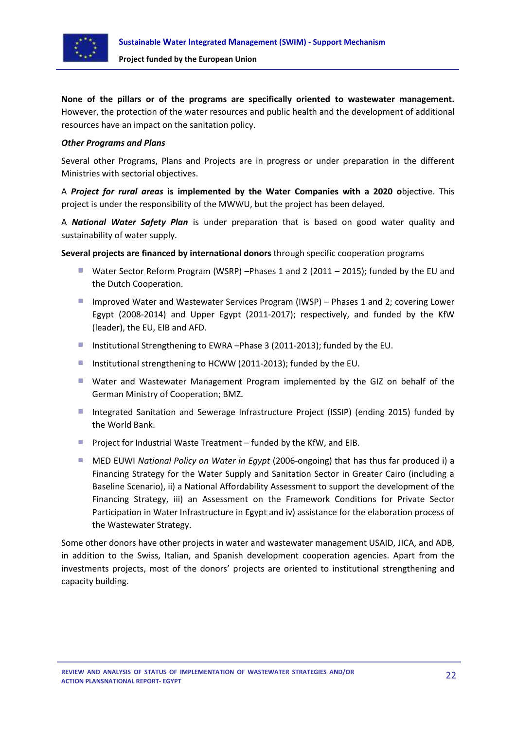**None of the pillars or of the programs are specifically oriented to wastewater management.** However, the protection of the water resources and public health and the development of additional resources have an impact on the sanitation policy.

***Other Programs and Plans***

Several other Programs, Plans and Projects are in progress or under preparation in the different Ministries with sectorial objectives.

A ***Project for rural areas* is implemented by the Water Companies with a 2020 o**bjective. This project is under the responsibility of the MWWU, but the project has been delayed.

A ***National Water Safety Plan*** is under preparation that is based on good water quality and sustainability of water supply.

**Several projects are financed by international donors** through specific cooperation programs

- Water Sector Reform Program (WSRP) –Phases 1 and 2 (2011 – 2015); funded by the EU and the Dutch Cooperation.
- Improved Water and Wastewater Services Program (IWSP) – Phases 1 and 2; covering Lower Egypt (2008-2014) and Upper Egypt (2011-2017); respectively, and funded by the KfW (leader), the EU, EIB and AFD.
- Institutional Strengthening to EWRA –Phase 3 (2011-2013); funded by the EU.
- Institutional strengthening to HCWW (2011-2013); funded by the EU.
- Water and Wastewater Management Program implemented by the GIZ on behalf of the German Ministry of Cooperation; BMZ.
- Integrated Sanitation and Sewerage Infrastructure Project (ISSIP) (ending 2015) funded by the World Bank.
- Project for Industrial Waste Treatment – funded by the KfW, and EIB.
- MED EUWI *National Policy on Water in Egypt* (2006-ongoing) that has thus far produced i) a Financing Strategy for the Water Supply and Sanitation Sector in Greater Cairo (including a Baseline Scenario), ii) a National Affordability Assessment to support the development of the Financing Strategy, iii) an Assessment on the Framework Conditions for Private Sector Participation in Water Infrastructure in Egypt and iv) assistance for the elaboration process of the Wastewater Strategy.

Some other donors have other projects in water and wastewater management USAID, JICA, and ADB, in addition to the Swiss, Italian, and Spanish development cooperation agencies. Apart from the investments projects, most of the donors' projects are oriented to institutional strengthening and capacity building.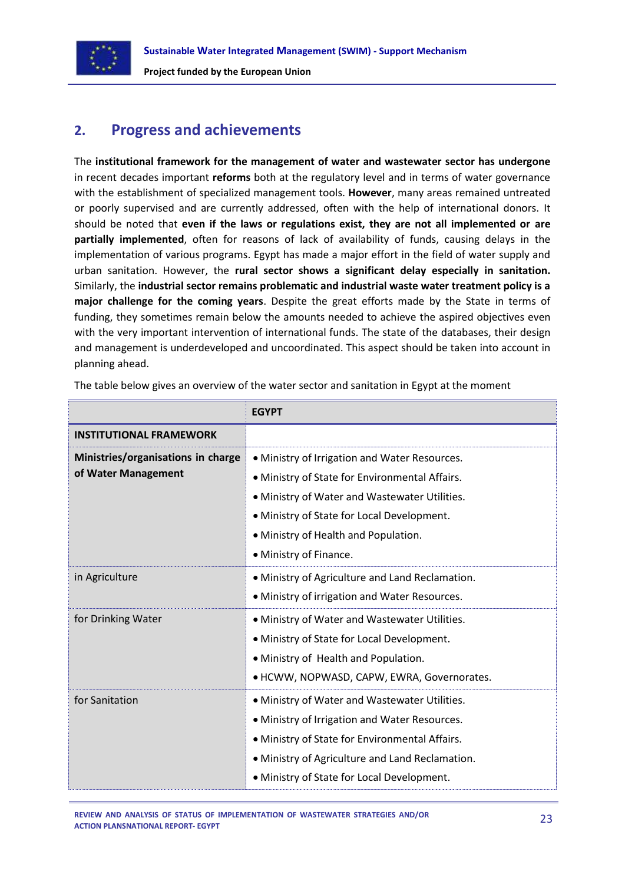## 2. Progress and achievements

The **institutional framework for the management of water and wastewater sector has undergone** in recent decades important **reforms** both at the regulatory level and in terms of water governance with the establishment of specialized management tools. **However**, many areas remained untreated or poorly supervised and are currently addressed, often with the help of international donors. It should be noted that **even if the laws or regulations exist, they are not all implemented or are partially implemented**, often for reasons of lack of availability of funds, causing delays in the implementation of various programs. Egypt has made a major effort in the field of water supply and urban sanitation. However, the **rural sector shows a significant delay especially in sanitation.** Similarly, the **industrial sector remains problematic and industrial waste water treatment policy is a major challenge for the coming years**. Despite the great efforts made by the State in terms of funding, they sometimes remain below the amounts needed to achieve the aspired objectives even with the very important intervention of international funds. The state of the databases, their design and management is underdeveloped and uncoordinated. This aspect should be taken into account in planning ahead.

The table below gives an overview of the water sector and sanitation in Egypt at the moment

| | **EGYPT** |
|---|---|
| **INSTITUTIONAL FRAMEWORK** | |
| **Ministries/organisations in charge of Water Management** | • Ministry of Irrigation and Water Resources.<br>• Ministry of State for Environmental Affairs.<br>• Ministry of Water and Wastewater Utilities.<br>• Ministry of State for Local Development.<br>• Ministry of Health and Population.<br>• Ministry of Finance. |
| in Agriculture | • Ministry of Agriculture and Land Reclamation.<br>• Ministry of irrigation and Water Resources. |
| for Drinking Water | • Ministry of Water and Wastewater Utilities.<br>• Ministry of State for Local Development.<br>• Ministry of Health and Population.<br>• HCWW, NOPWASD, CAPW, EWRA, Governorates. |
| for Sanitation | • Ministry of Water and Wastewater Utilities.<br>• Ministry of Irrigation and Water Resources.<br>• Ministry of State for Environmental Affairs.<br>• Ministry of Agriculture and Land Reclamation.<br>• Ministry of State for Local Development. |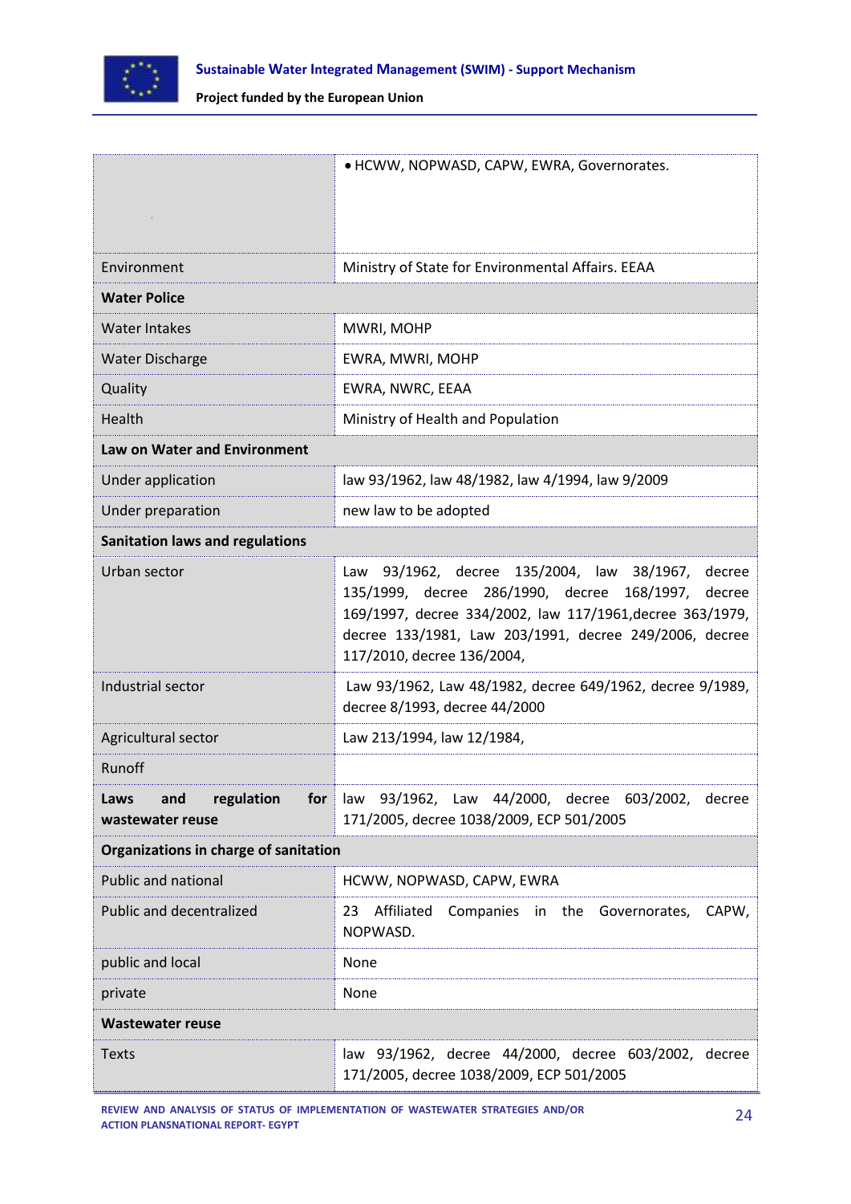| | |
|---|---|
| | • HCWW, NOPWASD, CAPW, EWRA, Governorates. |
| Environment | Ministry of State for Environmental Affairs. EEAA |
| **Water Police** | |
| Water Intakes | MWRI, MOHP |
| Water Discharge | EWRA, MWRI, MOHP |
| Quality | EWRA, NWRC, EEAA |
| Health | Ministry of Health and Population |
| **Law on Water and Environment** | |
| Under application | law 93/1962, law 48/1982, law 4/1994, law 9/2009 |
| Under preparation | new law to be adopted |
| **Sanitation laws and regulations** | |
| Urban sector | Law 93/1962, decree 135/2004, law 38/1967, decree 135/1999, decree 286/1990, decree 168/1997, decree 169/1997, decree 334/2002, law 117/1961,decree 363/1979, decree 133/1981, Law 203/1991, decree 249/2006, decree 117/2010, decree 136/2004, |
| Industrial sector | Law 93/1962, Law 48/1982, decree 649/1962, decree 9/1989, decree 8/1993, decree 44/2000 |
| Agricultural sector | Law 213/1994, law 12/1984, |
| Runoff | |
| **Laws and regulation for wastewater reuse** | law 93/1962, Law 44/2000, decree 603/2002, decree 171/2005, decree 1038/2009, ECP 501/2005 |
| **Organizations in charge of sanitation** | |
| Public and national | HCWW, NOPWASD, CAPW, EWRA |
| Public and decentralized | 23 Affiliated Companies in the Governorates, CAPW, NOPWASD. |
| public and local | None |
| private | None |
| **Wastewater reuse** | |
| Texts | law 93/1962, decree 44/2000, decree 603/2002, decree 171/2005, decree 1038/2009, ECP 501/2005 |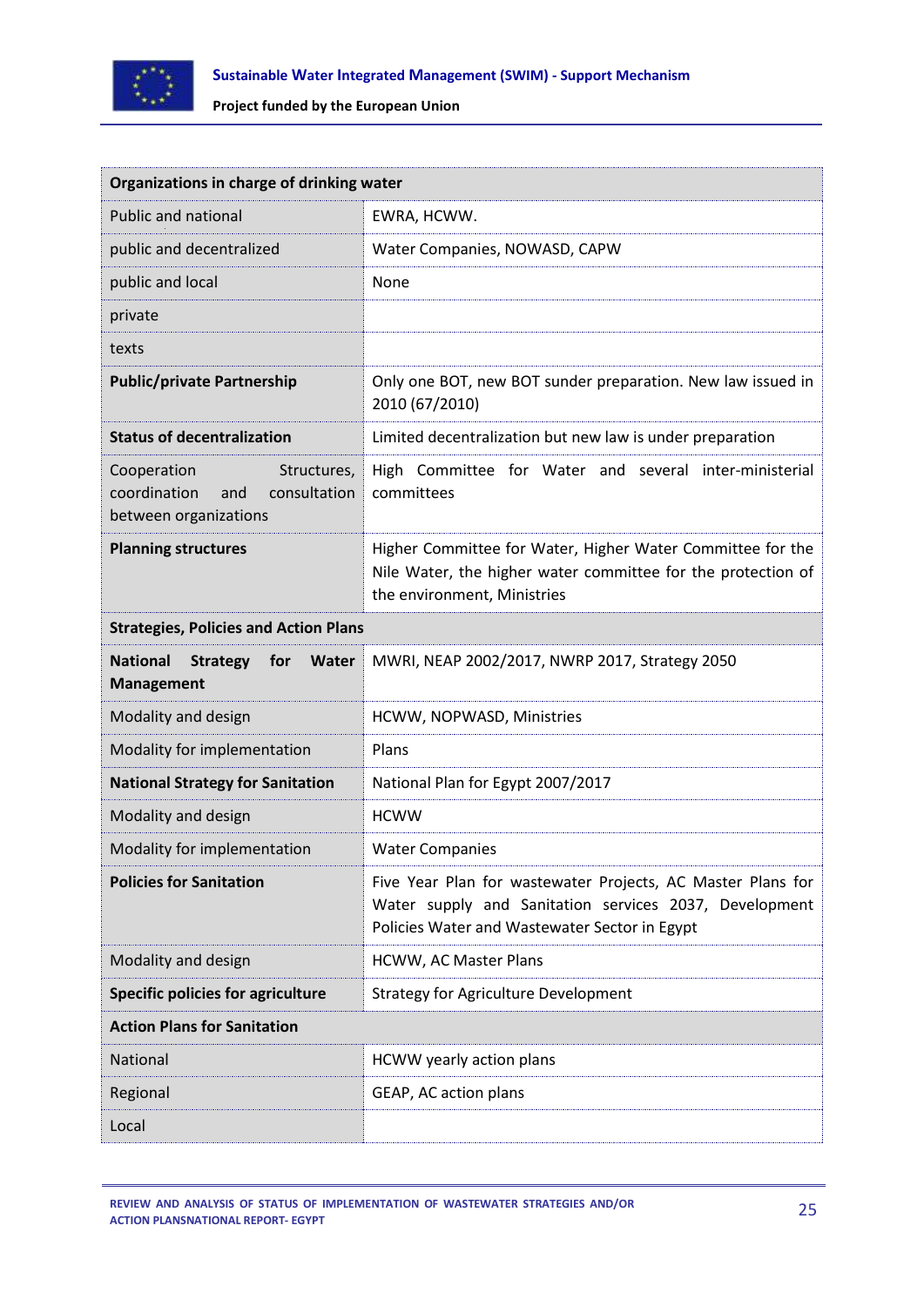| **Organizations in charge of drinking water** | |
|---|---|
| Public and national | EWRA, HCWW. |
| public and decentralized | Water Companies, NOWASD, CAPW |
| public and local | None |
| private | |
| texts | |
| **Public/private Partnership** | Only one BOT, new BOT sunder preparation. New law issued in 2010 (67/2010) |
| **Status of decentralization** | Limited decentralization but new law is under preparation |
| Cooperation Structures, coordination and consultation between organizations | High Committee for Water and several inter-ministerial committees |
| **Planning structures** | Higher Committee for Water, Higher Water Committee for the Nile Water, the higher water committee for the protection of the environment, Ministries |
| **Strategies, Policies and Action Plans** | |
| **National Strategy for Water Management** | MWRI, NEAP 2002/2017, NWRP 2017, Strategy 2050 |
| Modality and design | HCWW, NOPWASD, Ministries |
| Modality for implementation | Plans |
| **National Strategy for Sanitation** | National Plan for Egypt 2007/2017 |
| Modality and design | HCWW |
| Modality for implementation | Water Companies |
| **Policies for Sanitation** | Five Year Plan for wastewater Projects, AC Master Plans for Water supply and Sanitation services 2037, Development Policies Water and Wastewater Sector in Egypt |
| Modality and design | HCWW, AC Master Plans |
| **Specific policies for agriculture** | Strategy for Agriculture Development |
| **Action Plans for Sanitation** | |
| National | HCWW yearly action plans |
| Regional | GEAP, AC action plans |
| Local | |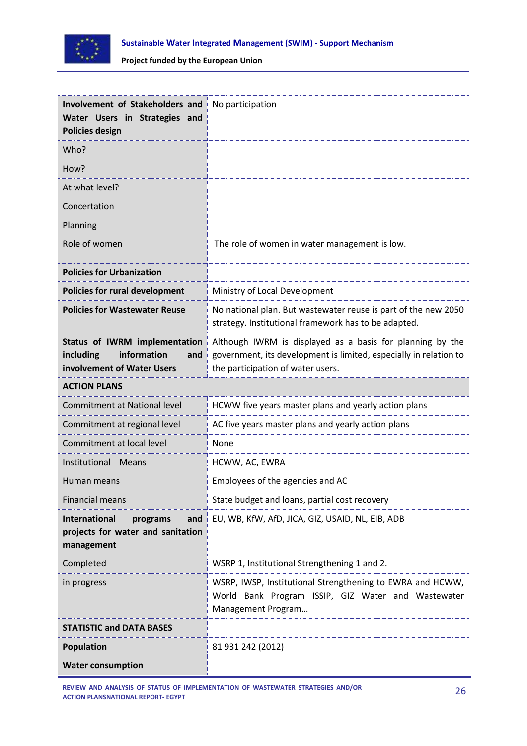| **Involvement of Stakeholders and Water Users in Strategies and Policies design** | No participation |
|---|---|
| Who? | |
| How? | |
| At what level? | |
| Concertation | |
| Planning | |
| Role of women | The role of women in water management is low. |
| **Policies for Urbanization** | |
| **Policies for rural development** | Ministry of Local Development |
| **Policies for Wastewater Reuse** | No national plan. But wastewater reuse is part of the new 2050 strategy. Institutional framework has to be adapted. |
| **Status of IWRM implementation including information and involvement of Water Users** | Although IWRM is displayed as a basis for planning by the government, its development is limited, especially in relation to the participation of water users. |
| **ACTION PLANS** | |
| Commitment at National level | HCWW five years master plans and yearly action plans |
| Commitment at regional level | AC five years master plans and yearly action plans |
| Commitment at local level | None |
| Institutional Means | HCWW, AC, EWRA |
| Human means | Employees of the agencies and AC |
| Financial means | State budget and loans, partial cost recovery |
| **International programs and projects for water and sanitation management** | EU, WB, KfW, AfD, JICA, GIZ, USAID, NL, EIB, ADB |
| Completed | WSRP 1, Institutional Strengthening 1 and 2. |
| in progress | WSRP, IWSP, Institutional Strengthening to EWRA and HCWW, World Bank Program ISSIP, GIZ Water and Wastewater Management Program… |
| **STATISTIC and DATA BASES** | |
| **Population** | 81 931 242 (2012) |
| **Water consumption** | |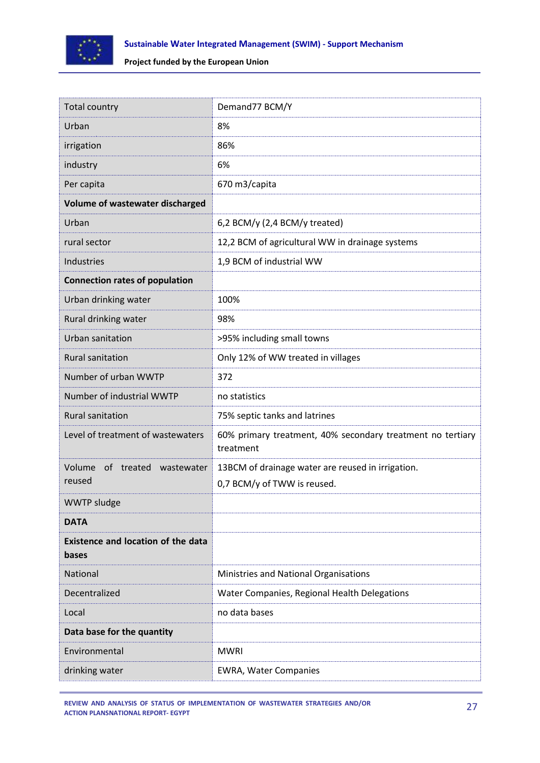| | |
|---|---|
| Total country | Demand77 BCM/Y |
| Urban | 8% |
| irrigation | 86% |
| industry | 6% |
| Per capita | 670 m3/capita |
| **Volume of wastewater discharged** | |
| Urban | 6,2 BCM/y (2,4 BCM/y treated) |
| rural sector | 12,2 BCM of agricultural WW in drainage systems |
| Industries | 1,9 BCM of industrial WW |
| **Connection rates of population** | |
| Urban drinking water | 100% |
| Rural drinking water | 98% |
| Urban sanitation | >95% including small towns |
| Rural sanitation | Only 12% of WW treated in villages |
| Number of urban WWTP | 372 |
| Number of industrial WWTP | no statistics |
| Rural sanitation | 75% septic tanks and latrines |
| Level of treatment of wastewaters | 60% primary treatment, 40% secondary treatment no tertiary treatment |
| Volume of treated wastewater reused | 13BCM of drainage water are reused in irrigation.<br>0,7 BCM/y of TWW is reused. |
| WWTP sludge | |
| **DATA** | |
| **Existence and location of the data bases** | |
| National | Ministries and National Organisations |
| Decentralized | Water Companies, Regional Health Delegations |
| Local | no data bases |
| **Data base for the quantity** | |
| Environmental | MWRI |
| drinking water | EWRA, Water Companies |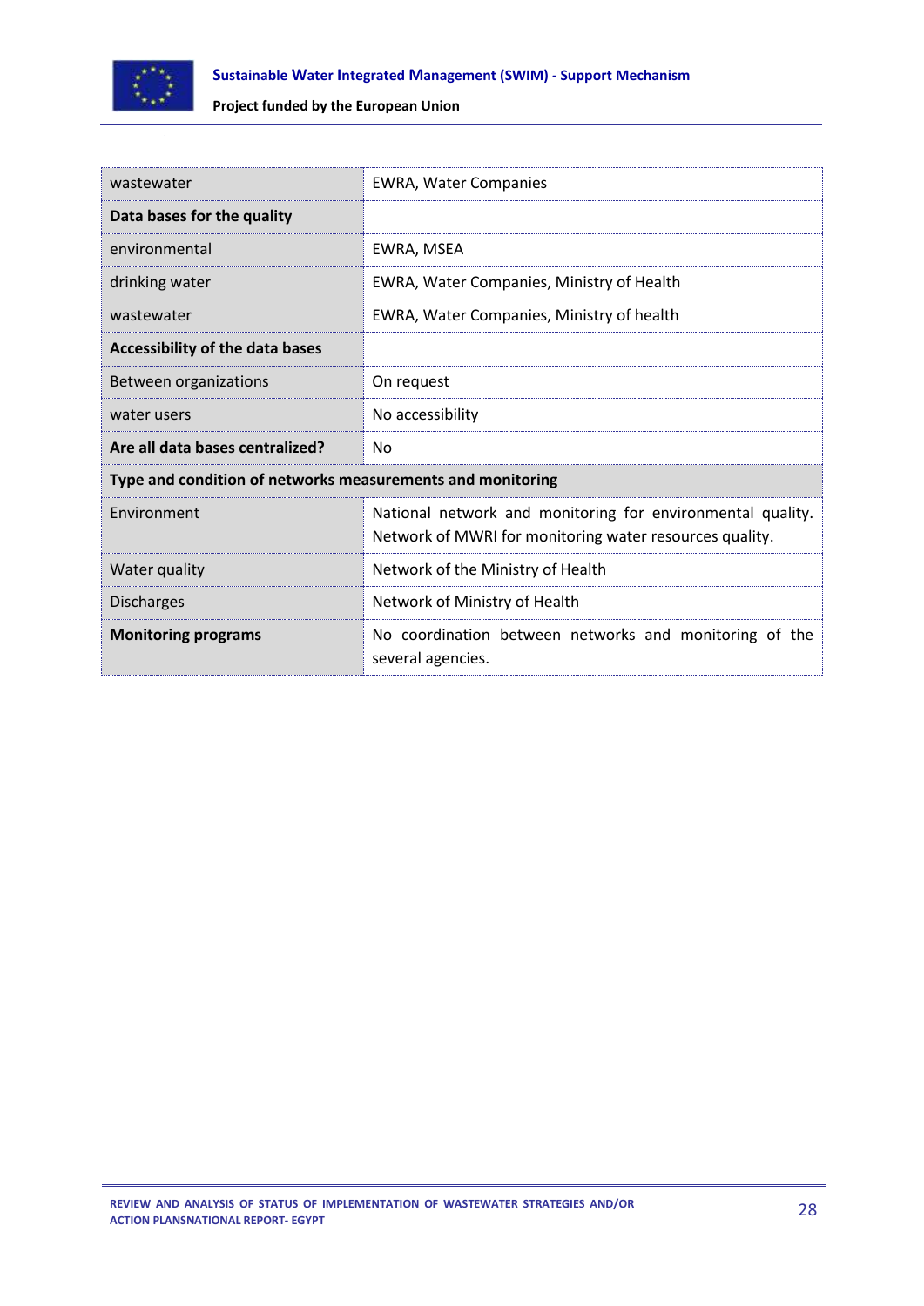| | |
|---|---|
| wastewater | EWRA, Water Companies |
| **Data bases for the quality** | |
| environmental | EWRA, MSEA |
| drinking water | EWRA, Water Companies, Ministry of Health |
| wastewater | EWRA, Water Companies, Ministry of health |
| **Accessibility of the data bases** | |
| Between organizations | On request |
| water users | No accessibility |
| **Are all data bases centralized?** | No |
| **Type and condition of networks measurements and monitoring** | |
| Environment | National network and monitoring for environmental quality. Network of MWRI for monitoring water resources quality. |
| Water quality | Network of the Ministry of Health |
| Discharges | Network of Ministry of Health |
| **Monitoring programs** | No coordination between networks and monitoring of the several agencies. |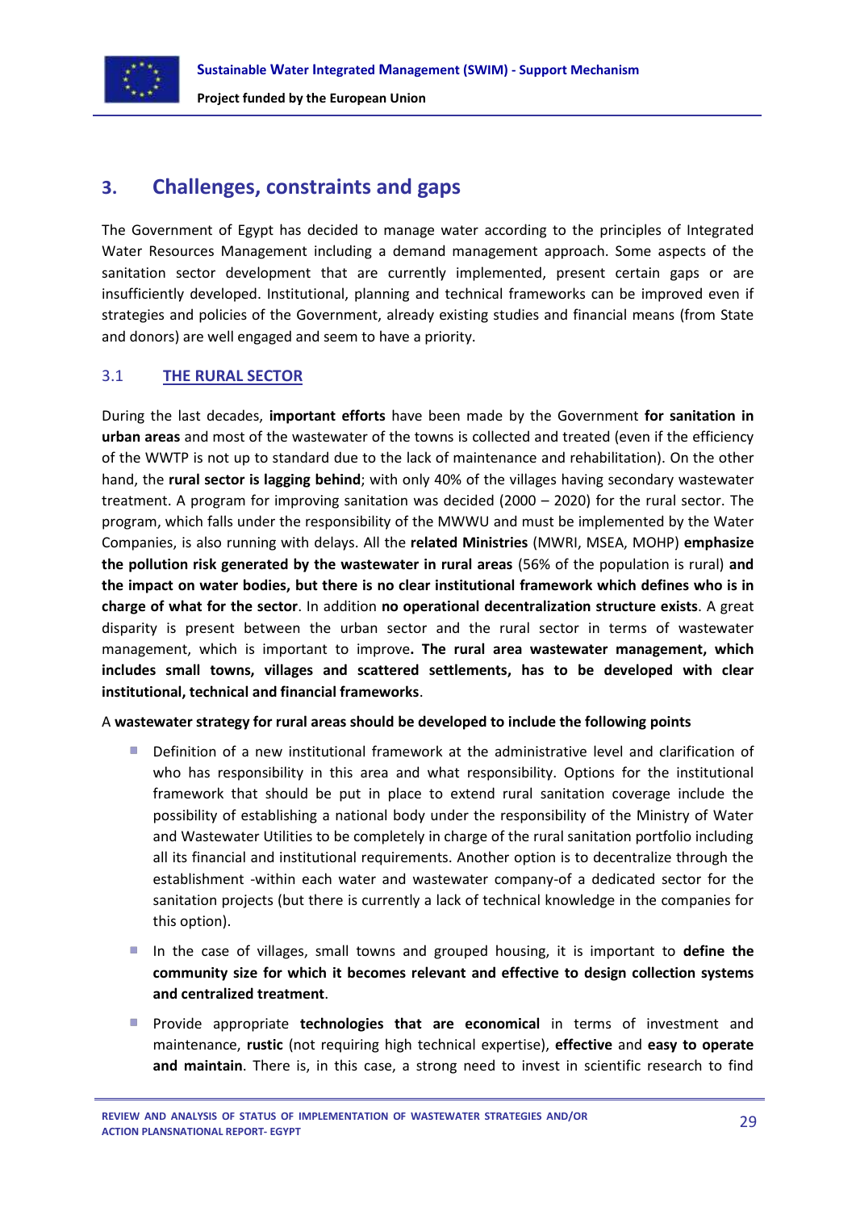# 3. Challenges, constraints and gaps

The Government of Egypt has decided to manage water according to the principles of Integrated Water Resources Management including a demand management approach. Some aspects of the sanitation sector development that are currently implemented, present certain gaps or are insufficiently developed. Institutional, planning and technical frameworks can be improved even if strategies and policies of the Government, already existing studies and financial means (from State and donors) are well engaged and seem to have a priority.

## 3.1 THE RURAL SECTOR

During the last decades, **important efforts** have been made by the Government **for sanitation in urban areas** and most of the wastewater of the towns is collected and treated (even if the efficiency of the WWTP is not up to standard due to the lack of maintenance and rehabilitation). On the other hand, the **rural sector is lagging behind**; with only 40% of the villages having secondary wastewater treatment. A program for improving sanitation was decided (2000 – 2020) for the rural sector. The program, which falls under the responsibility of the MWWU and must be implemented by the Water Companies, is also running with delays. All the **related Ministries** (MWRI, MSEA, MOHP) **emphasize the pollution risk generated by the wastewater in rural areas** (56% of the population is rural) **and the impact on water bodies, but there is no clear institutional framework which defines who is in charge of what for the sector**. In addition **no operational decentralization structure exists**. A great disparity is present between the urban sector and the rural sector in terms of wastewater management, which is important to improve**. The rural area wastewater management, which includes small towns, villages and scattered settlements, has to be developed with clear institutional, technical and financial frameworks**.

A **wastewater strategy for rural areas should be developed to include the following points**

- Definition of a new institutional framework at the administrative level and clarification of who has responsibility in this area and what responsibility. Options for the institutional framework that should be put in place to extend rural sanitation coverage include the possibility of establishing a national body under the responsibility of the Ministry of Water and Wastewater Utilities to be completely in charge of the rural sanitation portfolio including all its financial and institutional requirements. Another option is to decentralize through the establishment -within each water and wastewater company-of a dedicated sector for the sanitation projects (but there is currently a lack of technical knowledge in the companies for this option).
- In the case of villages, small towns and grouped housing, it is important to **define the community size for which it becomes relevant and effective to design collection systems and centralized treatment**.
- Provide appropriate **technologies that are economical** in terms of investment and maintenance, **rustic** (not requiring high technical expertise), **effective** and **easy to operate and maintain**. There is, in this case, a strong need to invest in scientific research to find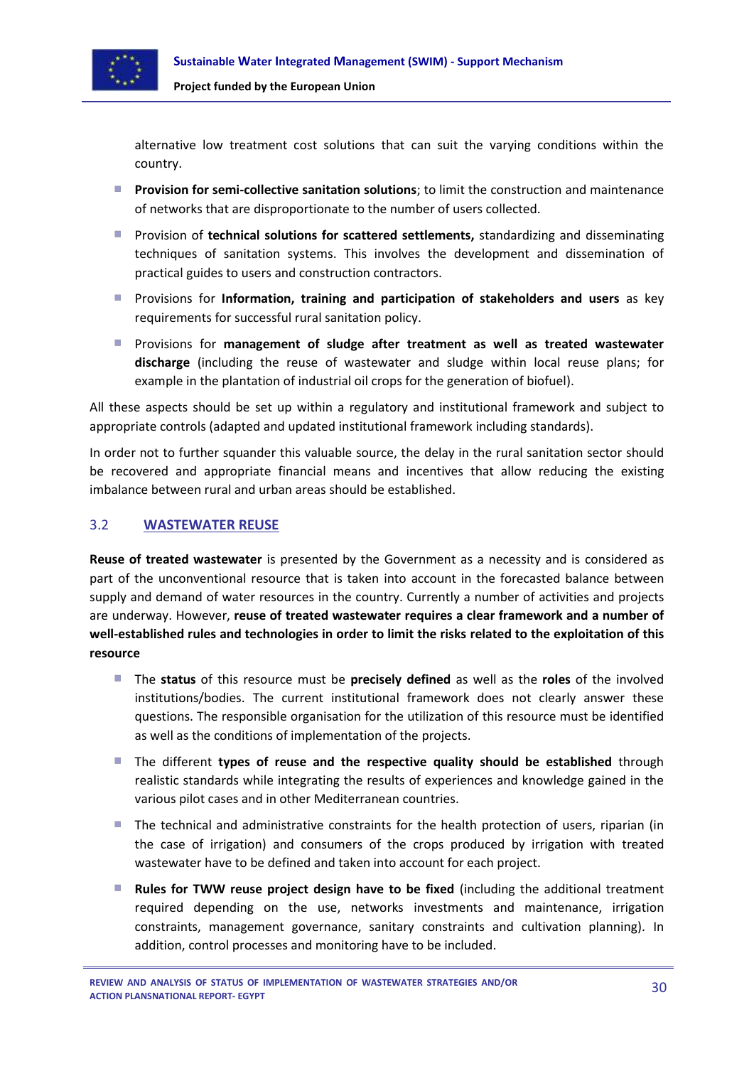alternative low treatment cost solutions that can suit the varying conditions within the country.

- **Provision for semi-collective sanitation solutions**; to limit the construction and maintenance of networks that are disproportionate to the number of users collected.
- Provision of **technical solutions for scattered settlements,** standardizing and disseminating techniques of sanitation systems. This involves the development and dissemination of practical guides to users and construction contractors.
- Provisions for **Information, training and participation of stakeholders and users** as key requirements for successful rural sanitation policy.
- Provisions for **management of sludge after treatment as well as treated wastewater discharge** (including the reuse of wastewater and sludge within local reuse plans; for example in the plantation of industrial oil crops for the generation of biofuel).

All these aspects should be set up within a regulatory and institutional framework and subject to appropriate controls (adapted and updated institutional framework including standards).

In order not to further squander this valuable source, the delay in the rural sanitation sector should be recovered and appropriate financial means and incentives that allow reducing the existing imbalance between rural and urban areas should be established.

## 3.2 WASTEWATER REUSE

**Reuse of treated wastewater** is presented by the Government as a necessity and is considered as part of the unconventional resource that is taken into account in the forecasted balance between supply and demand of water resources in the country. Currently a number of activities and projects are underway. However, **reuse of treated wastewater requires a clear framework and a number of well-established rules and technologies in order to limit the risks related to the exploitation of this resource**

- The **status** of this resource must be **precisely defined** as well as the **roles** of the involved institutions/bodies. The current institutional framework does not clearly answer these questions. The responsible organisation for the utilization of this resource must be identified as well as the conditions of implementation of the projects.
- The different **types of reuse and the respective quality should be established** through realistic standards while integrating the results of experiences and knowledge gained in the various pilot cases and in other Mediterranean countries.
- The technical and administrative constraints for the health protection of users, riparian (in the case of irrigation) and consumers of the crops produced by irrigation with treated wastewater have to be defined and taken into account for each project.
- **Rules for TWW reuse project design have to be fixed** (including the additional treatment required depending on the use, networks investments and maintenance, irrigation constraints, management governance, sanitary constraints and cultivation planning). In addition, control processes and monitoring have to be included.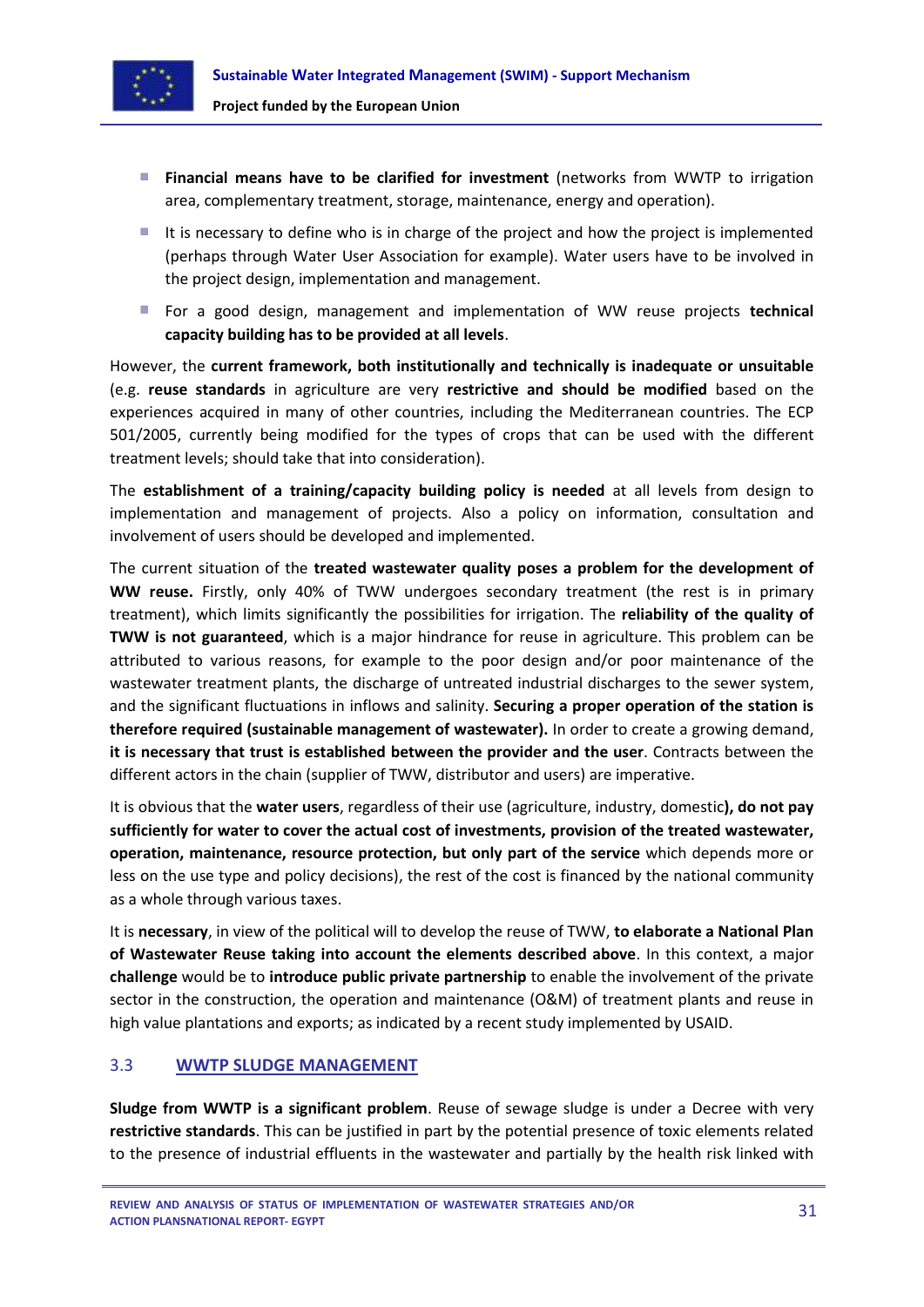- **Financial means have to be clarified for investment** (networks from WWTP to irrigation area, complementary treatment, storage, maintenance, energy and operation).
- It is necessary to define who is in charge of the project and how the project is implemented (perhaps through Water User Association for example). Water users have to be involved in the project design, implementation and management.
- For a good design, management and implementation of WW reuse projects **technical capacity building has to be provided at all levels**.

However, the **current framework, both institutionally and technically is inadequate or unsuitable** (e.g. **reuse standards** in agriculture are very **restrictive and should be modified** based on the experiences acquired in many of other countries, including the Mediterranean countries. The ECP 501/2005, currently being modified for the types of crops that can be used with the different treatment levels; should take that into consideration).

The **establishment of a training/capacity building policy is needed** at all levels from design to implementation and management of projects. Also a policy on information, consultation and involvement of users should be developed and implemented.

The current situation of the **treated wastewater quality poses a problem for the development of WW reuse.** Firstly, only 40% of TWW undergoes secondary treatment (the rest is in primary treatment), which limits significantly the possibilities for irrigation. The **reliability of the quality of TWW is not guaranteed**, which is a major hindrance for reuse in agriculture. This problem can be attributed to various reasons, for example to the poor design and/or poor maintenance of the wastewater treatment plants, the discharge of untreated industrial discharges to the sewer system, and the significant fluctuations in inflows and salinity. **Securing a proper operation of the station is therefore required (sustainable management of wastewater).** In order to create a growing demand, **it is necessary that trust is established between the provider and the user**. Contracts between the different actors in the chain (supplier of TWW, distributor and users) are imperative.

It is obvious that the **water users**, regardless of their use (agriculture, industry, domestic**), do not pay sufficiently for water to cover the actual cost of investments, provision of the treated wastewater, operation, maintenance, resource protection, but only part of the service** which depends more or less on the use type and policy decisions), the rest of the cost is financed by the national community as a whole through various taxes.

It is **necessary**, in view of the political will to develop the reuse of TWW, **to elaborate a National Plan of Wastewater Reuse taking into account the elements described above**. In this context, a major **challenge** would be to **introduce public private partnership** to enable the involvement of the private sector in the construction, the operation and maintenance (O&M) of treatment plants and reuse in high value plantations and exports; as indicated by a recent study implemented by USAID.

### 3.3 WWTP SLUDGE MANAGEMENT

**Sludge from WWTP is a significant problem**. Reuse of sewage sludge is under a Decree with very **restrictive standards**. This can be justified in part by the potential presence of toxic elements related to the presence of industrial effluents in the wastewater and partially by the health risk linked with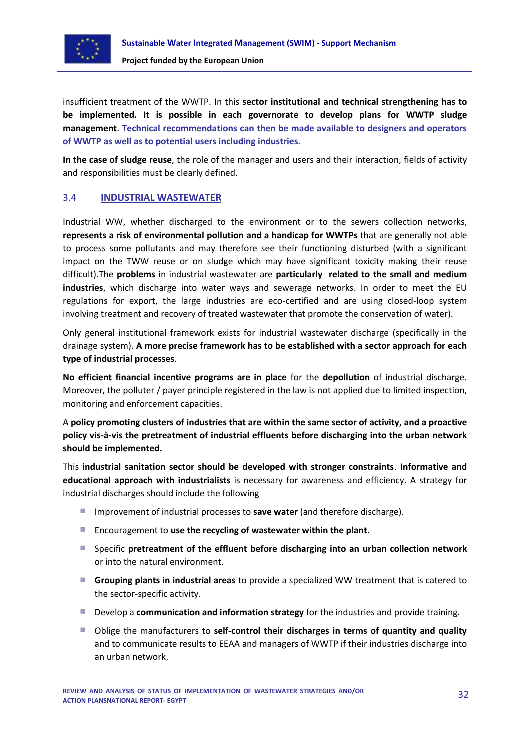insufficient treatment of the WWTP. In this **sector institutional and technical strengthening has to be implemented. It is possible in each governorate to develop plans for WWTP sludge management**. **Technical recommendations can then be made available to designers and operators of WWTP as well as to potential users including industries.**

**In the case of sludge reuse**, the role of the manager and users and their interaction, fields of activity and responsibilities must be clearly defined.

## 3.4 INDUSTRIAL WASTEWATER

Industrial WW, whether discharged to the environment or to the sewers collection networks, **represents a risk of environmental pollution and a handicap for WWTPs** that are generally not able to process some pollutants and may therefore see their functioning disturbed (with a significant impact on the TWW reuse or on sludge which may have significant toxicity making their reuse difficult).The **problems** in industrial wastewater are **particularly related to the small and medium industries**, which discharge into water ways and sewerage networks. In order to meet the EU regulations for export, the large industries are eco-certified and are using closed-loop system involving treatment and recovery of treated wastewater that promote the conservation of water).

Only general institutional framework exists for industrial wastewater discharge (specifically in the drainage system). **A more precise framework has to be established with a sector approach for each type of industrial processes**.

**No efficient financial incentive programs are in place** for the **depollution** of industrial discharge. Moreover, the polluter / payer principle registered in the law is not applied due to limited inspection, monitoring and enforcement capacities.

A **policy promoting clusters of industries that are within the same sector of activity, and a proactive policy vis-à-vis the pretreatment of industrial effluents before discharging into the urban network should be implemented.**

This **industrial sanitation sector should be developed with stronger constraints**. **Informative and educational approach with industrialists** is necessary for awareness and efficiency. A strategy for industrial discharges should include the following

- Improvement of industrial processes to **save water** (and therefore discharge).
- Encouragement to **use the recycling of wastewater within the plant**.
- Specific **pretreatment of the effluent before discharging into an urban collection network** or into the natural environment.
- **Grouping plants in industrial areas** to provide a specialized WW treatment that is catered to the sector-specific activity.
- Develop a **communication and information strategy** for the industries and provide training.
- Oblige the manufacturers to **self-control their discharges in terms of quantity and quality** and to communicate results to EEAA and managers of WWTP if their industries discharge into an urban network.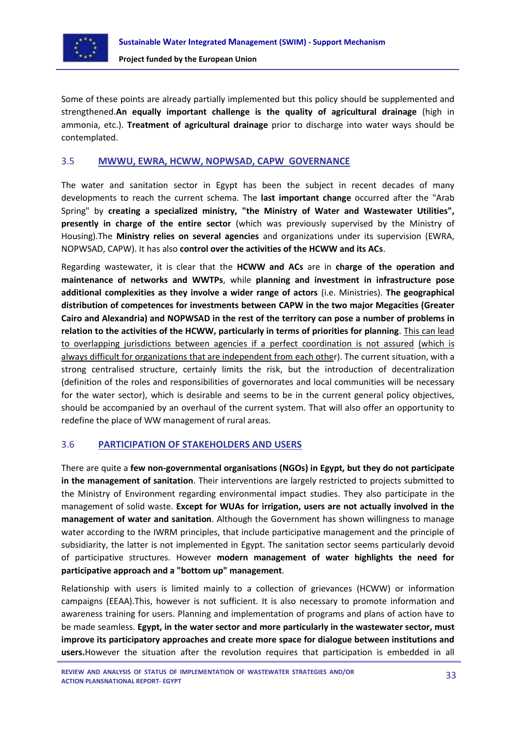Some of these points are already partially implemented but this policy should be supplemented and strengthened.**An equally important challenge is the quality of agricultural drainage** (high in ammonia, etc.). **Treatment of agricultural drainage** prior to discharge into water ways should be contemplated.

## 3.5 MWWU, EWRA, HCWW, NOPWSAD, CAPW GOVERNANCE

The water and sanitation sector in Egypt has been the subject in recent decades of many developments to reach the current schema. The **last important change** occurred after the "Arab Spring" by **creating a specialized ministry, "the Ministry of Water and Wastewater Utilities", presently in charge of the entire sector** (which was previously supervised by the Ministry of Housing).The **Ministry relies on several agencies** and organizations under its supervision (EWRA, NOPWSAD, CAPW). It has also **control over the activities of the HCWW and its ACs**.

Regarding wastewater, it is clear that the **HCWW and ACs** are in **charge of the operation and maintenance of networks and WWTPs**, while **planning and investment in infrastructure pose additional complexities as they involve a wider range of actors** (i.e. Ministries). **The geographical distribution of competences for investments between CAPW in the two major Megacities (Greater Cairo and Alexandria) and NOPWSAD in the rest of the territory can pose a number of problems in relation to the activities of the HCWW, particularly in terms of priorities for planning**. <u>This can lead to overlapping jurisdictions between agencies if a perfect coordination is not assured</u> <u>(which is always difficult for organizations that are independent from each othe</u>r). The current situation, with a strong centralised structure, certainly limits the risk, but the introduction of decentralization (definition of the roles and responsibilities of governorates and local communities will be necessary for the water sector), which is desirable and seems to be in the current general policy objectives, should be accompanied by an overhaul of the current system. That will also offer an opportunity to redefine the place of WW management of rural areas.

## 3.6 PARTICIPATION OF STAKEHOLDERS AND USERS

There are quite a **few non-governmental organisations (NGOs) in Egypt, but they do not participate in the management of sanitation**. Their interventions are largely restricted to projects submitted to the Ministry of Environment regarding environmental impact studies. They also participate in the management of solid waste. **Except for WUAs for irrigation, users are not actually involved in the management of water and sanitation**. Although the Government has shown willingness to manage water according to the IWRM principles, that include participative management and the principle of subsidiarity, the latter is not implemented in Egypt. The sanitation sector seems particularly devoid of participative structures. However **modern management of water highlights the need for participative approach and a "bottom up" management**.

Relationship with users is limited mainly to a collection of grievances (HCWW) or information campaigns (EEAA).This, however is not sufficient. It is also necessary to promote information and awareness training for users. Planning and implementation of programs and plans of action have to be made seamless. **Egypt, in the water sector and more particularly in the wastewater sector, must improve its participatory approaches and create more space for dialogue between institutions and users.**However the situation after the revolution requires that participation is embedded in all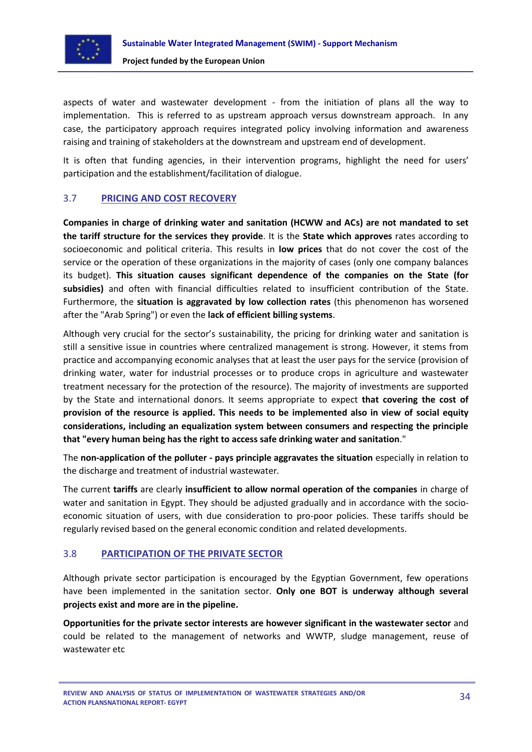aspects of water and wastewater development - from the initiation of plans all the way to implementation. This is referred to as upstream approach versus downstream approach. In any case, the participatory approach requires integrated policy involving information and awareness raising and training of stakeholders at the downstream and upstream end of development.

It is often that funding agencies, in their intervention programs, highlight the need for users' participation and the establishment/facilitation of dialogue.

## 3.7 PRICING AND COST RECOVERY

**Companies in charge of drinking water and sanitation (HCWW and ACs) are not mandated to set the tariff structure for the services they provide**. It is the **State which approves** rates according to socioeconomic and political criteria. This results in **low prices** that do not cover the cost of the service or the operation of these organizations in the majority of cases (only one company balances its budget). **This situation causes significant dependence of the companies on the State (for subsidies)** and often with financial difficulties related to insufficient contribution of the State. Furthermore, the **situation is aggravated by low collection rates** (this phenomenon has worsened after the "Arab Spring") or even the **lack of efficient billing systems**.

Although very crucial for the sector's sustainability, the pricing for drinking water and sanitation is still a sensitive issue in countries where centralized management is strong. However, it stems from practice and accompanying economic analyses that at least the user pays for the service (provision of drinking water, water for industrial processes or to produce crops in agriculture and wastewater treatment necessary for the protection of the resource). The majority of investments are supported by the State and international donors. It seems appropriate to expect **that covering the cost of provision of the resource is applied. This needs to be implemented also in view of social equity considerations, including an equalization system between consumers and respecting the principle that "every human being has the right to access safe drinking water and sanitation**."

The **non-application of the polluter - pays principle aggravates the situation** especially in relation to the discharge and treatment of industrial wastewater.

The current **tariffs** are clearly **insufficient to allow normal operation of the companies** in charge of water and sanitation in Egypt. They should be adjusted gradually and in accordance with the socio-economic situation of users, with due consideration to pro-poor policies. These tariffs should be regularly revised based on the general economic condition and related developments.

## 3.8 PARTICIPATION OF THE PRIVATE SECTOR

Although private sector participation is encouraged by the Egyptian Government, few operations have been implemented in the sanitation sector. **Only one BOT is underway although several projects exist and more are in the pipeline.**

**Opportunities for the private sector interests are however significant in the wastewater sector** and could be related to the management of networks and WWTP, sludge management, reuse of wastewater etc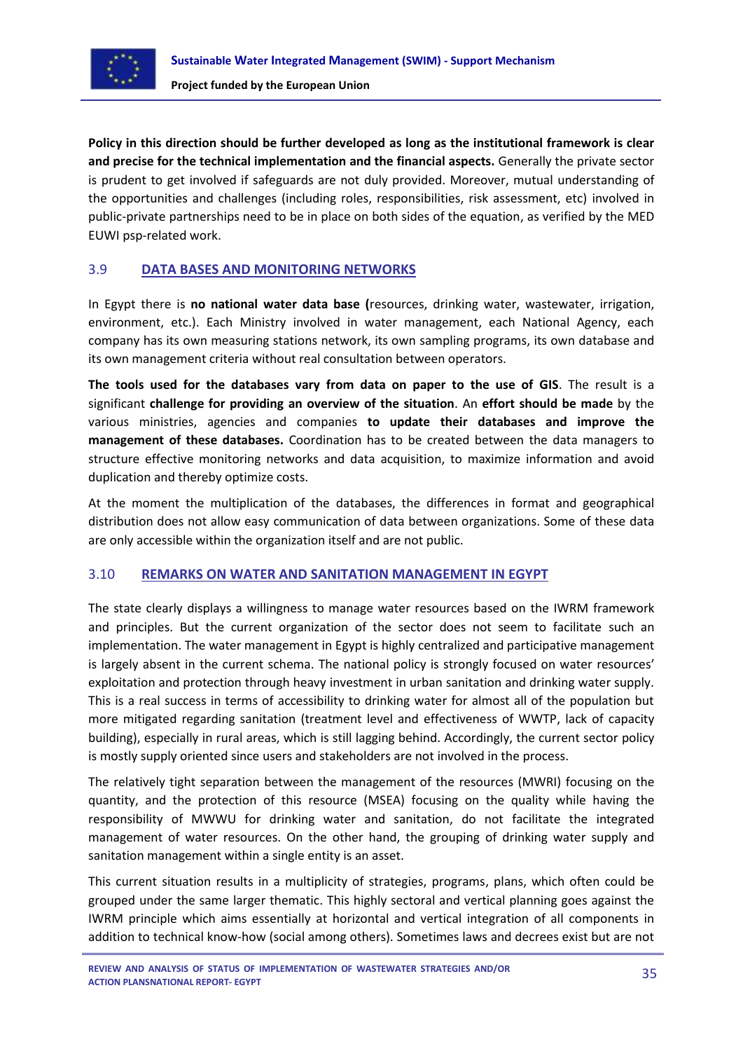**Policy in this direction should be further developed as long as the institutional framework is clear and precise for the technical implementation and the financial aspects.** Generally the private sector is prudent to get involved if safeguards are not duly provided. Moreover, mutual understanding of the opportunities and challenges (including roles, responsibilities, risk assessment, etc) involved in public-private partnerships need to be in place on both sides of the equation, as verified by the MED EUWI psp-related work.

## 3.9 DATA BASES AND MONITORING NETWORKS

In Egypt there is **no national water data base (**resources, drinking water, wastewater, irrigation, environment, etc.). Each Ministry involved in water management, each National Agency, each company has its own measuring stations network, its own sampling programs, its own database and its own management criteria without real consultation between operators.

**The tools used for the databases vary from data on paper to the use of GIS**. The result is a significant **challenge for providing an overview of the situation**. An **effort should be made** by the various ministries, agencies and companies **to update their databases and improve the management of these databases.** Coordination has to be created between the data managers to structure effective monitoring networks and data acquisition, to maximize information and avoid duplication and thereby optimize costs.

At the moment the multiplication of the databases, the differences in format and geographical distribution does not allow easy communication of data between organizations. Some of these data are only accessible within the organization itself and are not public.

## 3.10 REMARKS ON WATER AND SANITATION MANAGEMENT IN EGYPT

The state clearly displays a willingness to manage water resources based on the IWRM framework and principles. But the current organization of the sector does not seem to facilitate such an implementation. The water management in Egypt is highly centralized and participative management is largely absent in the current schema. The national policy is strongly focused on water resources' exploitation and protection through heavy investment in urban sanitation and drinking water supply. This is a real success in terms of accessibility to drinking water for almost all of the population but more mitigated regarding sanitation (treatment level and effectiveness of WWTP, lack of capacity building), especially in rural areas, which is still lagging behind. Accordingly, the current sector policy is mostly supply oriented since users and stakeholders are not involved in the process.

The relatively tight separation between the management of the resources (MWRI) focusing on the quantity, and the protection of this resource (MSEA) focusing on the quality while having the responsibility of MWWU for drinking water and sanitation, do not facilitate the integrated management of water resources. On the other hand, the grouping of drinking water supply and sanitation management within a single entity is an asset.

This current situation results in a multiplicity of strategies, programs, plans, which often could be grouped under the same larger thematic. This highly sectoral and vertical planning goes against the IWRM principle which aims essentially at horizontal and vertical integration of all components in addition to technical know-how (social among others). Sometimes laws and decrees exist but are not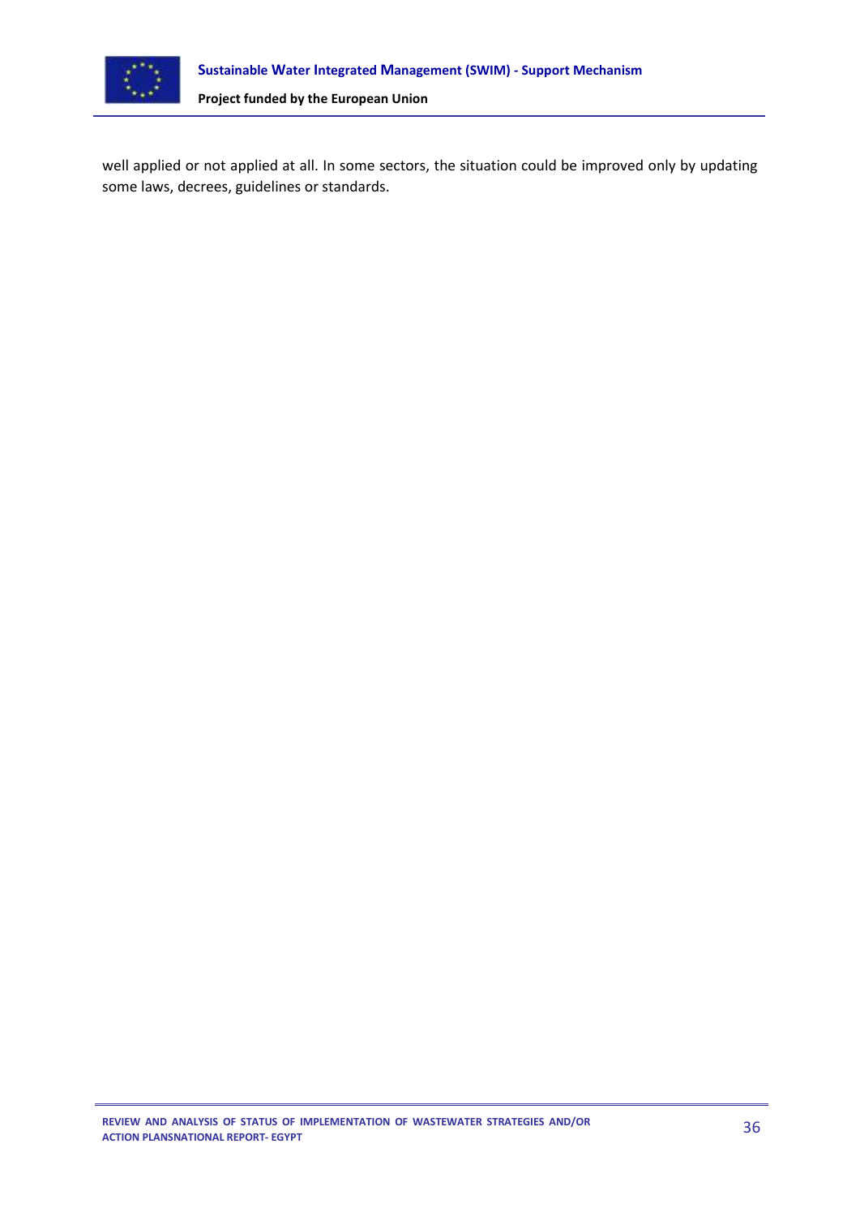well applied or not applied at all. In some sectors, the situation could be improved only by updating some laws, decrees, guidelines or standards.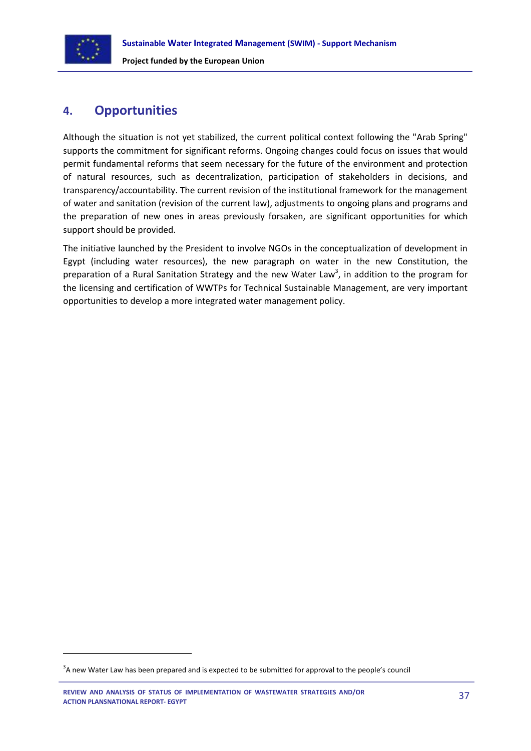# 4. Opportunities

Although the situation is not yet stabilized, the current political context following the "Arab Spring" supports the commitment for significant reforms. Ongoing changes could focus on issues that would permit fundamental reforms that seem necessary for the future of the environment and protection of natural resources, such as decentralization, participation of stakeholders in decisions, and transparency/accountability. The current revision of the institutional framework for the management of water and sanitation (revision of the current law), adjustments to ongoing plans and programs and the preparation of new ones in areas previously forsaken, are significant opportunities for which support should be provided.

The initiative launched by the President to involve NGOs in the conceptualization of development in Egypt (including water resources), the new paragraph on water in the new Constitution, the preparation of a Rural Sanitation Strategy and the new Water Law[3], in addition to the program for the licensing and certification of WWTPs for Technical Sustainable Management, are very important opportunities to develop a more integrated water management policy.

[3] A new Water Law has been prepared and is expected to be submitted for approval to the people's council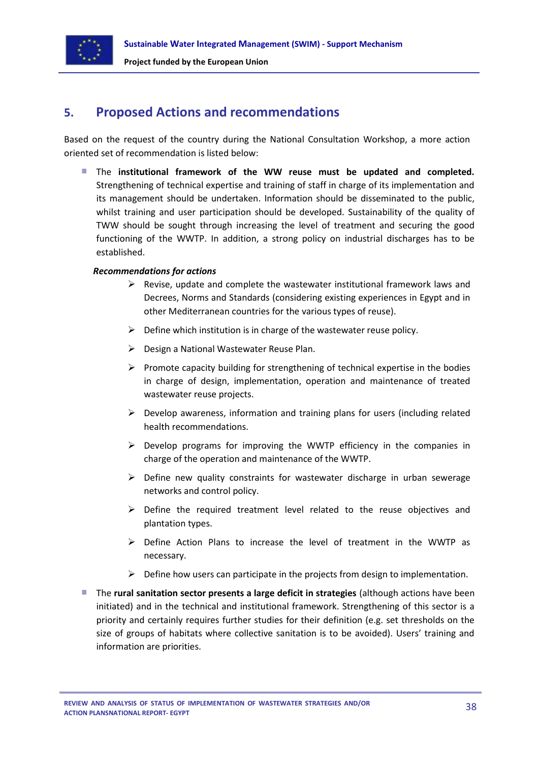## 5. Proposed Actions and recommendations

Based on the request of the country during the National Consultation Workshop, a more action oriented set of recommendation is listed below:

- The **institutional framework of the WW reuse must be updated and completed.** Strengthening of technical expertise and training of staff in charge of its implementation and its management should be undertaken. Information should be disseminated to the public, whilst training and user participation should be developed. Sustainability of the quality of TWW should be sought through increasing the level of treatment and securing the good functioning of the WWTP. In addition, a strong policy on industrial discharges has to be established.

  ***Recommendations for actions***

  - Revise, update and complete the wastewater institutional framework laws and Decrees, Norms and Standards (considering existing experiences in Egypt and in other Mediterranean countries for the various types of reuse).
  - Define which institution is in charge of the wastewater reuse policy.
  - Design a National Wastewater Reuse Plan.
  - Promote capacity building for strengthening of technical expertise in the bodies in charge of design, implementation, operation and maintenance of treated wastewater reuse projects.
  - Develop awareness, information and training plans for users (including related health recommendations.
  - Develop programs for improving the WWTP efficiency in the companies in charge of the operation and maintenance of the WWTP.
  - Define new quality constraints for wastewater discharge in urban sewerage networks and control policy.
  - Define the required treatment level related to the reuse objectives and plantation types.
  - Define Action Plans to increase the level of treatment in the WWTP as necessary.
  - Define how users can participate in the projects from design to implementation.

- The **rural sanitation sector presents a large deficit in strategies** (although actions have been initiated) and in the technical and institutional framework. Strengthening of this sector is a priority and certainly requires further studies for their definition (e.g. set thresholds on the size of groups of habitats where collective sanitation is to be avoided). Users' training and information are priorities.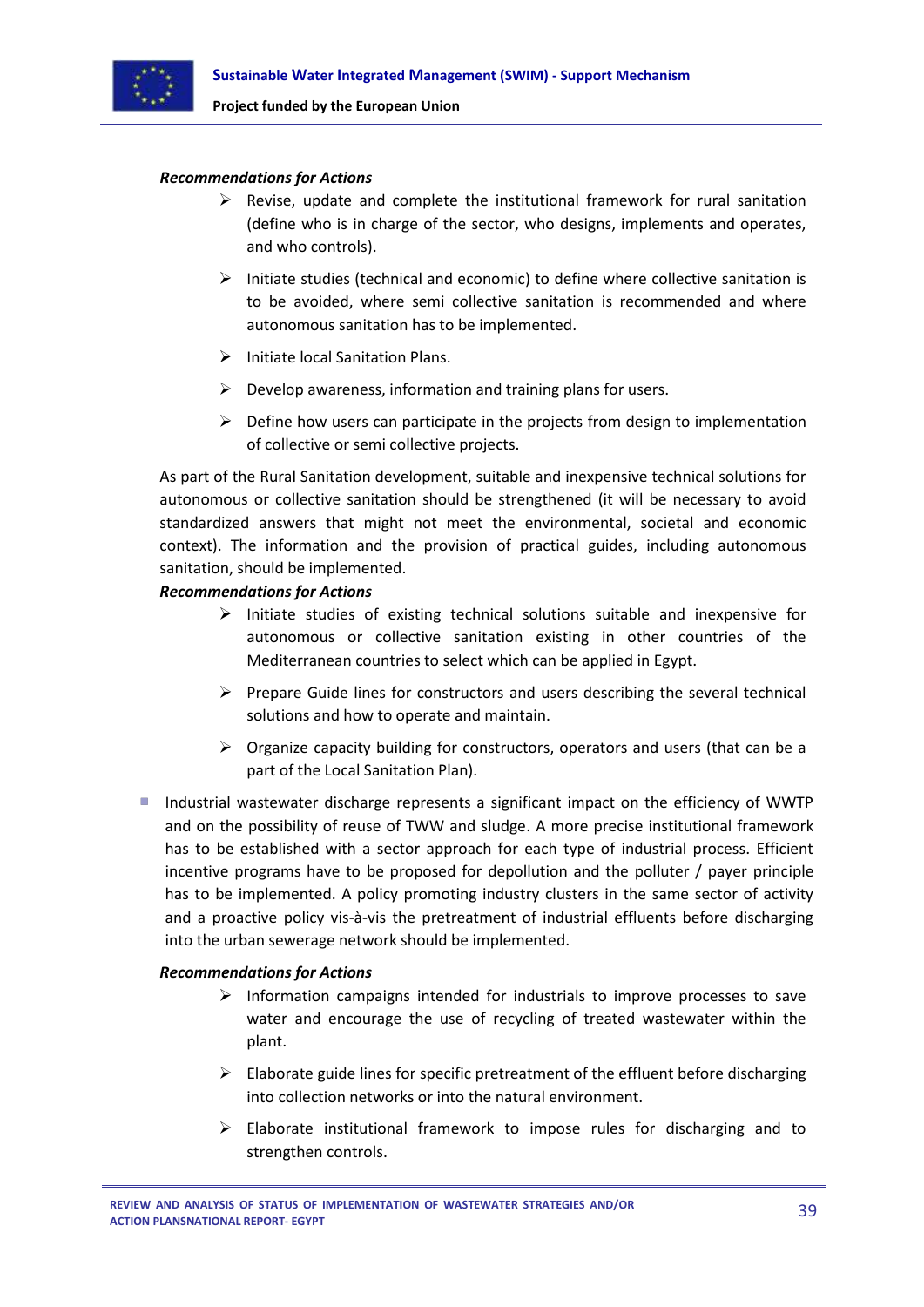***Recommendations for Actions***

- Revise, update and complete the institutional framework for rural sanitation (define who is in charge of the sector, who designs, implements and operates, and who controls).
- Initiate studies (technical and economic) to define where collective sanitation is to be avoided, where semi collective sanitation is recommended and where autonomous sanitation has to be implemented.
- Initiate local Sanitation Plans.
- Develop awareness, information and training plans for users.
- Define how users can participate in the projects from design to implementation of collective or semi collective projects.

As part of the Rural Sanitation development, suitable and inexpensive technical solutions for autonomous or collective sanitation should be strengthened (it will be necessary to avoid standardized answers that might not meet the environmental, societal and economic context). The information and the provision of practical guides, including autonomous sanitation, should be implemented.

***Recommendations for Actions***

- Initiate studies of existing technical solutions suitable and inexpensive for autonomous or collective sanitation existing in other countries of the Mediterranean countries to select which can be applied in Egypt.
- Prepare Guide lines for constructors and users describing the several technical solutions and how to operate and maintain.
- Organize capacity building for constructors, operators and users (that can be a part of the Local Sanitation Plan).

- Industrial wastewater discharge represents a significant impact on the efficiency of WWTP and on the possibility of reuse of TWW and sludge. A more precise institutional framework has to be established with a sector approach for each type of industrial process. Efficient incentive programs have to be proposed for depollution and the polluter / payer principle has to be implemented. A policy promoting industry clusters in the same sector of activity and a proactive policy vis-à-vis the pretreatment of industrial effluents before discharging into the urban sewerage network should be implemented.

***Recommendations for Actions***

- Information campaigns intended for industrials to improve processes to save water and encourage the use of recycling of treated wastewater within the plant.
- Elaborate guide lines for specific pretreatment of the effluent before discharging into collection networks or into the natural environment.
- Elaborate institutional framework to impose rules for discharging and to strengthen controls.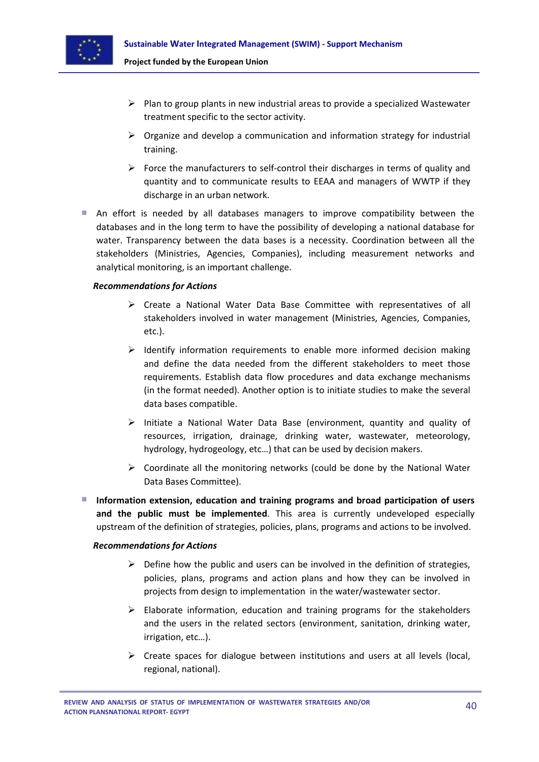- Plan to group plants in new industrial areas to provide a specialized Wastewater treatment specific to the sector activity.
- Organize and develop a communication and information strategy for industrial training.
- Force the manufacturers to self-control their discharges in terms of quality and quantity and to communicate results to EEAA and managers of WWTP if they discharge in an urban network.

- An effort is needed by all databases managers to improve compatibility between the databases and in the long term to have the possibility of developing a national database for water. Transparency between the data bases is a necessity. Coordination between all the stakeholders (Ministries, Agencies, Companies), including measurement networks and analytical monitoring, is an important challenge.

*Recommendations for Actions*

- Create a National Water Data Base Committee with representatives of all stakeholders involved in water management (Ministries, Agencies, Companies, etc.).
- Identify information requirements to enable more informed decision making and define the data needed from the different stakeholders to meet those requirements. Establish data flow procedures and data exchange mechanisms (in the format needed). Another option is to initiate studies to make the several data bases compatible.
- Initiate a National Water Data Base (environment, quantity and quality of resources, irrigation, drainage, drinking water, wastewater, meteorology, hydrology, hydrogeology, etc…) that can be used by decision makers.
- Coordinate all the monitoring networks (could be done by the National Water Data Bases Committee).

- **Information extension, education and training programs and broad participation of users and the public must be implemented**. This area is currently undeveloped especially upstream of the definition of strategies, policies, plans, programs and actions to be involved.

*Recommendations for Actions*

- Define how the public and users can be involved in the definition of strategies, policies, plans, programs and action plans and how they can be involved in projects from design to implementation in the water/wastewater sector.
- Elaborate information, education and training programs for the stakeholders and the users in the related sectors (environment, sanitation, drinking water, irrigation, etc…).
- Create spaces for dialogue between institutions and users at all levels (local, regional, national).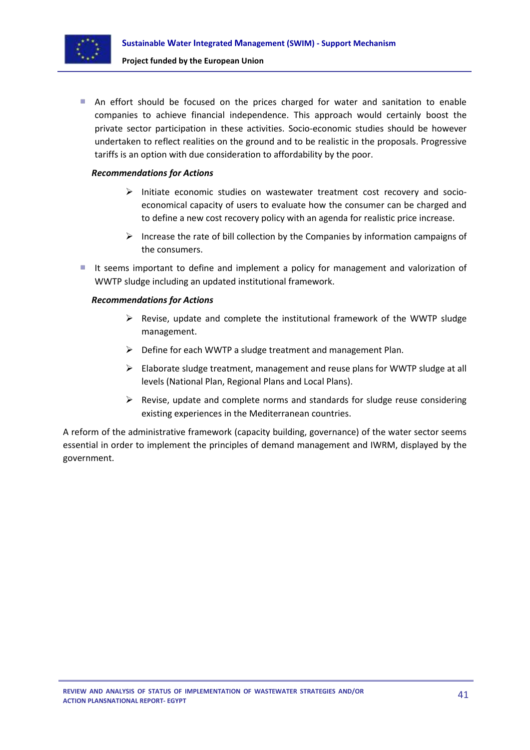- An effort should be focused on the prices charged for water and sanitation to enable companies to achieve financial independence. This approach would certainly boost the private sector participation in these activities. Socio-economic studies should be however undertaken to reflect realities on the ground and to be realistic in the proposals. Progressive tariffs is an option with due consideration to affordability by the poor.

  ***Recommendations for Actions***

  - Initiate economic studies on wastewater treatment cost recovery and socio-economical capacity of users to evaluate how the consumer can be charged and to define a new cost recovery policy with an agenda for realistic price increase.
  - Increase the rate of bill collection by the Companies by information campaigns of the consumers.

- It seems important to define and implement a policy for management and valorization of WWTP sludge including an updated institutional framework.

  ***Recommendations for Actions***

  - Revise, update and complete the institutional framework of the WWTP sludge management.
  - Define for each WWTP a sludge treatment and management Plan.
  - Elaborate sludge treatment, management and reuse plans for WWTP sludge at all levels (National Plan, Regional Plans and Local Plans).
  - Revise, update and complete norms and standards for sludge reuse considering existing experiences in the Mediterranean countries.

A reform of the administrative framework (capacity building, governance) of the water sector seems essential in order to implement the principles of demand management and IWRM, displayed by the government.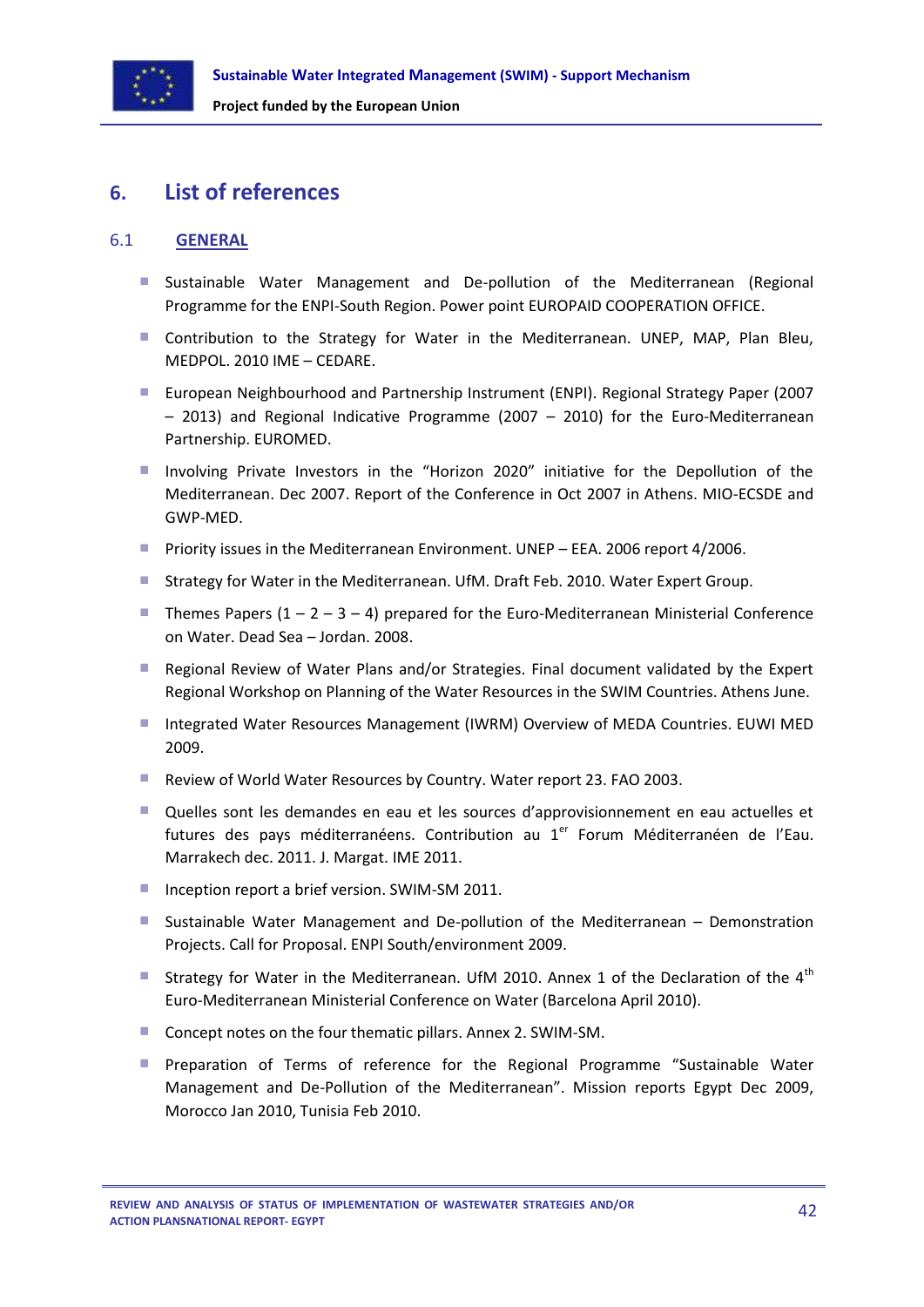# 6. List of references

## 6.1 GENERAL

- Sustainable Water Management and De-pollution of the Mediterranean (Regional Programme for the ENPI-South Region. Power point EUROPAID COOPERATION OFFICE.
- Contribution to the Strategy for Water in the Mediterranean. UNEP, MAP, Plan Bleu, MEDPOL. 2010 IME – CEDARE.
- European Neighbourhood and Partnership Instrument (ENPI). Regional Strategy Paper (2007 – 2013) and Regional Indicative Programme (2007 – 2010) for the Euro-Mediterranean Partnership. EUROMED.
- Involving Private Investors in the "Horizon 2020" initiative for the Depollution of the Mediterranean. Dec 2007. Report of the Conference in Oct 2007 in Athens. MIO-ECSDE and GWP-MED.
- Priority issues in the Mediterranean Environment. UNEP – EEA. 2006 report 4/2006.
- Strategy for Water in the Mediterranean. UfM. Draft Feb. 2010. Water Expert Group.
- Themes Papers (1 – 2 – 3 – 4) prepared for the Euro-Mediterranean Ministerial Conference on Water. Dead Sea – Jordan. 2008.
- Regional Review of Water Plans and/or Strategies. Final document validated by the Expert Regional Workshop on Planning of the Water Resources in the SWIM Countries. Athens June.
- Integrated Water Resources Management (IWRM) Overview of MEDA Countries. EUWI MED 2009.
- Review of World Water Resources by Country. Water report 23. FAO 2003.
- Quelles sont les demandes en eau et les sources d'approvisionnement en eau actuelles et futures des pays méditerranéens. Contribution au 1er Forum Méditerranéen de l'Eau. Marrakech dec. 2011. J. Margat. IME 2011.
- Inception report a brief version. SWIM-SM 2011.
- Sustainable Water Management and De-pollution of the Mediterranean – Demonstration Projects. Call for Proposal. ENPI South/environment 2009.
- Strategy for Water in the Mediterranean. UfM 2010. Annex 1 of the Declaration of the 4th Euro-Mediterranean Ministerial Conference on Water (Barcelona April 2010).
- Concept notes on the four thematic pillars. Annex 2. SWIM-SM.
- Preparation of Terms of reference for the Regional Programme "Sustainable Water Management and De-Pollution of the Mediterranean". Mission reports Egypt Dec 2009, Morocco Jan 2010, Tunisia Feb 2010.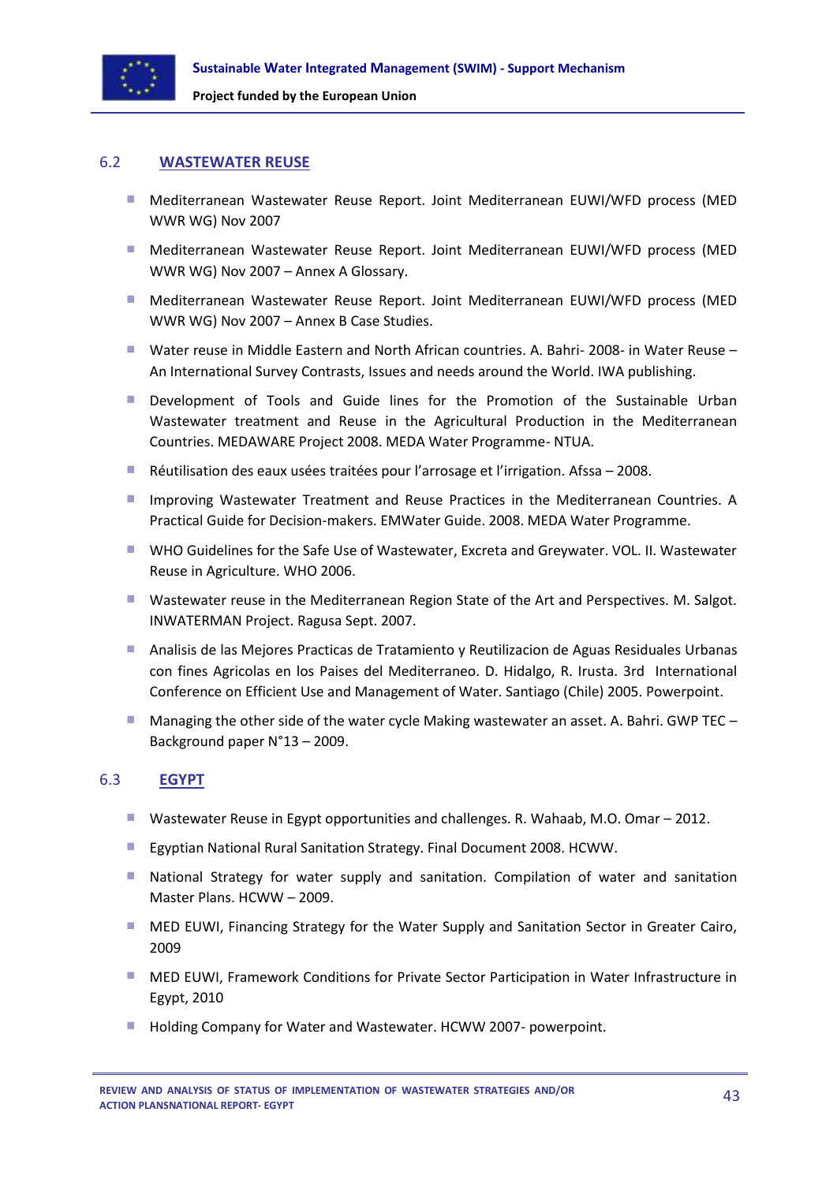## 6.2 WASTEWATER REUSE

- Mediterranean Wastewater Reuse Report. Joint Mediterranean EUWI/WFD process (MED WWR WG) Nov 2007
- Mediterranean Wastewater Reuse Report. Joint Mediterranean EUWI/WFD process (MED WWR WG) Nov 2007 – Annex A Glossary.
- Mediterranean Wastewater Reuse Report. Joint Mediterranean EUWI/WFD process (MED WWR WG) Nov 2007 – Annex B Case Studies.
- Water reuse in Middle Eastern and North African countries. A. Bahri- 2008- in Water Reuse – An International Survey Contrasts, Issues and needs around the World. IWA publishing.
- Development of Tools and Guide lines for the Promotion of the Sustainable Urban Wastewater treatment and Reuse in the Agricultural Production in the Mediterranean Countries. MEDAWARE Project 2008. MEDA Water Programme- NTUA.
- Réutilisation des eaux usées traitées pour l'arrosage et l'irrigation. Afssa – 2008.
- Improving Wastewater Treatment and Reuse Practices in the Mediterranean Countries. A Practical Guide for Decision-makers. EMWater Guide. 2008. MEDA Water Programme.
- WHO Guidelines for the Safe Use of Wastewater, Excreta and Greywater. VOL. II. Wastewater Reuse in Agriculture. WHO 2006.
- Wastewater reuse in the Mediterranean Region State of the Art and Perspectives. M. Salgot. INWATERMAN Project. Ragusa Sept. 2007.
- Analisis de las Mejores Practicas de Tratamiento y Reutilizacion de Aguas Residuales Urbanas con fines Agricolas en los Paises del Mediterraneo. D. Hidalgo, R. Irusta. 3rd International Conference on Efficient Use and Management of Water. Santiago (Chile) 2005. Powerpoint.
- Managing the other side of the water cycle Making wastewater an asset. A. Bahri. GWP TEC – Background paper N°13 – 2009.

## 6.3 EGYPT

- Wastewater Reuse in Egypt opportunities and challenges. R. Wahaab, M.O. Omar – 2012.
- Egyptian National Rural Sanitation Strategy. Final Document 2008. HCWW.
- National Strategy for water supply and sanitation. Compilation of water and sanitation Master Plans. HCWW – 2009.
- MED EUWI, Financing Strategy for the Water Supply and Sanitation Sector in Greater Cairo, 2009
- MED EUWI, Framework Conditions for Private Sector Participation in Water Infrastructure in Egypt, 2010
- Holding Company for Water and Wastewater. HCWW 2007- powerpoint.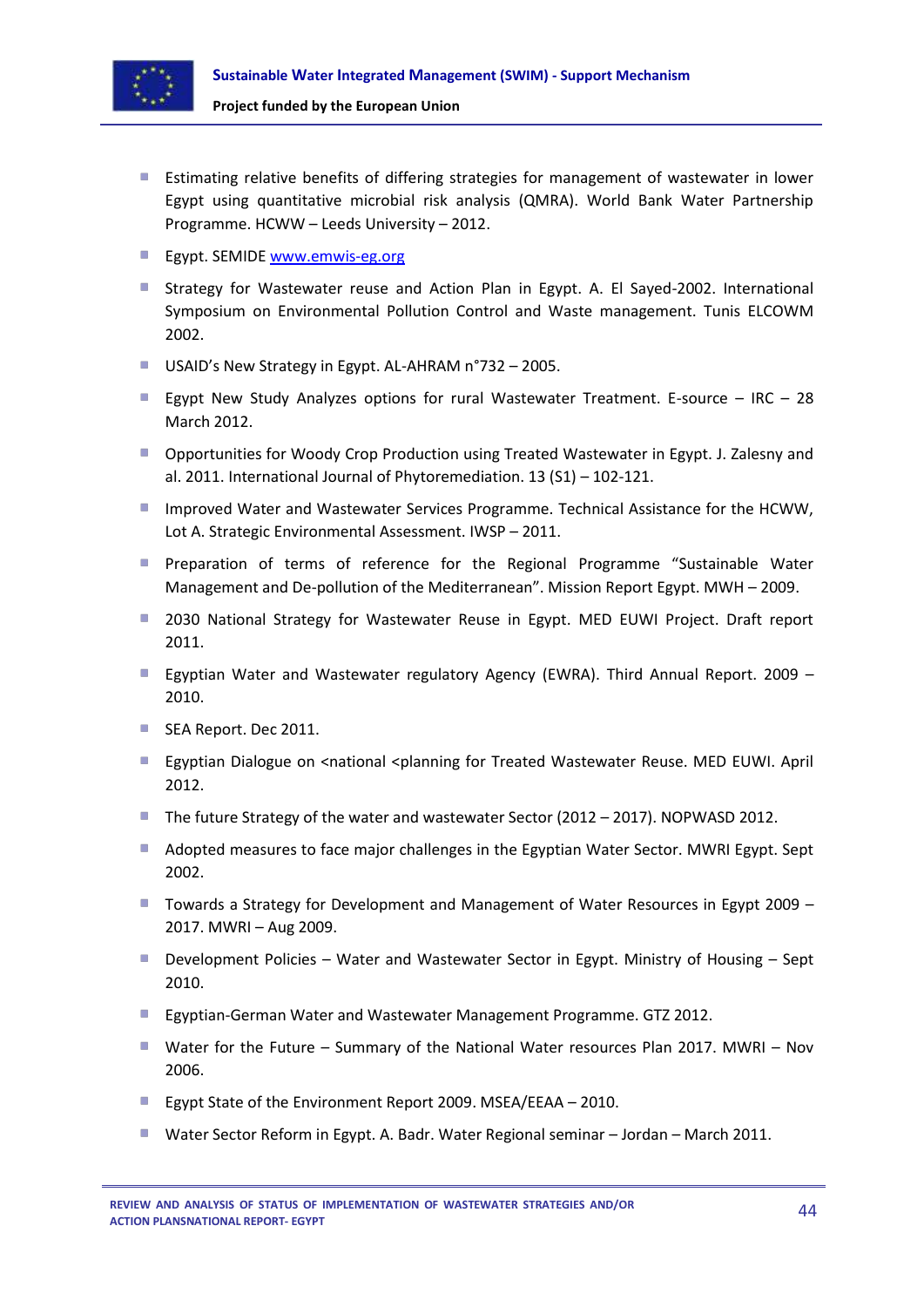- Estimating relative benefits of differing strategies for management of wastewater in lower Egypt using quantitative microbial risk analysis (QMRA). World Bank Water Partnership Programme. HCWW – Leeds University – 2012.
- Egypt. SEMIDE www.emwis-eg.org
- Strategy for Wastewater reuse and Action Plan in Egypt. A. El Sayed-2002. International Symposium on Environmental Pollution Control and Waste management. Tunis ELCOWM 2002.
- USAID's New Strategy in Egypt. AL-AHRAM n°732 – 2005.
- Egypt New Study Analyzes options for rural Wastewater Treatment. E-source – IRC – 28 March 2012.
- Opportunities for Woody Crop Production using Treated Wastewater in Egypt. J. Zalesny and al. 2011. International Journal of Phytoremediation. 13 (S1) – 102-121.
- Improved Water and Wastewater Services Programme. Technical Assistance for the HCWW, Lot A. Strategic Environmental Assessment. IWSP – 2011.
- Preparation of terms of reference for the Regional Programme "Sustainable Water Management and De-pollution of the Mediterranean". Mission Report Egypt. MWH – 2009.
- 2030 National Strategy for Wastewater Reuse in Egypt. MED EUWI Project. Draft report 2011.
- Egyptian Water and Wastewater regulatory Agency (EWRA). Third Annual Report. 2009 – 2010.
- SEA Report. Dec 2011.
- Egyptian Dialogue on <national <planning for Treated Wastewater Reuse. MED EUWI. April 2012.
- The future Strategy of the water and wastewater Sector (2012 – 2017). NOPWASD 2012.
- Adopted measures to face major challenges in the Egyptian Water Sector. MWRI Egypt. Sept 2002.
- Towards a Strategy for Development and Management of Water Resources in Egypt 2009 – 2017. MWRI – Aug 2009.
- Development Policies – Water and Wastewater Sector in Egypt. Ministry of Housing – Sept 2010.
- Egyptian-German Water and Wastewater Management Programme. GTZ 2012.
- Water for the Future – Summary of the National Water resources Plan 2017. MWRI – Nov 2006.
- Egypt State of the Environment Report 2009. MSEA/EEAA – 2010.
- Water Sector Reform in Egypt. A. Badr. Water Regional seminar – Jordan – March 2011.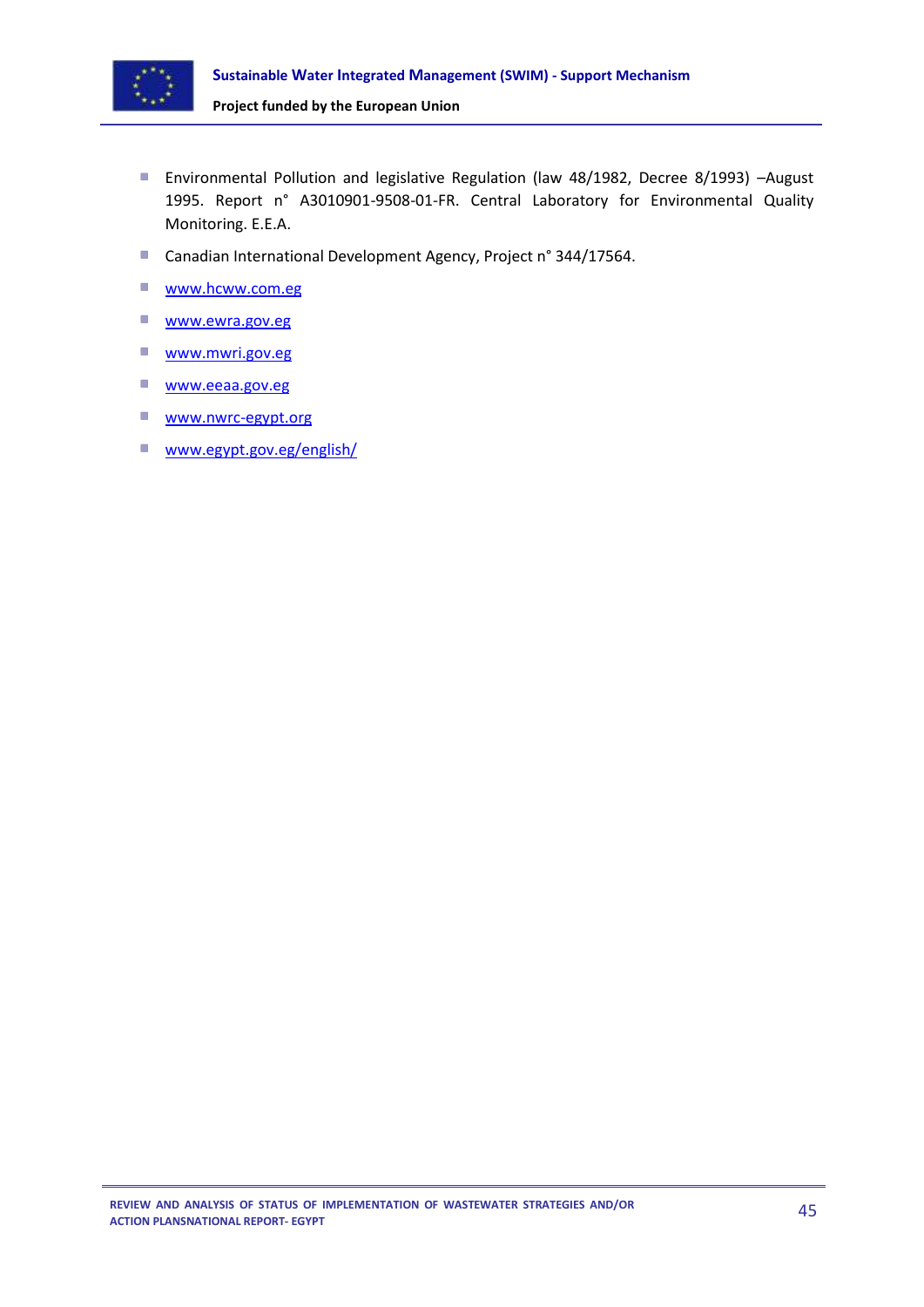- Environmental Pollution and legislative Regulation (law 48/1982, Decree 8/1993) –August 1995. Report n° A3010901-9508-01-FR. Central Laboratory for Environmental Quality Monitoring. E.E.A.
- Canadian International Development Agency, Project n° 344/17564.
- www.hcww.com.eg
- www.ewra.gov.eg
- www.mwri.gov.eg
- www.eeaa.gov.eg
- www.nwrc-egypt.org
- www.egypt.gov.eg/english/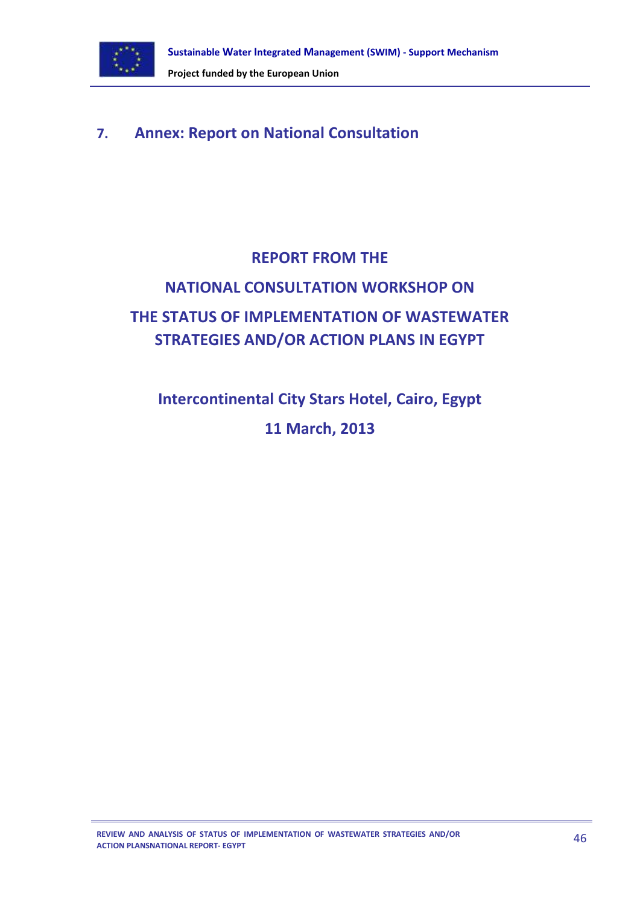# 7. Annex: Report on National Consultation

**REPORT FROM THE**

**NATIONAL CONSULTATION WORKSHOP ON**

**THE STATUS OF IMPLEMENTATION OF WASTEWATER STRATEGIES AND/OR ACTION PLANS IN EGYPT**

**Intercontinental City Stars Hotel, Cairo, Egypt**

**11 March, 2013**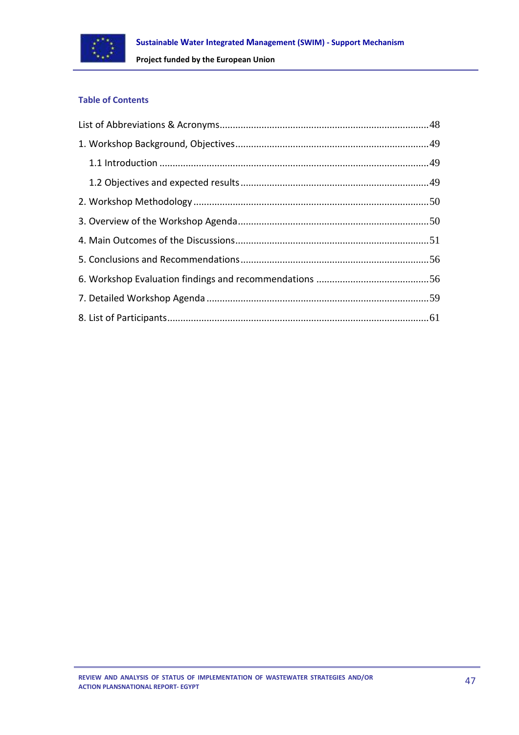## Table of Contents

List of Abbreviations & Acronyms ........................................................................ 48

1. Workshop Background, Objectives ........................................................................ 49

   1.1 Introduction ........................................................................ 49

   1.2 Objectives and expected results ........................................................................ 49

2. Workshop Methodology ........................................................................ 50

3. Overview of the Workshop Agenda ........................................................................ 50

4. Main Outcomes of the Discussions ........................................................................ 51

5. Conclusions and Recommendations ........................................................................ 56

6. Workshop Evaluation findings and recommendations ........................................................................ 56

7. Detailed Workshop Agenda ........................................................................ 59

8. List of Participants ........................................................................ 61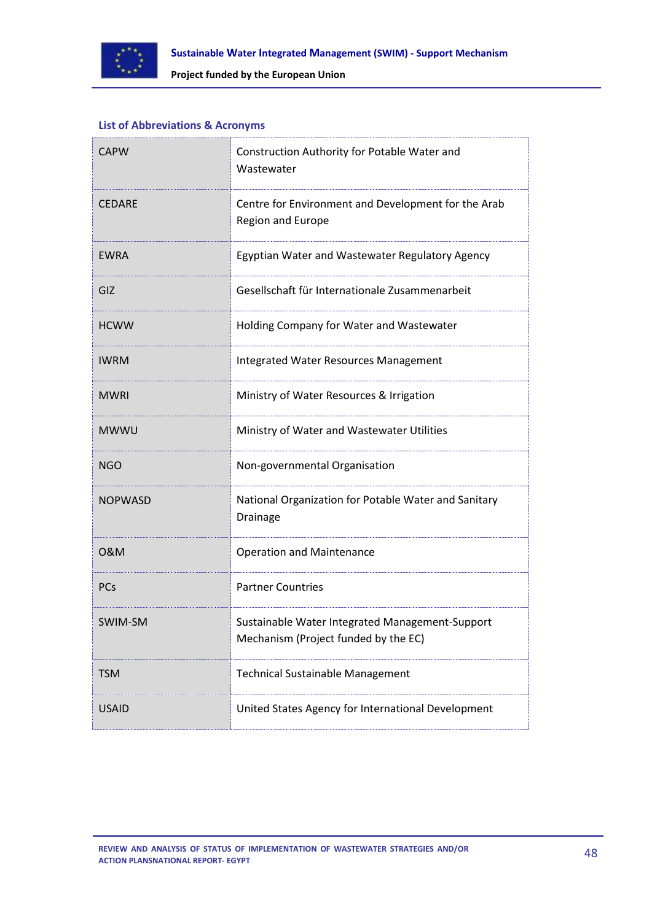## List of Abbreviations & Acronyms

| | |
|---|---|
| CAPW | Construction Authority for Potable Water and Wastewater |
| CEDARE | Centre for Environment and Development for the Arab Region and Europe |
| EWRA | Egyptian Water and Wastewater Regulatory Agency |
| GIZ | Gesellschaft für Internationale Zusammenarbeit |
| HCWW | Holding Company for Water and Wastewater |
| IWRM | Integrated Water Resources Management |
| MWRI | Ministry of Water Resources & Irrigation |
| MWWU | Ministry of Water and Wastewater Utilities |
| NGO | Non-governmental Organisation |
| NOPWASD | National Organization for Potable Water and Sanitary Drainage |
| O&M | Operation and Maintenance |
| PCs | Partner Countries |
| SWIM-SM | Sustainable Water Integrated Management-Support Mechanism (Project funded by the EC) |
| TSM | Technical Sustainable Management |
| USAID | United States Agency for International Development |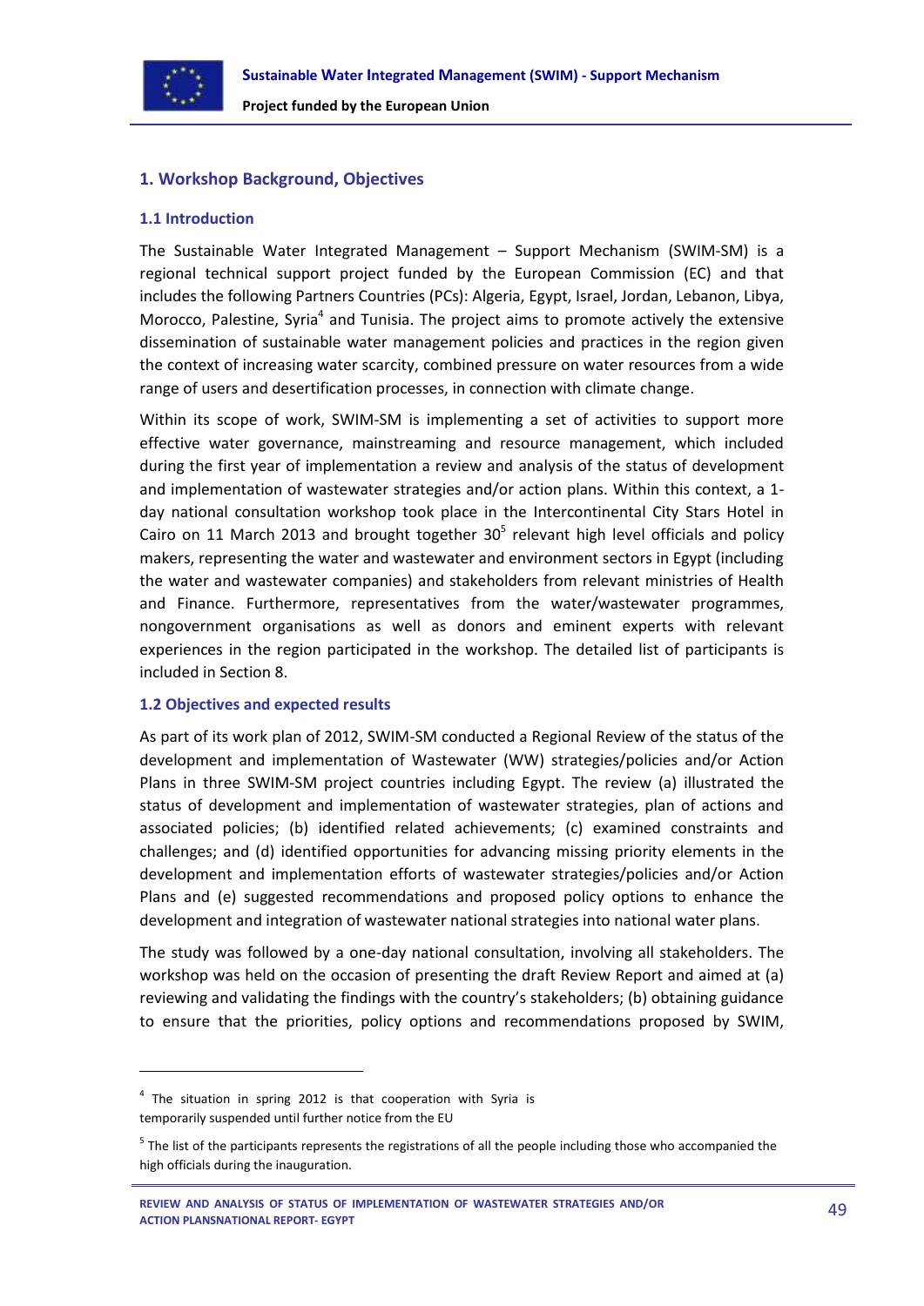## 1. Workshop Background, Objectives

### 1.1 Introduction

The Sustainable Water Integrated Management – Support Mechanism (SWIM-SM) is a regional technical support project funded by the European Commission (EC) and that includes the following Partners Countries (PCs): Algeria, Egypt, Israel, Jordan, Lebanon, Libya, Morocco, Palestine, Syria[4] and Tunisia. The project aims to promote actively the extensive dissemination of sustainable water management policies and practices in the region given the context of increasing water scarcity, combined pressure on water resources from a wide range of users and desertification processes, in connection with climate change.

Within its scope of work, SWIM-SM is implementing a set of activities to support more effective water governance, mainstreaming and resource management, which included during the first year of implementation a review and analysis of the status of development and implementation of wastewater strategies and/or action plans. Within this context, a 1-day national consultation workshop took place in the Intercontinental City Stars Hotel in Cairo on 11 March 2013 and brought together 30[5] relevant high level officials and policy makers, representing the water and wastewater and environment sectors in Egypt (including the water and wastewater companies) and stakeholders from relevant ministries of Health and Finance. Furthermore, representatives from the water/wastewater programmes, nongovernment organisations as well as donors and eminent experts with relevant experiences in the region participated in the workshop. The detailed list of participants is included in Section 8.

### 1.2 Objectives and expected results

As part of its work plan of 2012, SWIM-SM conducted a Regional Review of the status of the development and implementation of Wastewater (WW) strategies/policies and/or Action Plans in three SWIM-SM project countries including Egypt. The review (a) illustrated the status of development and implementation of wastewater strategies, plan of actions and associated policies; (b) identified related achievements; (c) examined constraints and challenges; and (d) identified opportunities for advancing missing priority elements in the development and implementation efforts of wastewater strategies/policies and/or Action Plans and (e) suggested recommendations and proposed policy options to enhance the development and integration of wastewater national strategies into national water plans.

The study was followed by a one-day national consultation, involving all stakeholders. The workshop was held on the occasion of presenting the draft Review Report and aimed at (a) reviewing and validating the findings with the country's stakeholders; (b) obtaining guidance to ensure that the priorities, policy options and recommendations proposed by SWIM,

---

[4] The situation in spring 2012 is that cooperation with Syria is temporarily suspended until further notice from the EU

[5] The list of the participants represents the registrations of all the people including those who accompanied the high officials during the inauguration.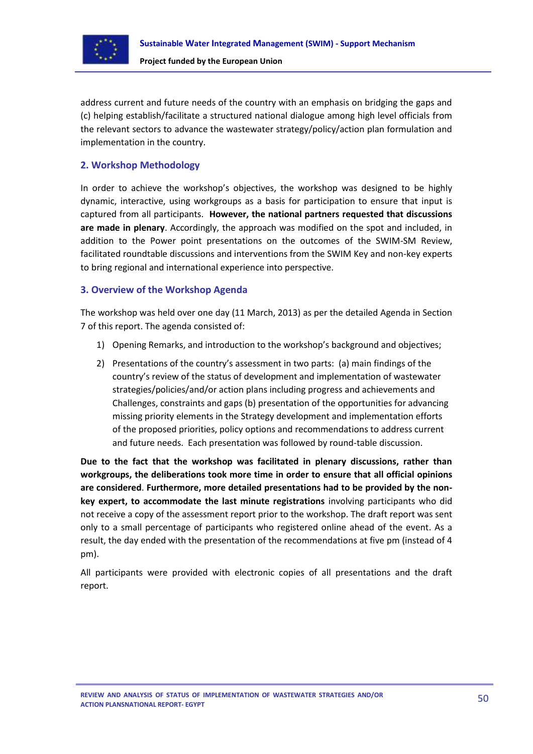address current and future needs of the country with an emphasis on bridging the gaps and (c) helping establish/facilitate a structured national dialogue among high level officials from the relevant sectors to advance the wastewater strategy/policy/action plan formulation and implementation in the country.

## 2. Workshop Methodology

In order to achieve the workshop's objectives, the workshop was designed to be highly dynamic, interactive, using workgroups as a basis for participation to ensure that input is captured from all participants. **However, the national partners requested that discussions are made in plenary**. Accordingly, the approach was modified on the spot and included, in addition to the Power point presentations on the outcomes of the SWIM-SM Review, facilitated roundtable discussions and interventions from the SWIM Key and non-key experts to bring regional and international experience into perspective.

## 3. Overview of the Workshop Agenda

The workshop was held over one day (11 March, 2013) as per the detailed Agenda in Section 7 of this report. The agenda consisted of:

1) Opening Remarks, and introduction to the workshop's background and objectives;
2) Presentations of the country's assessment in two parts: (a) main findings of the country's review of the status of development and implementation of wastewater strategies/policies/and/or action plans including progress and achievements and Challenges, constraints and gaps (b) presentation of the opportunities for advancing missing priority elements in the Strategy development and implementation efforts of the proposed priorities, policy options and recommendations to address current and future needs. Each presentation was followed by round-table discussion.

**Due to the fact that the workshop was facilitated in plenary discussions, rather than workgroups, the deliberations took more time in order to ensure that all official opinions are considered**. **Furthermore, more detailed presentations had to be provided by the non-key expert, to accommodate the last minute registrations** involving participants who did not receive a copy of the assessment report prior to the workshop. The draft report was sent only to a small percentage of participants who registered online ahead of the event. As a result, the day ended with the presentation of the recommendations at five pm (instead of 4 pm).

All participants were provided with electronic copies of all presentations and the draft report.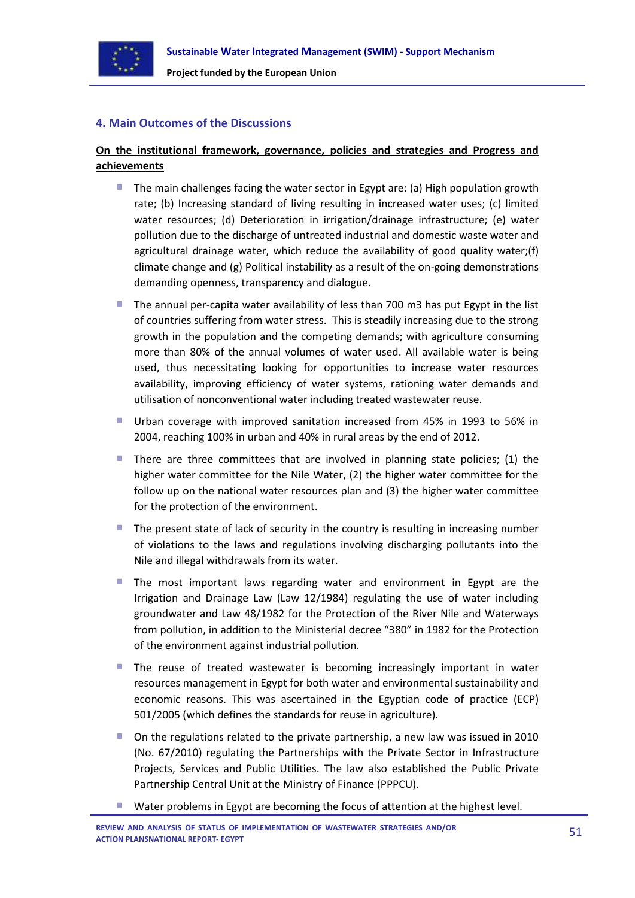## 4. Main Outcomes of the Discussions

**On the institutional framework, governance, policies and strategies and Progress and achievements**

- The main challenges facing the water sector in Egypt are: (a) High population growth rate; (b) Increasing standard of living resulting in increased water uses; (c) limited water resources; (d) Deterioration in irrigation/drainage infrastructure; (e) water pollution due to the discharge of untreated industrial and domestic waste water and agricultural drainage water, which reduce the availability of good quality water;(f) climate change and (g) Political instability as a result of the on-going demonstrations demanding openness, transparency and dialogue.
- The annual per-capita water availability of less than 700 m3 has put Egypt in the list of countries suffering from water stress. This is steadily increasing due to the strong growth in the population and the competing demands; with agriculture consuming more than 80% of the annual volumes of water used. All available water is being used, thus necessitating looking for opportunities to increase water resources availability, improving efficiency of water systems, rationing water demands and utilisation of nonconventional water including treated wastewater reuse.
- Urban coverage with improved sanitation increased from 45% in 1993 to 56% in 2004, reaching 100% in urban and 40% in rural areas by the end of 2012.
- There are three committees that are involved in planning state policies; (1) the higher water committee for the Nile Water, (2) the higher water committee for the follow up on the national water resources plan and (3) the higher water committee for the protection of the environment.
- The present state of lack of security in the country is resulting in increasing number of violations to the laws and regulations involving discharging pollutants into the Nile and illegal withdrawals from its water.
- The most important laws regarding water and environment in Egypt are the Irrigation and Drainage Law (Law 12/1984) regulating the use of water including groundwater and Law 48/1982 for the Protection of the River Nile and Waterways from pollution, in addition to the Ministerial decree "380" in 1982 for the Protection of the environment against industrial pollution.
- The reuse of treated wastewater is becoming increasingly important in water resources management in Egypt for both water and environmental sustainability and economic reasons. This was ascertained in the Egyptian code of practice (ECP) 501/2005 (which defines the standards for reuse in agriculture).
- On the regulations related to the private partnership, a new law was issued in 2010 (No. 67/2010) regulating the Partnerships with the Private Sector in Infrastructure Projects, Services and Public Utilities. The law also established the Public Private Partnership Central Unit at the Ministry of Finance (PPPCU).
- Water problems in Egypt are becoming the focus of attention at the highest level.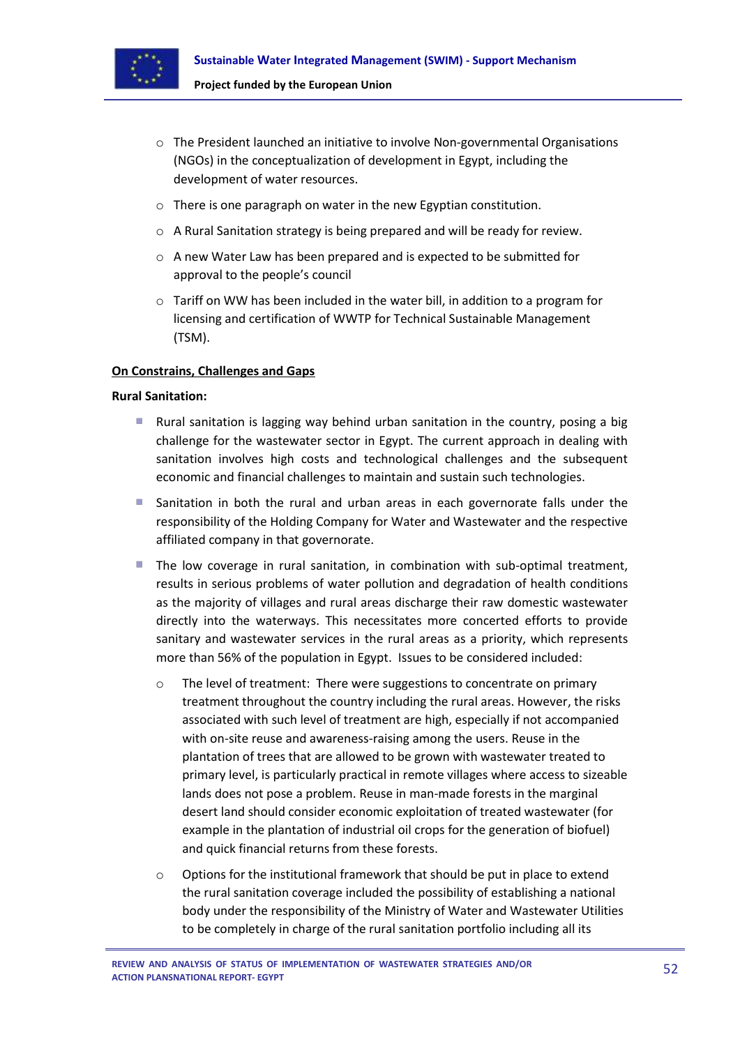- The President launched an initiative to involve Non-governmental Organisations (NGOs) in the conceptualization of development in Egypt, including the development of water resources.
- There is one paragraph on water in the new Egyptian constitution.
- A Rural Sanitation strategy is being prepared and will be ready for review.
- A new Water Law has been prepared and is expected to be submitted for approval to the people's council
- Tariff on WW has been included in the water bill, in addition to a program for licensing and certification of WWTP for Technical Sustainable Management (TSM).

**On Constrains, Challenges and Gaps**

**Rural Sanitation:**

- Rural sanitation is lagging way behind urban sanitation in the country, posing a big challenge for the wastewater sector in Egypt. The current approach in dealing with sanitation involves high costs and technological challenges and the subsequent economic and financial challenges to maintain and sustain such technologies.
- Sanitation in both the rural and urban areas in each governorate falls under the responsibility of the Holding Company for Water and Wastewater and the respective affiliated company in that governorate.
- The low coverage in rural sanitation, in combination with sub-optimal treatment, results in serious problems of water pollution and degradation of health conditions as the majority of villages and rural areas discharge their raw domestic wastewater directly into the waterways. This necessitates more concerted efforts to provide sanitary and wastewater services in the rural areas as a priority, which represents more than 56% of the population in Egypt. Issues to be considered included:
  - The level of treatment: There were suggestions to concentrate on primary treatment throughout the country including the rural areas. However, the risks associated with such level of treatment are high, especially if not accompanied with on-site reuse and awareness-raising among the users. Reuse in the plantation of trees that are allowed to be grown with wastewater treated to primary level, is particularly practical in remote villages where access to sizeable lands does not pose a problem. Reuse in man-made forests in the marginal desert land should consider economic exploitation of treated wastewater (for example in the plantation of industrial oil crops for the generation of biofuel) and quick financial returns from these forests.
  - Options for the institutional framework that should be put in place to extend the rural sanitation coverage included the possibility of establishing a national body under the responsibility of the Ministry of Water and Wastewater Utilities to be completely in charge of the rural sanitation portfolio including all its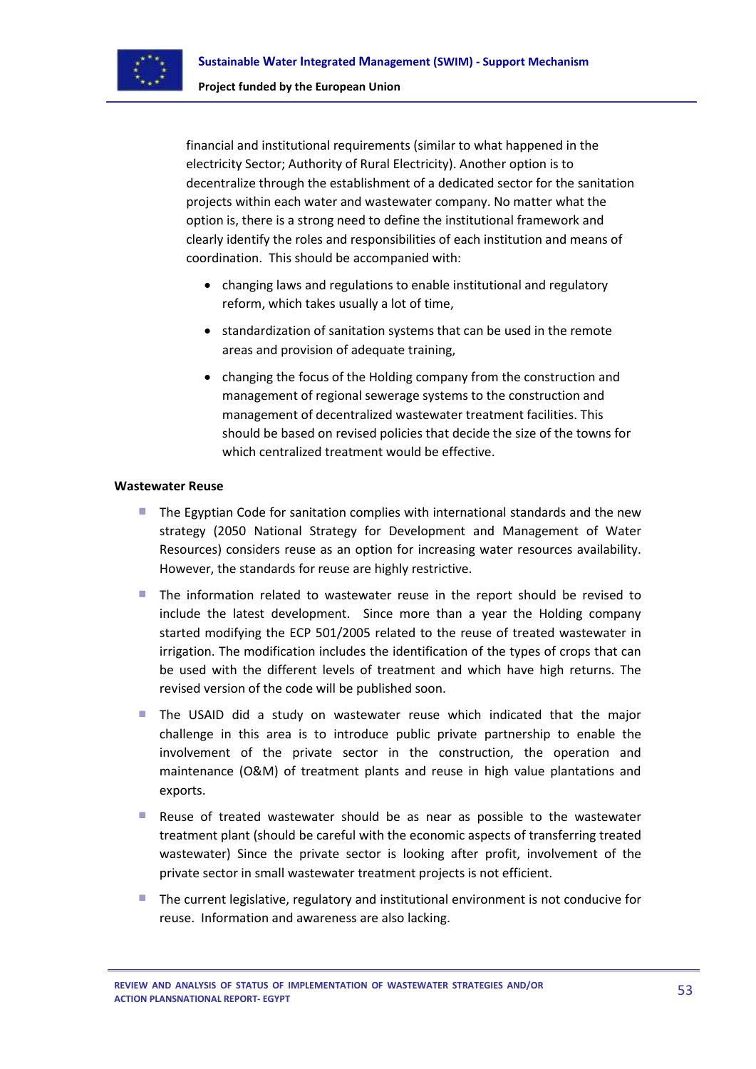financial and institutional requirements (similar to what happened in the electricity Sector; Authority of Rural Electricity). Another option is to decentralize through the establishment of a dedicated sector for the sanitation projects within each water and wastewater company. No matter what the option is, there is a strong need to define the institutional framework and clearly identify the roles and responsibilities of each institution and means of coordination. This should be accompanied with:

- changing laws and regulations to enable institutional and regulatory reform, which takes usually a lot of time,
- standardization of sanitation systems that can be used in the remote areas and provision of adequate training,
- changing the focus of the Holding company from the construction and management of regional sewerage systems to the construction and management of decentralized wastewater treatment facilities. This should be based on revised policies that decide the size of the towns for which centralized treatment would be effective.

**Wastewater Reuse**

- The Egyptian Code for sanitation complies with international standards and the new strategy (2050 National Strategy for Development and Management of Water Resources) considers reuse as an option for increasing water resources availability. However, the standards for reuse are highly restrictive.
- The information related to wastewater reuse in the report should be revised to include the latest development. Since more than a year the Holding company started modifying the ECP 501/2005 related to the reuse of treated wastewater in irrigation. The modification includes the identification of the types of crops that can be used with the different levels of treatment and which have high returns. The revised version of the code will be published soon.
- The USAID did a study on wastewater reuse which indicated that the major challenge in this area is to introduce public private partnership to enable the involvement of the private sector in the construction, the operation and maintenance (O&M) of treatment plants and reuse in high value plantations and exports.
- Reuse of treated wastewater should be as near as possible to the wastewater treatment plant (should be careful with the economic aspects of transferring treated wastewater) Since the private sector is looking after profit, involvement of the private sector in small wastewater treatment projects is not efficient.
- The current legislative, regulatory and institutional environment is not conducive for reuse. Information and awareness are also lacking.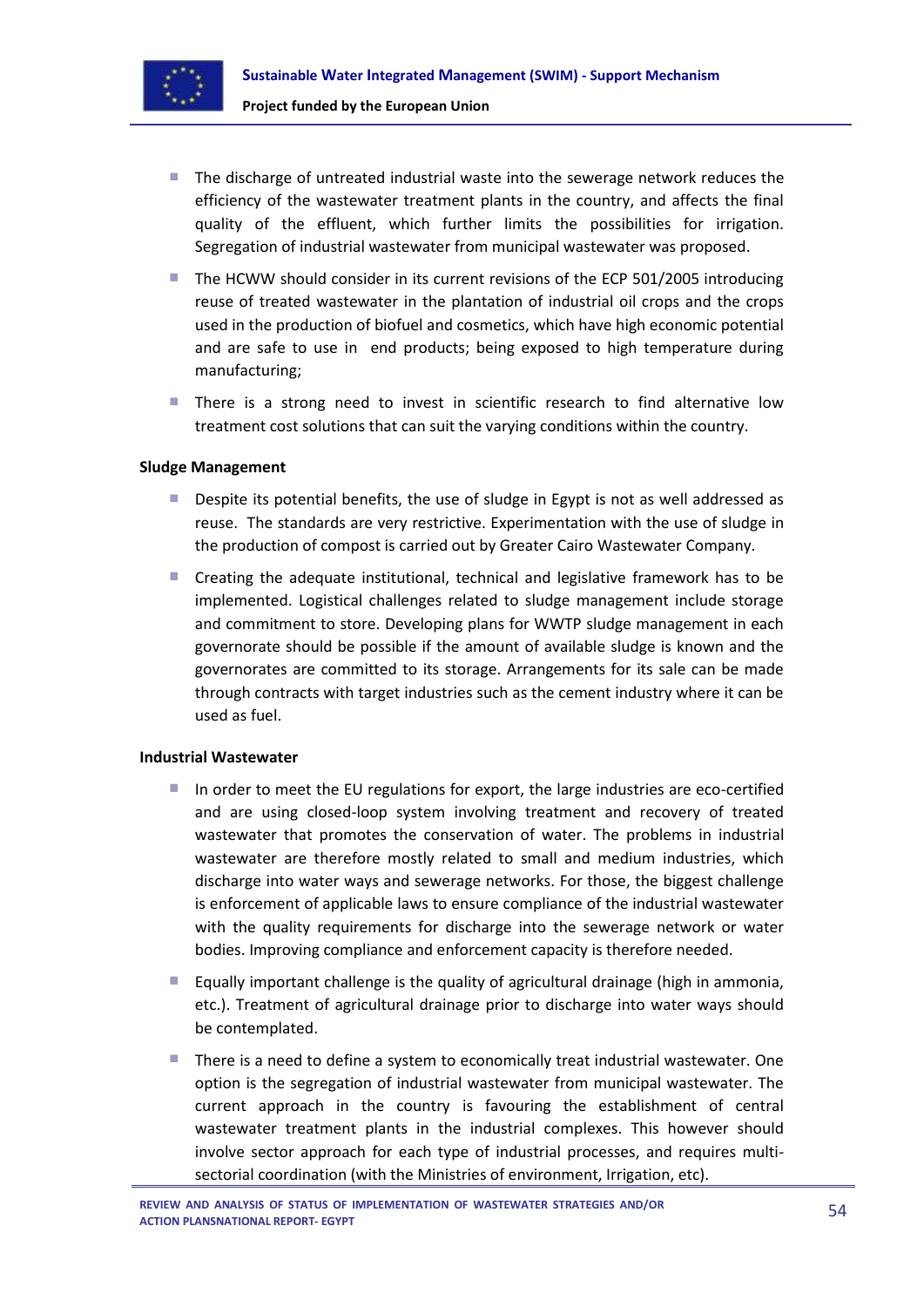- The discharge of untreated industrial waste into the sewerage network reduces the efficiency of the wastewater treatment plants in the country, and affects the final quality of the effluent, which further limits the possibilities for irrigation. Segregation of industrial wastewater from municipal wastewater was proposed.
- The HCWW should consider in its current revisions of the ECP 501/2005 introducing reuse of treated wastewater in the plantation of industrial oil crops and the crops used in the production of biofuel and cosmetics, which have high economic potential and are safe to use in end products; being exposed to high temperature during manufacturing;
- There is a strong need to invest in scientific research to find alternative low treatment cost solutions that can suit the varying conditions within the country.

**Sludge Management**

- Despite its potential benefits, the use of sludge in Egypt is not as well addressed as reuse. The standards are very restrictive. Experimentation with the use of sludge in the production of compost is carried out by Greater Cairo Wastewater Company.
- Creating the adequate institutional, technical and legislative framework has to be implemented. Logistical challenges related to sludge management include storage and commitment to store. Developing plans for WWTP sludge management in each governorate should be possible if the amount of available sludge is known and the governorates are committed to its storage. Arrangements for its sale can be made through contracts with target industries such as the cement industry where it can be used as fuel.

**Industrial Wastewater**

- In order to meet the EU regulations for export, the large industries are eco-certified and are using closed-loop system involving treatment and recovery of treated wastewater that promotes the conservation of water. The problems in industrial wastewater are therefore mostly related to small and medium industries, which discharge into water ways and sewerage networks. For those, the biggest challenge is enforcement of applicable laws to ensure compliance of the industrial wastewater with the quality requirements for discharge into the sewerage network or water bodies. Improving compliance and enforcement capacity is therefore needed.
- Equally important challenge is the quality of agricultural drainage (high in ammonia, etc.). Treatment of agricultural drainage prior to discharge into water ways should be contemplated.
- There is a need to define a system to economically treat industrial wastewater. One option is the segregation of industrial wastewater from municipal wastewater. The current approach in the country is favouring the establishment of central wastewater treatment plants in the industrial complexes. This however should involve sector approach for each type of industrial processes, and requires multi-sectorial coordination (with the Ministries of environment, Irrigation, etc).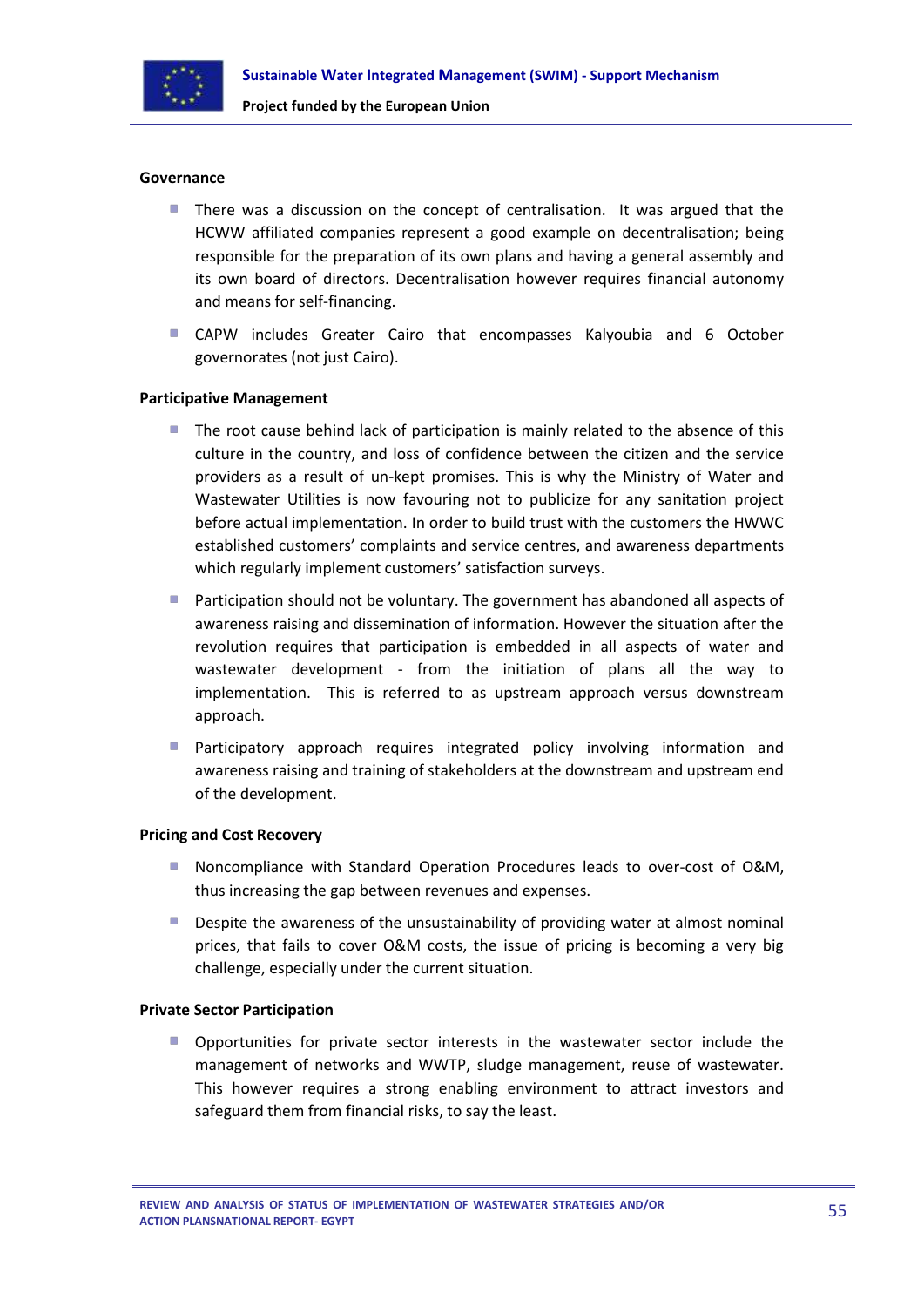**Governance**

- There was a discussion on the concept of centralisation. It was argued that the HCWW affiliated companies represent a good example on decentralisation; being responsible for the preparation of its own plans and having a general assembly and its own board of directors. Decentralisation however requires financial autonomy and means for self-financing.
- CAPW includes Greater Cairo that encompasses Kalyoubia and 6 October governorates (not just Cairo).

**Participative Management**

- The root cause behind lack of participation is mainly related to the absence of this culture in the country, and loss of confidence between the citizen and the service providers as a result of un-kept promises. This is why the Ministry of Water and Wastewater Utilities is now favouring not to publicize for any sanitation project before actual implementation. In order to build trust with the customers the HWWC established customers' complaints and service centres, and awareness departments which regularly implement customers' satisfaction surveys.
- Participation should not be voluntary. The government has abandoned all aspects of awareness raising and dissemination of information. However the situation after the revolution requires that participation is embedded in all aspects of water and wastewater development - from the initiation of plans all the way to implementation. This is referred to as upstream approach versus downstream approach.
- Participatory approach requires integrated policy involving information and awareness raising and training of stakeholders at the downstream and upstream end of the development.

**Pricing and Cost Recovery**

- Noncompliance with Standard Operation Procedures leads to over-cost of O&M, thus increasing the gap between revenues and expenses.
- Despite the awareness of the unsustainability of providing water at almost nominal prices, that fails to cover O&M costs, the issue of pricing is becoming a very big challenge, especially under the current situation.

**Private Sector Participation**

- Opportunities for private sector interests in the wastewater sector include the management of networks and WWTP, sludge management, reuse of wastewater. This however requires a strong enabling environment to attract investors and safeguard them from financial risks, to say the least.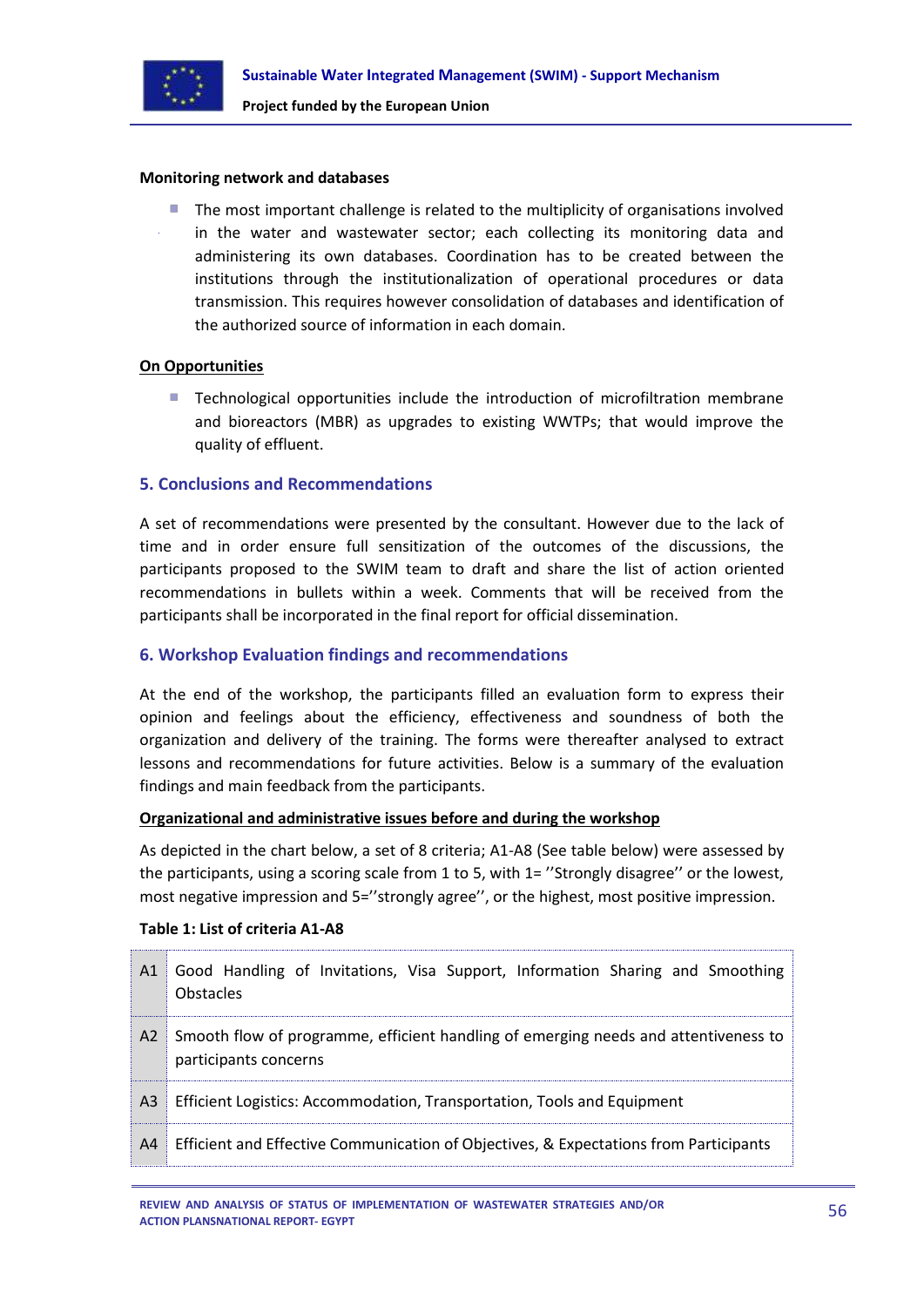**Monitoring network and databases**

- The most important challenge is related to the multiplicity of organisations involved in the water and wastewater sector; each collecting its monitoring data and administering its own databases. Coordination has to be created between the institutions through the institutionalization of operational procedures or data transmission. This requires however consolidation of databases and identification of the authorized source of information in each domain.

**On Opportunities**

- Technological opportunities include the introduction of microfiltration membrane and bioreactors (MBR) as upgrades to existing WWTPs; that would improve the quality of effluent.

## 5. Conclusions and Recommendations

A set of recommendations were presented by the consultant. However due to the lack of time and in order ensure full sensitization of the outcomes of the discussions, the participants proposed to the SWIM team to draft and share the list of action oriented recommendations in bullets within a week. Comments that will be received from the participants shall be incorporated in the final report for official dissemination.

## 6. Workshop Evaluation findings and recommendations

At the end of the workshop, the participants filled an evaluation form to express their opinion and feelings about the efficiency, effectiveness and soundness of both the organization and delivery of the training. The forms were thereafter analysed to extract lessons and recommendations for future activities. Below is a summary of the evaluation findings and main feedback from the participants.

**Organizational and administrative issues before and during the workshop**

As depicted in the chart below, a set of 8 criteria; A1-A8 (See table below) were assessed by the participants, using a scoring scale from 1 to 5, with 1= ''Strongly disagree'' or the lowest, most negative impression and 5=''strongly agree'', or the highest, most positive impression.

**Table 1: List of criteria A1-A8**

| | |
|---|---|
| A1 | Good Handling of Invitations, Visa Support, Information Sharing and Smoothing Obstacles |
| A2 | Smooth flow of programme, efficient handling of emerging needs and attentiveness to participants concerns |
| A3 | Efficient Logistics: Accommodation, Transportation, Tools and Equipment |
| A4 | Efficient and Effective Communication of Objectives, & Expectations from Participants |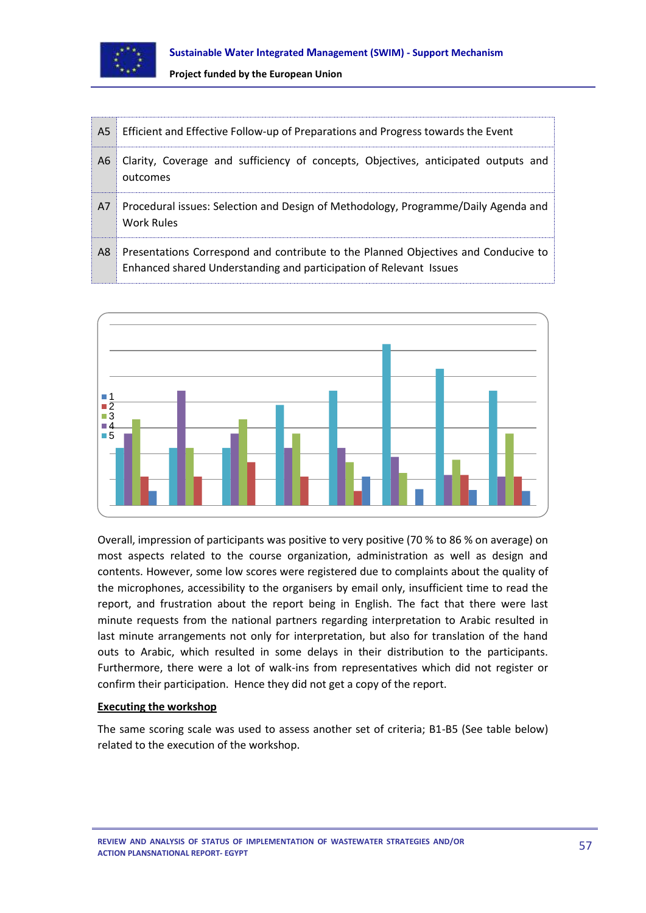| | |
|---|---|
| A5 | Efficient and Effective Follow-up of Preparations and Progress towards the Event |
| A6 | Clarity, Coverage and sufficiency of concepts, Objectives, anticipated outputs and outcomes |
| A7 | Procedural issues: Selection and Design of Methodology, Programme/Daily Agenda and Work Rules |
| A8 | Presentations Correspond and contribute to the Planned Objectives and Conducive to Enhanced shared Understanding and participation of Relevant Issues |

Overall, impression of participants was positive to very positive (70 % to 86 % on average) on most aspects related to the course organization, administration as well as design and contents. However, some low scores were registered due to complaints about the quality of the microphones, accessibility to the organisers by email only, insufficient time to read the report, and frustration about the report being in English. The fact that there were last minute requests from the national partners regarding interpretation to Arabic resulted in last minute arrangements not only for interpretation, but also for translation of the hand outs to Arabic, which resulted in some delays in their distribution to the participants. Furthermore, there were a lot of walk-ins from representatives which did not register or confirm their participation. Hence they did not get a copy of the report.

**Executing the workshop**

The same scoring scale was used to assess another set of criteria; B1-B5 (See table below) related to the execution of the workshop.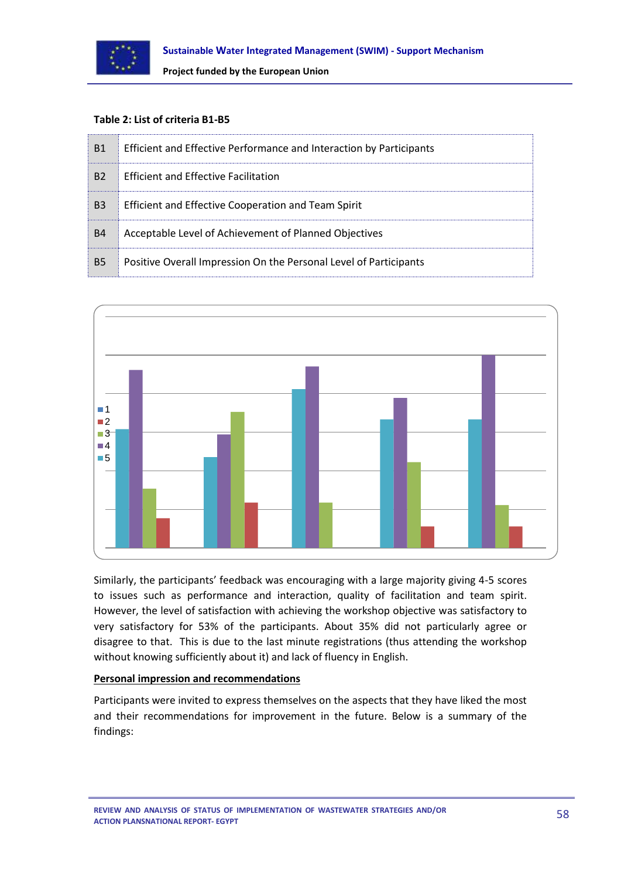**Table 2: List of criteria B1-B5**

| | |
|---|---|
| B1 | Efficient and Effective Performance and Interaction by Participants |
| B2 | Efficient and Effective Facilitation |
| B3 | Efficient and Effective Cooperation and Team Spirit |
| B4 | Acceptable Level of Achievement of Planned Objectives |
| B5 | Positive Overall Impression On the Personal Level of Participants |

Similarly, the participants' feedback was encouraging with a large majority giving 4-5 scores to issues such as performance and interaction, quality of facilitation and team spirit. However, the level of satisfaction with achieving the workshop objective was satisfactory to very satisfactory for 53% of the participants. About 35% did not particularly agree or disagree to that. This is due to the last minute registrations (thus attending the workshop without knowing sufficiently about it) and lack of fluency in English.

**Personal impression and recommendations**

Participants were invited to express themselves on the aspects that they have liked the most and their recommendations for improvement in the future. Below is a summary of the findings: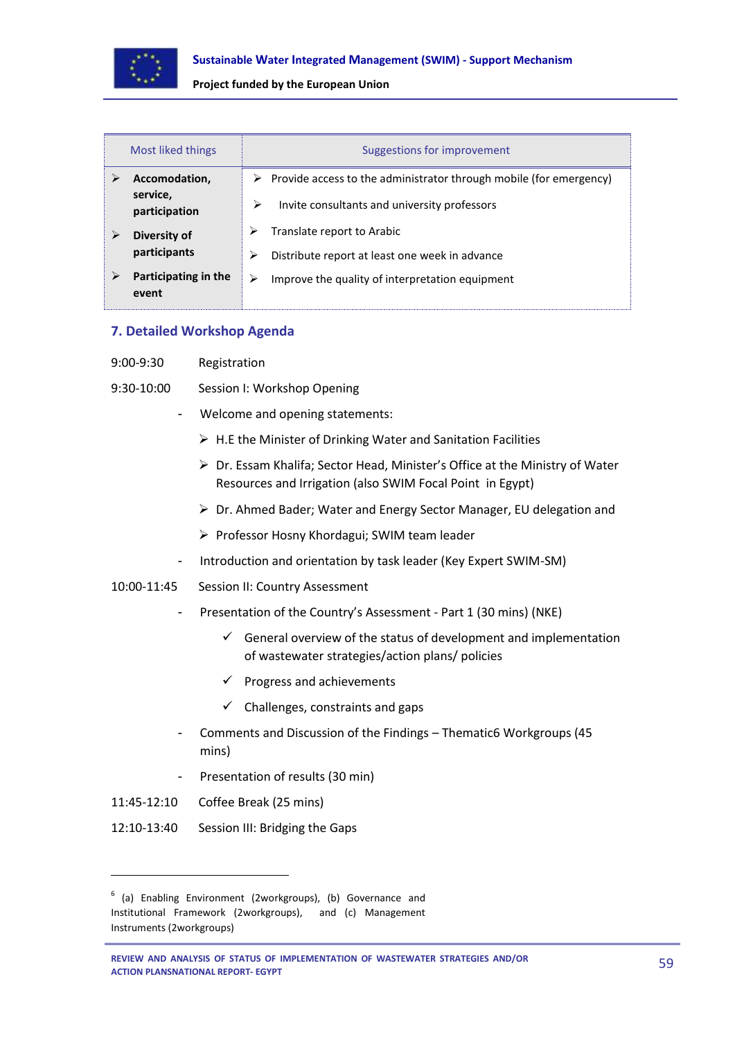| Most liked things | Suggestions for improvement |
|---|---|
| ➢ **Accomodation, service, participation**<br>➢ **Diversity of participants**<br>➢ **Participating in the event** | ➢ Provide access to the administrator through mobile (for emergency)<br>➢ Invite consultants and university professors<br>➢ Translate report to Arabic<br>➢ Distribute report at least one week in advance<br>➢ Improve the quality of interpretation equipment |

## 7. Detailed Workshop Agenda

9:00-9:30 Registration

9:30-10:00 Session I: Workshop Opening

- Welcome and opening statements:
  - ➢ H.E the Minister of Drinking Water and Sanitation Facilities
  - ➢ Dr. Essam Khalifa; Sector Head, Minister's Office at the Ministry of Water Resources and Irrigation (also SWIM Focal Point in Egypt)
  - ➢ Dr. Ahmed Bader; Water and Energy Sector Manager, EU delegation and
  - ➢ Professor Hosny Khordagui; SWIM team leader
- Introduction and orientation by task leader (Key Expert SWIM-SM)

10:00-11:45 Session II: Country Assessment

- Presentation of the Country's Assessment - Part 1 (30 mins) (NKE)
  - ✓ General overview of the status of development and implementation of wastewater strategies/action plans/ policies
  - ✓ Progress and achievements
  - ✓ Challenges, constraints and gaps
- Comments and Discussion of the Findings – Thematic[6] Workgroups (45 mins)
- Presentation of results (30 min)

11:45-12:10 Coffee Break (25 mins)

12:10-13:40 Session III: Bridging the Gaps

---

[6] (a) Enabling Environment (2workgroups), (b) Governance and Institutional Framework (2workgroups), and (c) Management Instruments (2workgroups)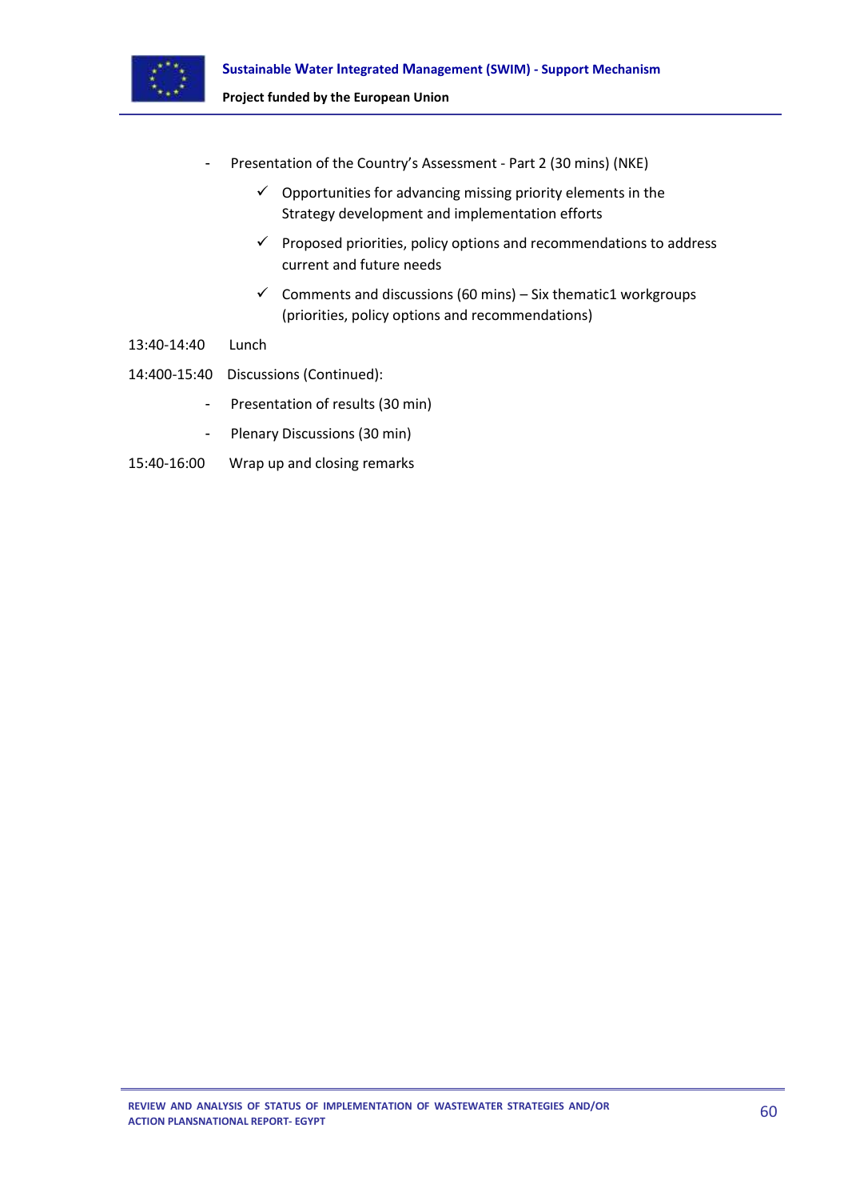- Presentation of the Country's Assessment - Part 2 (30 mins) (NKE)
  - ✓ Opportunities for advancing missing priority elements in the Strategy development and implementation efforts
  - ✓ Proposed priorities, policy options and recommendations to address current and future needs
  - ✓ Comments and discussions (60 mins) – Six thematic1 workgroups (priorities, policy options and recommendations)

13:40-14:40 Lunch

14:400-15:40 Discussions (Continued):

- Presentation of results (30 min)
- Plenary Discussions (30 min)

15:40-16:00 Wrap up and closing remarks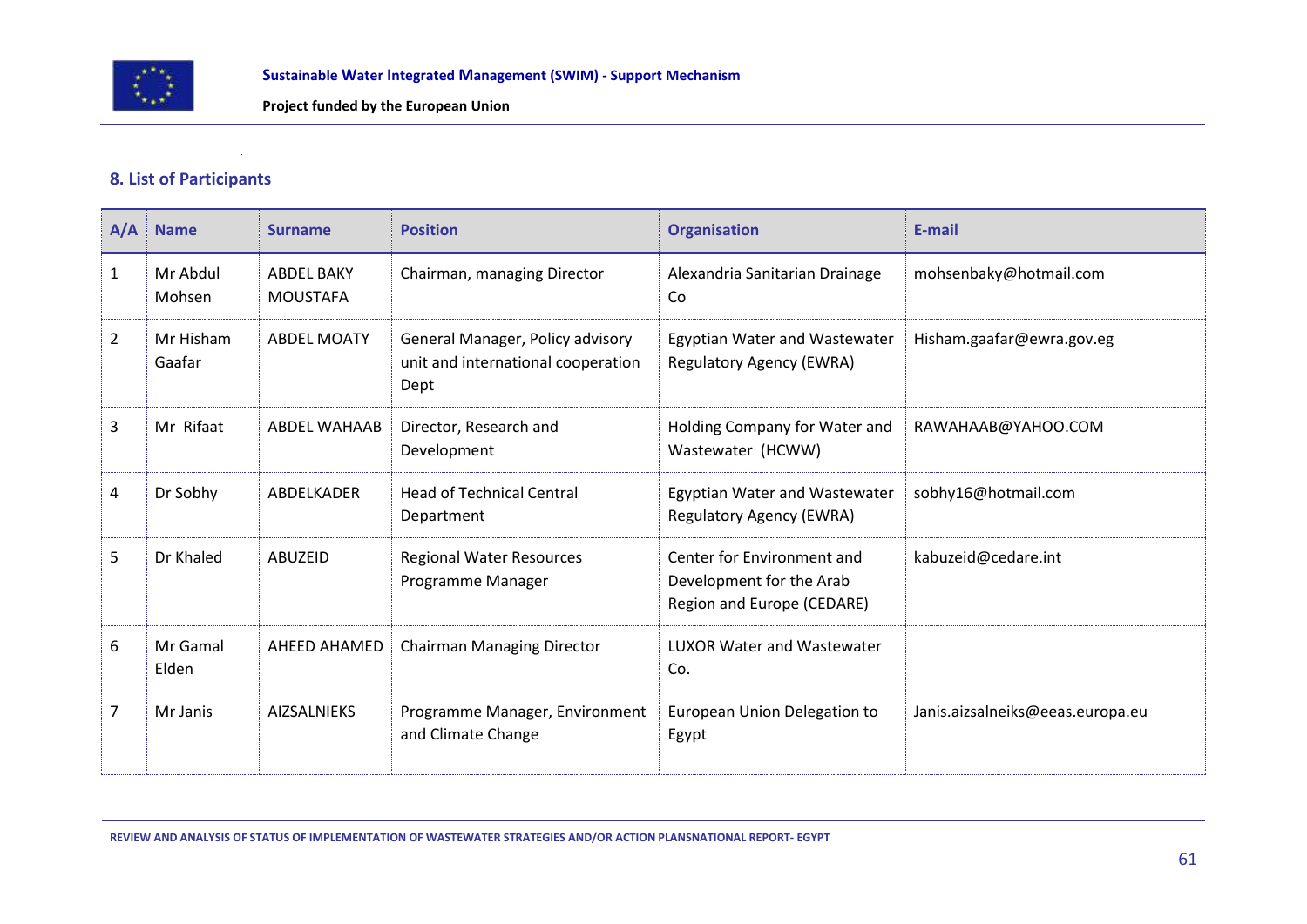## 8. List of Participants

| A/A | Name | Surname | Position | Organisation | E-mail |
|---|---|---|---|---|---|
| 1 | Mr Abdul Mohsen | ABDEL BAKY MOUSTAFA | Chairman, managing Director | Alexandria Sanitarian Drainage Co | mohsenbaky@hotmail.com |
| 2 | Mr Hisham Gaafar | ABDEL MOATY | General Manager, Policy advisory unit and international cooperation Dept | Egyptian Water and Wastewater Regulatory Agency (EWRA) | Hisham.gaafar@ewra.gov.eg |
| 3 | Mr Rifaat | ABDEL WAHAAB | Director, Research and Development | Holding Company for Water and Wastewater (HCWW) | RAWAHAAB@YAHOO.COM |
| 4 | Dr Sobhy | ABDELKADER | Head of Technical Central Department | Egyptian Water and Wastewater Regulatory Agency (EWRA) | sobhy16@hotmail.com |
| 5 | Dr Khaled | ABUZEID | Regional Water Resources Programme Manager | Center for Environment and Development for the Arab Region and Europe (CEDARE) | kabuzeid@cedare.int |
| 6 | Mr Gamal Elden | AHEED AHAMED | Chairman Managing Director | LUXOR Water and Wastewater Co. | |
| 7 | Mr Janis | AIZSALNIEKS | Programme Manager, Environment and Climate Change | European Union Delegation to Egypt | Janis.aizsalneiks@eeas.europa.eu |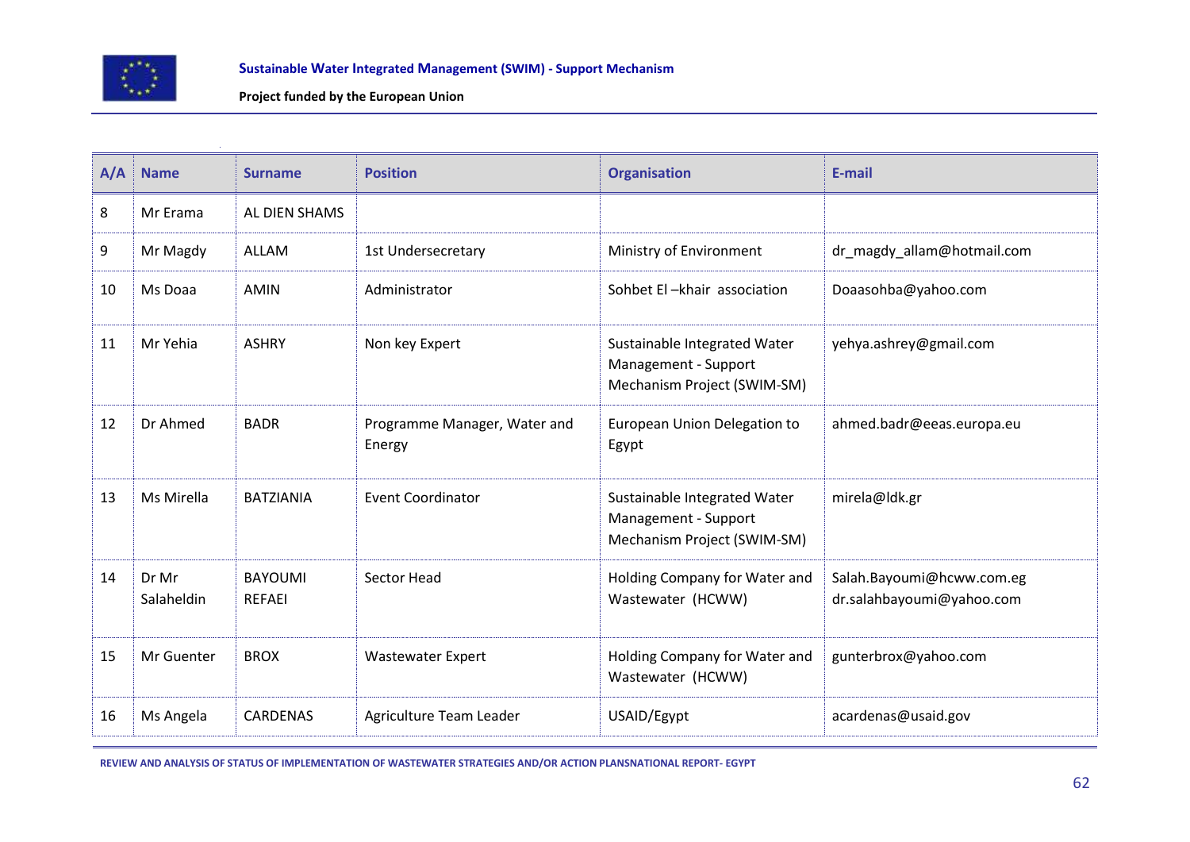| A/A | Name | Surname | Position | Organisation | E-mail |
|---|---|---|---|---|---|
| 8 | Mr Erama | AL DIEN SHAMS | | | |
| 9 | Mr Magdy | ALLAM | 1st Undersecretary | Ministry of Environment | dr_magdy_allam@hotmail.com |
| 10 | Ms Doaa | AMIN | Administrator | Sohbet El –khair association | Doaasohba@yahoo.com |
| 11 | Mr Yehia | ASHRY | Non key Expert | Sustainable Integrated Water Management - Support Mechanism Project (SWIM-SM) | yehya.ashrey@gmail.com |
| 12 | Dr Ahmed | BADR | Programme Manager, Water and Energy | European Union Delegation to Egypt | ahmed.badr@eeas.europa.eu |
| 13 | Ms Mirella | BATZIANIA | Event Coordinator | Sustainable Integrated Water Management - Support Mechanism Project (SWIM-SM) | mirela@ldk.gr |
| 14 | Dr Mr Salaheldin | BAYOUMI REFAEI | Sector Head | Holding Company for Water and Wastewater (HCWW) | Salah.Bayoumi@hcww.com.eg dr.salahbayoumi@yahoo.com |
| 15 | Mr Guenter | BROX | Wastewater Expert | Holding Company for Water and Wastewater (HCWW) | gunterbrox@yahoo.com |
| 16 | Ms Angela | CARDENAS | Agriculture Team Leader | USAID/Egypt | acardenas@usaid.gov |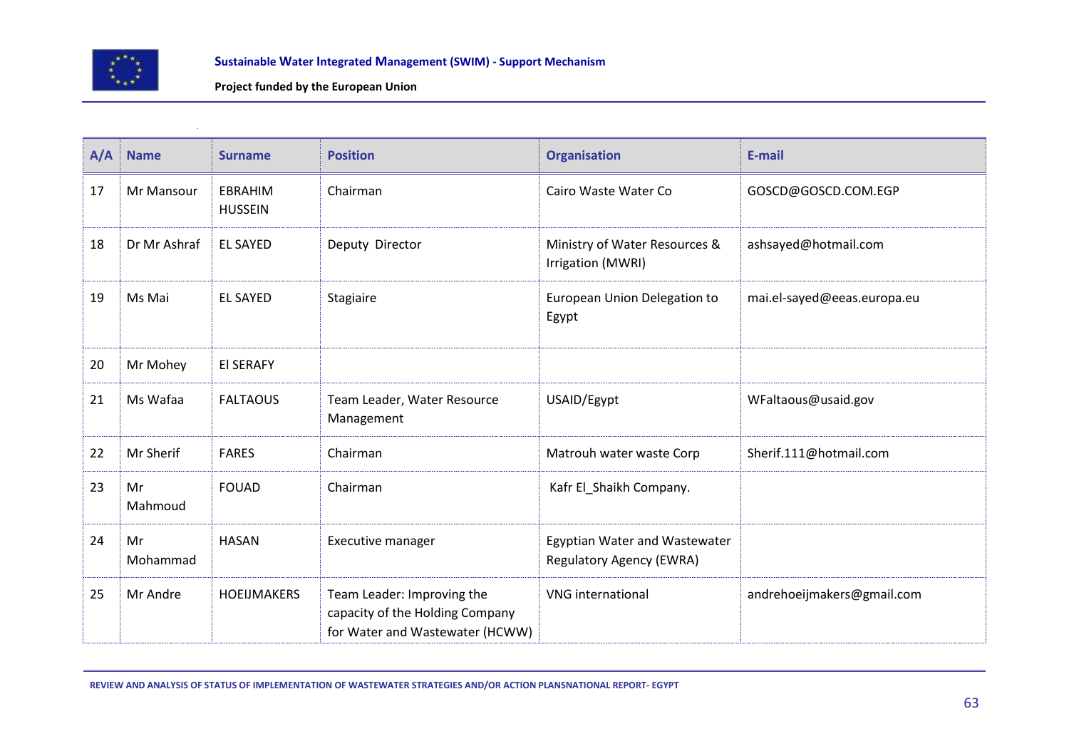| A/A | Name | Surname | Position | Organisation | E-mail |
|---|---|---|---|---|---|
| 17 | Mr Mansour | EBRAHIM HUSSEIN | Chairman | Cairo Waste Water Co | GOSCD@GOSCD.COM.EGP |
| 18 | Dr Mr Ashraf | EL SAYED | Deputy Director | Ministry of Water Resources & Irrigation (MWRI) | ashsayed@hotmail.com |
| 19 | Ms Mai | EL SAYED | Stagiaire | European Union Delegation to Egypt | mai.el-sayed@eeas.europa.eu |
| 20 | Mr Mohey | El SERAFY | | | |
| 21 | Ms Wafaa | FALTAOUS | Team Leader, Water Resource Management | USAID/Egypt | WFaltaous@usaid.gov |
| 22 | Mr Sherif | FARES | Chairman | Matrouh water waste Corp | Sherif.111@hotmail.com |
| 23 | Mr Mahmoud | FOUAD | Chairman | Kafr El_Shaikh Company. | |
| 24 | Mr Mohammad | HASAN | Executive manager | Egyptian Water and Wastewater Regulatory Agency (EWRA) | |
| 25 | Mr Andre | HOEIJMAKERS | Team Leader: Improving the capacity of the Holding Company for Water and Wastewater (HCWW) | VNG international | andrehoeijmakers@gmail.com |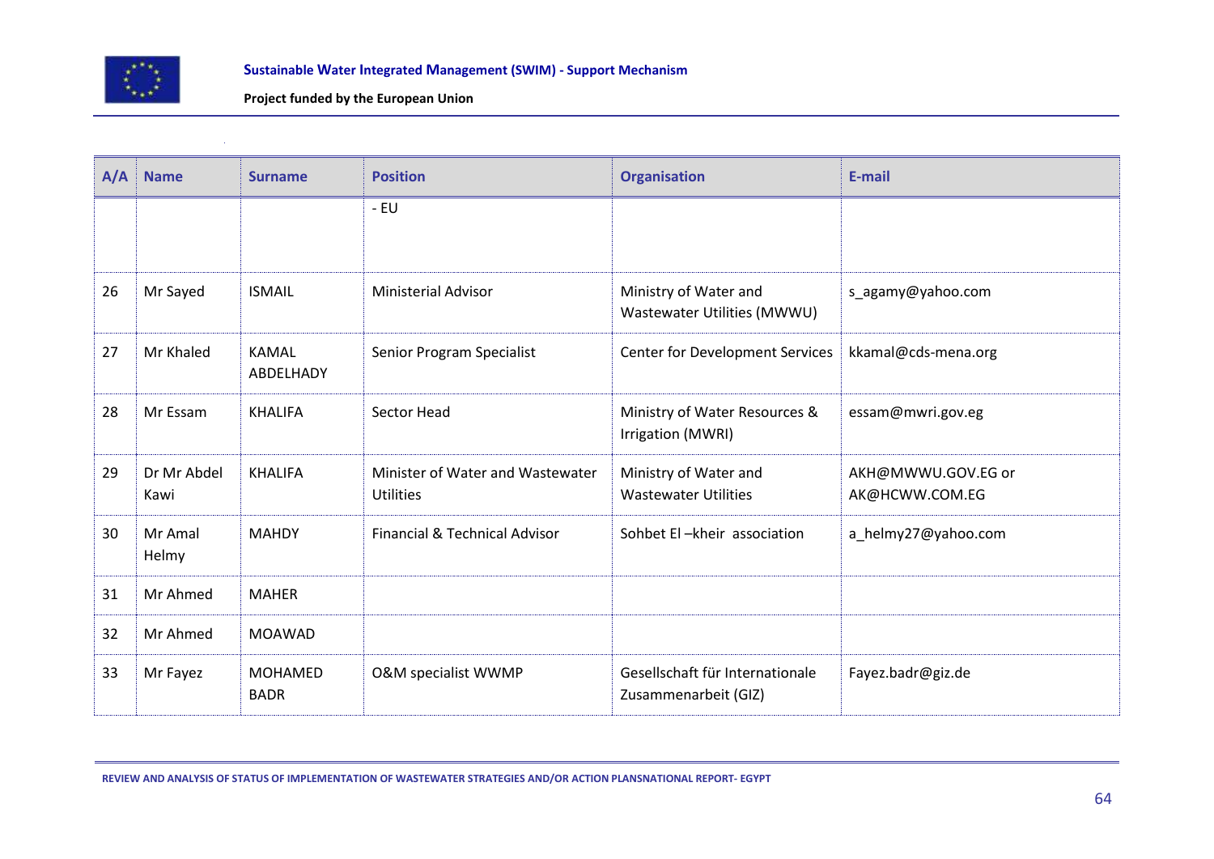| A/A | Name | Surname | Position | Organisation | E-mail |
|---|---|---|---|---|---|
| | | | - EU | | |
| 26 | Mr Sayed | ISMAIL | Ministerial Advisor | Ministry of Water and Wastewater Utilities (MWWU) | s_agamy@yahoo.com |
| 27 | Mr Khaled | KAMAL ABDELHADY | Senior Program Specialist | Center for Development Services | kkamal@cds-mena.org |
| 28 | Mr Essam | KHALIFA | Sector Head | Ministry of Water Resources & Irrigation (MWRI) | essam@mwri.gov.eg |
| 29 | Dr Mr Abdel Kawi | KHALIFA | Minister of Water and Wastewater Utilities | Ministry of Water and Wastewater Utilities | AKH@MWWU.GOV.EG or AK@HCWW.COM.EG |
| 30 | Mr Amal Helmy | MAHDY | Financial & Technical Advisor | Sohbet El –kheir association | a_helmy27@yahoo.com |
| 31 | Mr Ahmed | MAHER | | | |
| 32 | Mr Ahmed | MOAWAD | | | |
| 33 | Mr Fayez | MOHAMED BADR | O&M specialist WWMP | Gesellschaft für Internationale Zusammenarbeit (GIZ) | Fayez.badr@giz.de |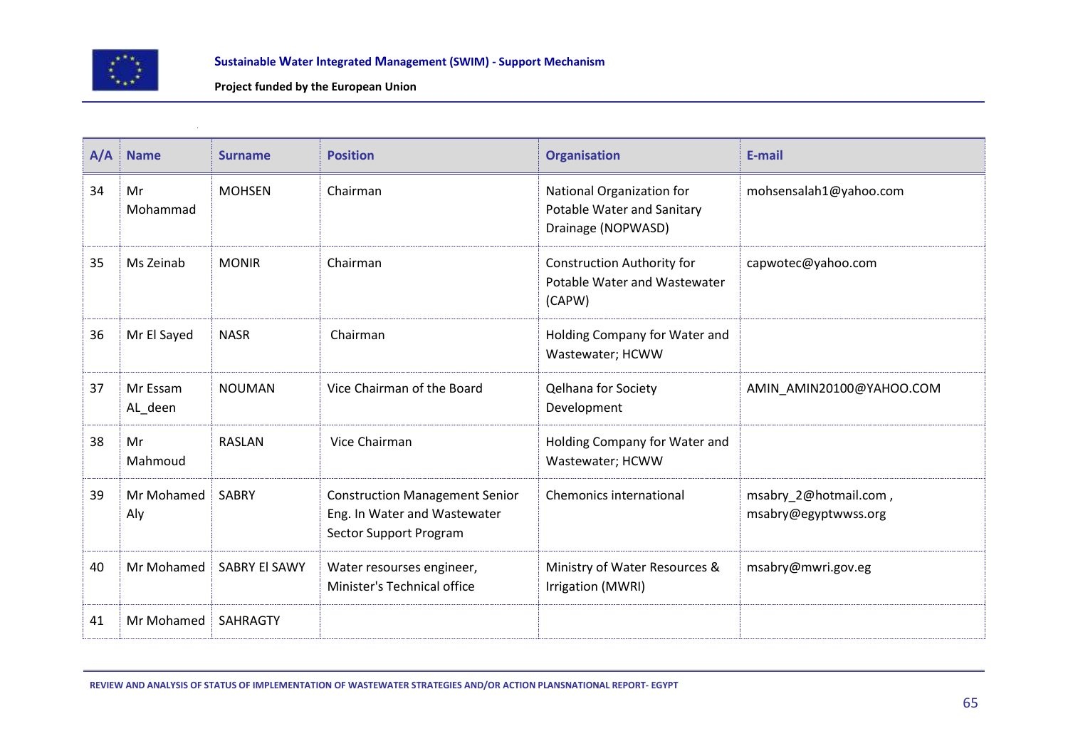| A/A | Name | Surname | Position | Organisation | E-mail |
|---|---|---|---|---|---|
| 34 | Mr Mohammad | MOHSEN | Chairman | National Organization for Potable Water and Sanitary Drainage (NOPWASD) | mohsensalah1@yahoo.com |
| 35 | Ms Zeinab | MONIR | Chairman | Construction Authority for Potable Water and Wastewater (CAPW) | capwotec@yahoo.com |
| 36 | Mr El Sayed | NASR | Chairman | Holding Company for Water and Wastewater; HCWW | |
| 37 | Mr Essam AL_deen | NOUMAN | Vice Chairman of the Board | Qelhana for Society Development | AMIN_AMIN20100@YAHOO.COM |
| 38 | Mr Mahmoud | RASLAN | Vice Chairman | Holding Company for Water and Wastewater; HCWW | |
| 39 | Mr Mohamed Aly | SABRY | Construction Management Senior Eng. In Water and Wastewater Sector Support Program | Chemonics international | msabry_2@hotmail.com , msabry@egyptwwss.org |
| 40 | Mr Mohamed | SABRY El SAWY | Water resourses engineer, Minister's Technical office | Ministry of Water Resources & Irrigation (MWRI) | msabry@mwri.gov.eg |
| 41 | Mr Mohamed | SAHRAGTY | | | |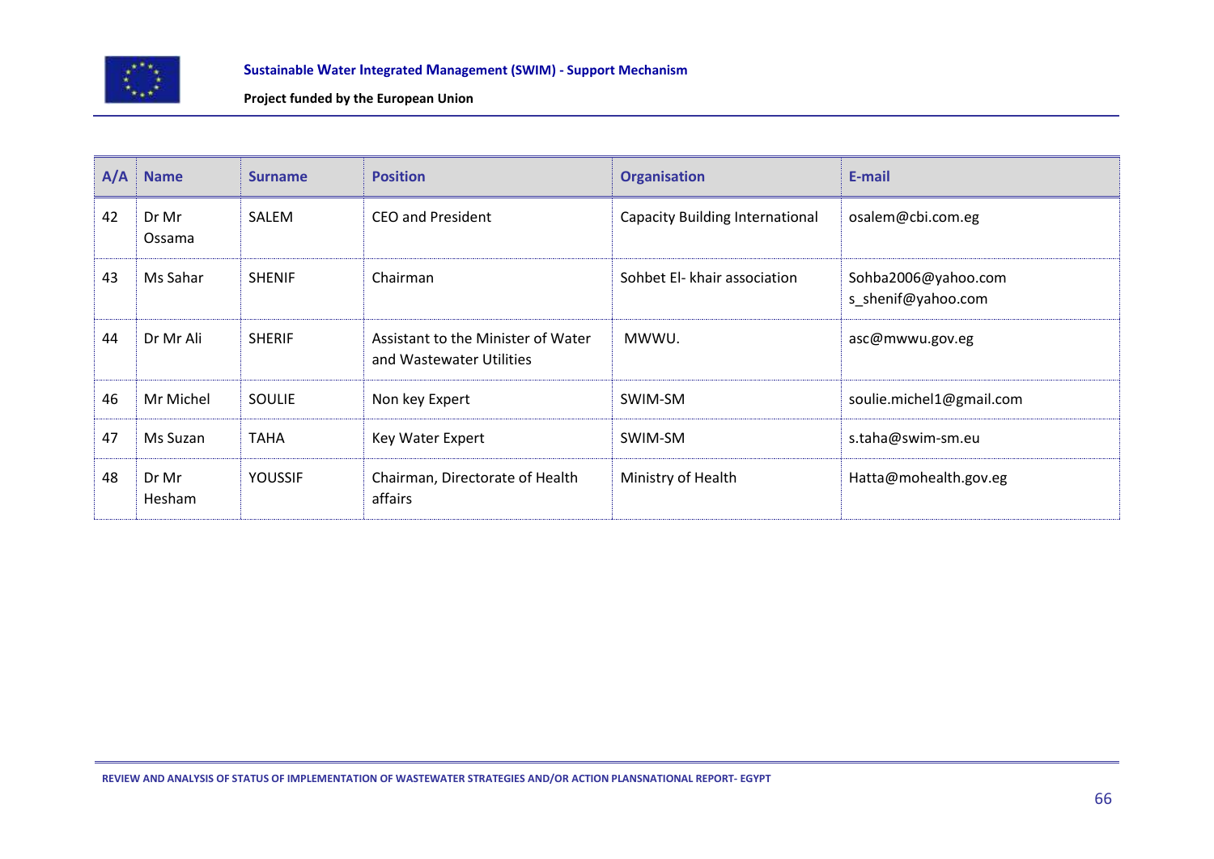| A/A | Name | Surname | Position | Organisation | E-mail |
|---|---|---|---|---|---|
| 42 | Dr Mr Ossama | SALEM | CEO and President | Capacity Building International | osalem@cbi.com.eg |
| 43 | Ms Sahar | SHENIF | Chairman | Sohbet El- khair association | Sohba2006@yahoo.com s_shenif@yahoo.com |
| 44 | Dr Mr Ali | SHERIF | Assistant to the Minister of Water and Wastewater Utilities | MWWU. | asc@mwwu.gov.eg |
| 46 | Mr Michel | SOULIE | Non key Expert | SWIM-SM | soulie.michel1@gmail.com |
| 47 | Ms Suzan | TAHA | Key Water Expert | SWIM-SM | s.taha@swim-sm.eu |
| 48 | Dr Mr Hesham | YOUSSIF | Chairman, Directorate of Health affairs | Ministry of Health | Hatta@mohealth.gov.eg |